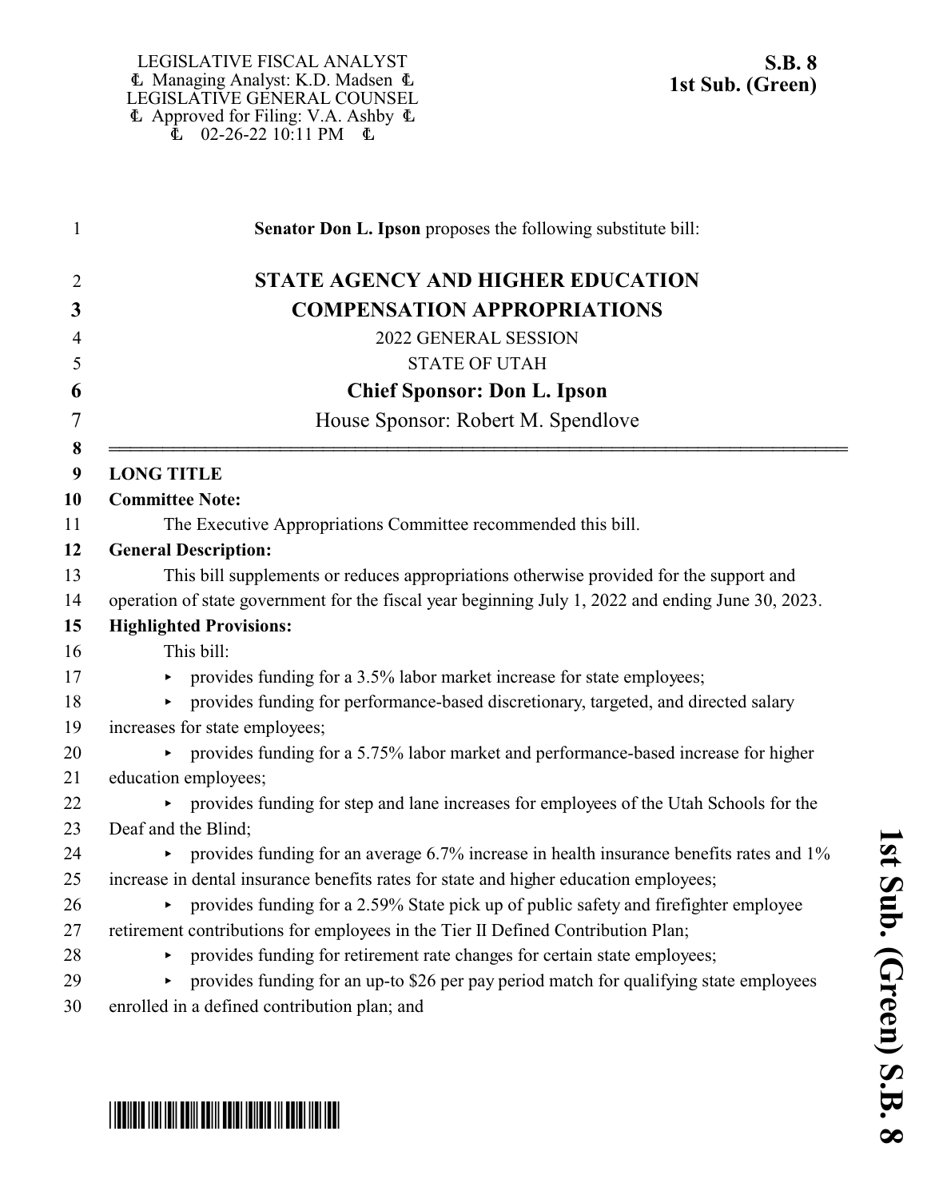LEGISLATIVE FISCAL ANALYST
Managing Analyst: K.D. Madsen
LEGISLATIVE GENERAL COUNSEL
Approved for Filing: V.A. Ashby
02-26-22 10:11 PM

**S.B. 8**
**1st Sub. (Green)**

**Senator Don L. Ipson** proposes the following substitute bill:

# STATE AGENCY AND HIGHER EDUCATION COMPENSATION APPROPRIATIONS

2022 GENERAL SESSION

STATE OF UTAH

**Chief Sponsor: Don L. Ipson**

House Sponsor: Robert M. Spendlove

---

**LONG TITLE**

**Committee Note:**

The Executive Appropriations Committee recommended this bill.

**General Description:**

This bill supplements or reduces appropriations otherwise provided for the support and operation of state government for the fiscal year beginning July 1, 2022 and ending June 30, 2023.

**Highlighted Provisions:**

This bill:

- provides funding for a 3.5% labor market increase for state employees;
- provides funding for performance-based discretionary, targeted, and directed salary increases for state employees;
- provides funding for a 5.75% labor market and performance-based increase for higher education employees;
- provides funding for step and lane increases for employees of the Utah Schools for the Deaf and the Blind;
- provides funding for an average 6.7% increase in health insurance benefits rates and 1% increase in dental insurance benefits rates for state and higher education employees;
- provides funding for a 2.59% State pick up of public safety and firefighter employee retirement contributions for employees in the Tier II Defined Contribution Plan;
- provides funding for retirement rate changes for certain state employees;
- provides funding for an up-to $26 per pay period match for qualifying state employees enrolled in a defined contribution plan; and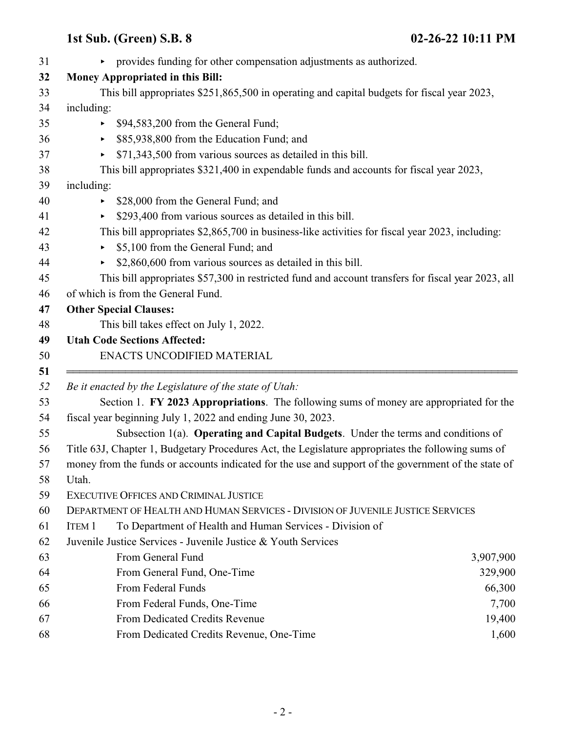- provides funding for other compensation adjustments as authorized.

**Money Appropriated in this Bill:**

This bill appropriates $251,865,500 in operating and capital budgets for fiscal year 2023, including:

- $94,583,200 from the General Fund;
- $85,938,800 from the Education Fund; and
- $71,343,500 from various sources as detailed in this bill.

This bill appropriates $321,400 in expendable funds and accounts for fiscal year 2023, including:

- $28,000 from the General Fund; and
- $293,400 from various sources as detailed in this bill.

This bill appropriates $2,865,700 in business-like activities for fiscal year 2023, including:

- $5,100 from the General Fund; and
- $2,860,600 from various sources as detailed in this bill.

This bill appropriates $57,300 in restricted fund and account transfers for fiscal year 2023, all of which is from the General Fund.

**Other Special Clauses:**

This bill takes effect on July 1, 2022.

**Utah Code Sections Affected:**

ENACTS UNCODIFIED MATERIAL

---

*Be it enacted by the Legislature of the state of Utah:*

Section 1. **FY 2023 Appropriations**. The following sums of money are appropriated for the fiscal year beginning July 1, 2022 and ending June 30, 2023.

Subsection 1(a). **Operating and Capital Budgets**. Under the terms and conditions of Title 63J, Chapter 1, Budgetary Procedures Act, the Legislature appropriates the following sums of money from the funds or accounts indicated for the use and support of the government of the state of Utah.

EXECUTIVE OFFICES AND CRIMINAL JUSTICE

DEPARTMENT OF HEALTH AND HUMAN SERVICES - DIVISION OF JUVENILE JUSTICE SERVICES

ITEM 1 To Department of Health and Human Services - Division of Juvenile Justice Services - Juvenile Justice & Youth Services

| | |
|---|---:|
| From General Fund | 3,907,900 |
| From General Fund, One-Time | 329,900 |
| From Federal Funds | 66,300 |
| From Federal Funds, One-Time | 7,700 |
| From Dedicated Credits Revenue | 19,400 |
| From Dedicated Credits Revenue, One-Time | 1,600 |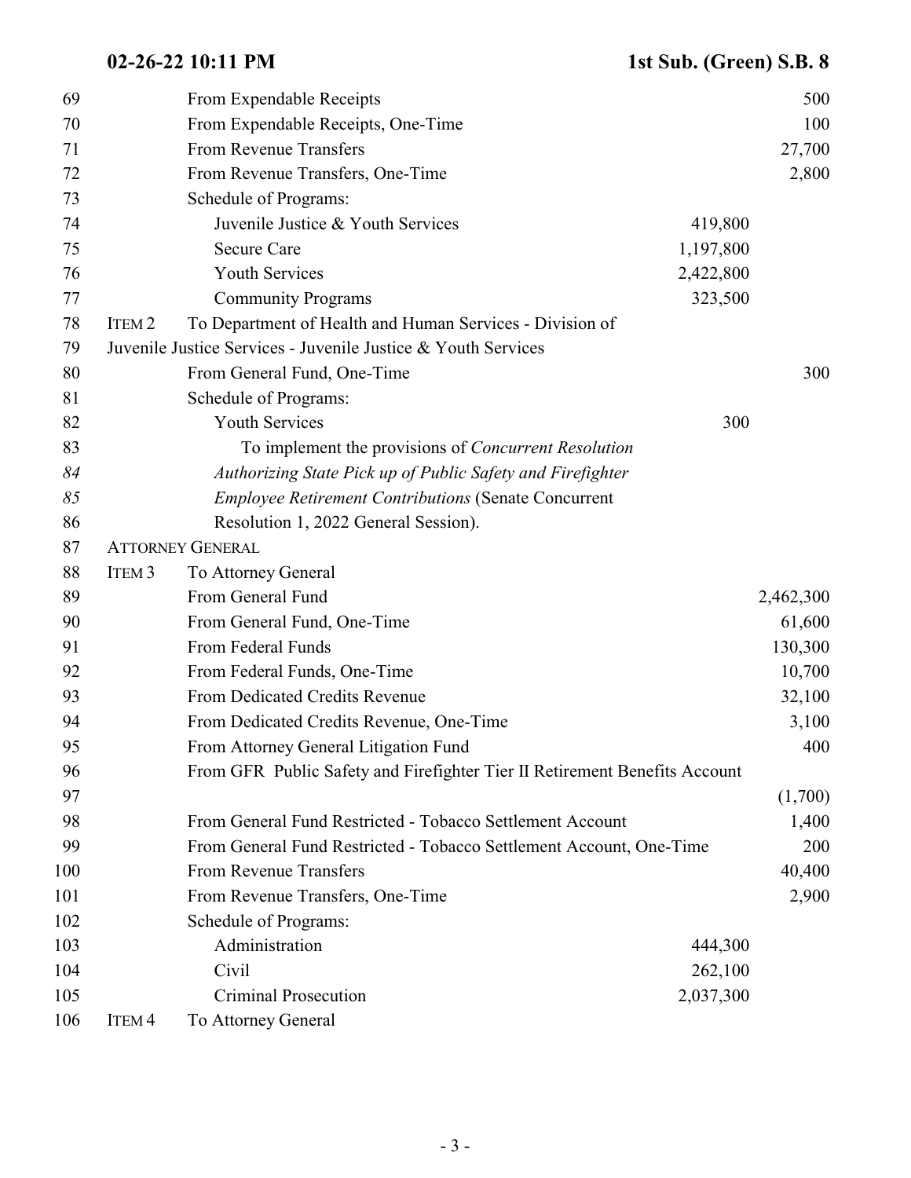69 From Expendable Receipts 500
70 From Expendable Receipts, One-Time 100
71 From Revenue Transfers 27,700
72 From Revenue Transfers, One-Time 2,800
73 Schedule of Programs:
74 Juvenile Justice & Youth Services 419,800
75 Secure Care 1,197,800
76 Youth Services 2,422,800
77 Community Programs 323,500
78 ITEM 2 To Department of Health and Human Services - Division of
79 Juvenile Justice Services - Juvenile Justice & Youth Services
80 From General Fund, One-Time 300
81 Schedule of Programs:
82 Youth Services 300
83 To implement the provisions of *Concurrent Resolution*
84 *Authorizing State Pick up of Public Safety and Firefighter*
85 *Employee Retirement Contributions* (Senate Concurrent
86 Resolution 1, 2022 General Session).
87 ATTORNEY GENERAL
88 ITEM 3 To Attorney General
89 From General Fund 2,462,300
90 From General Fund, One-Time 61,600
91 From Federal Funds 130,300
92 From Federal Funds, One-Time 10,700
93 From Dedicated Credits Revenue 32,100
94 From Dedicated Credits Revenue, One-Time 3,100
95 From Attorney General Litigation Fund 400
96 From GFR Public Safety and Firefighter Tier II Retirement Benefits Account
97 (1,700)
98 From General Fund Restricted - Tobacco Settlement Account 1,400
99 From General Fund Restricted - Tobacco Settlement Account, One-Time 200
100 From Revenue Transfers 40,400
101 From Revenue Transfers, One-Time 2,900
102 Schedule of Programs:
103 Administration 444,300
104 Civil 262,100
105 Criminal Prosecution 2,037,300
106 ITEM 4 To Attorney General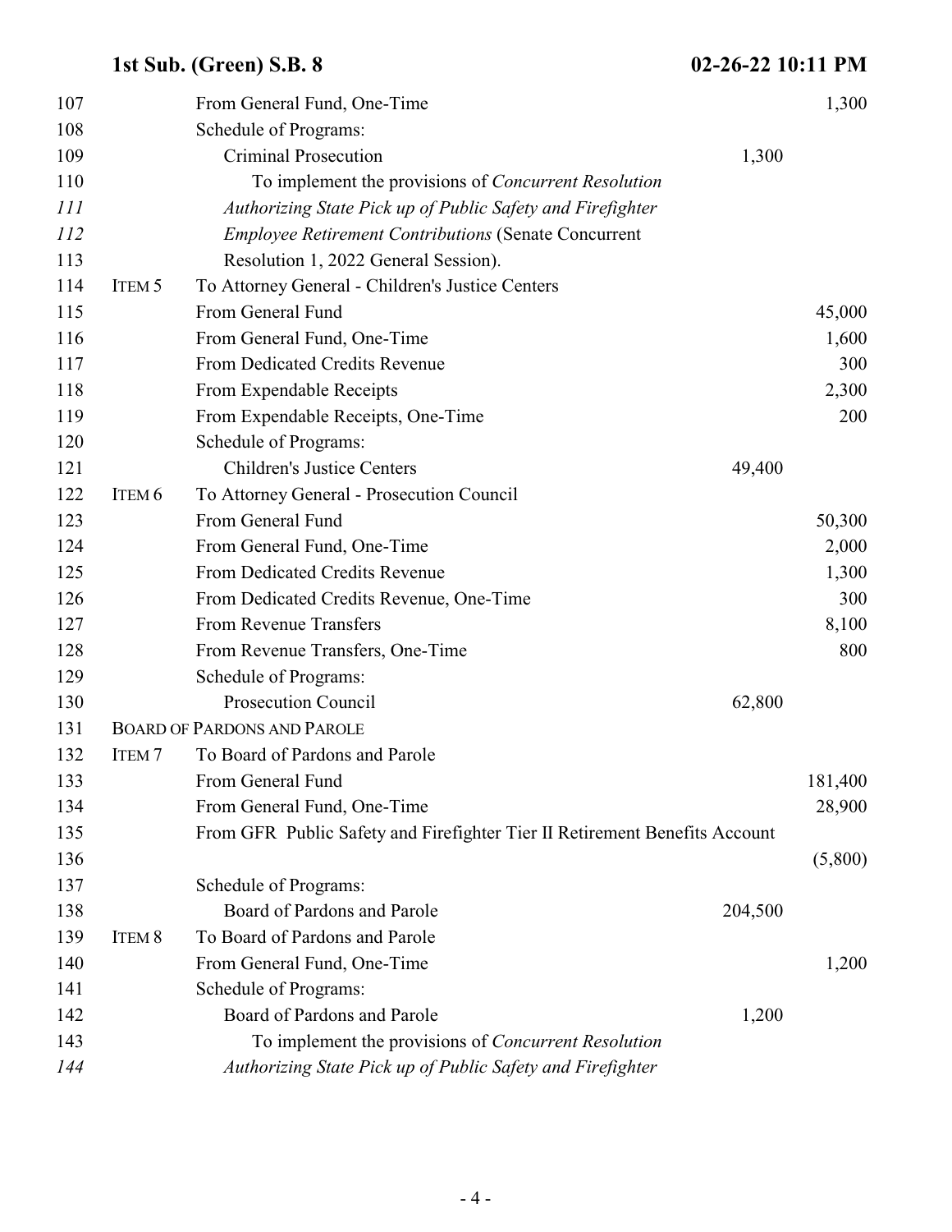| Line | Item | Description | Schedule | Amount |
|---|---|---|---|---|
| 107 | | From General Fund, One-Time | | 1,300 |
| 108 | | Schedule of Programs: | | |
| 109 | | Criminal Prosecution | 1,300 | |
| 110 | | To implement the provisions of *Concurrent Resolution* | | |
| *111* | | *Authorizing State Pick up of Public Safety and Firefighter* | | |
| *112* | | *Employee Retirement Contributions* (Senate Concurrent | | |
| 113 | | Resolution 1, 2022 General Session). | | |
| 114 | ITEM 5 | To Attorney General - Children's Justice Centers | | |
| 115 | | From General Fund | | 45,000 |
| 116 | | From General Fund, One-Time | | 1,600 |
| 117 | | From Dedicated Credits Revenue | | 300 |
| 118 | | From Expendable Receipts | | 2,300 |
| 119 | | From Expendable Receipts, One-Time | | 200 |
| 120 | | Schedule of Programs: | | |
| 121 | | Children's Justice Centers | 49,400 | |
| 122 | ITEM 6 | To Attorney General - Prosecution Council | | |
| 123 | | From General Fund | | 50,300 |
| 124 | | From General Fund, One-Time | | 2,000 |
| 125 | | From Dedicated Credits Revenue | | 1,300 |
| 126 | | From Dedicated Credits Revenue, One-Time | | 300 |
| 127 | | From Revenue Transfers | | 8,100 |
| 128 | | From Revenue Transfers, One-Time | | 800 |
| 129 | | Schedule of Programs: | | |
| 130 | | Prosecution Council | 62,800 | |
| 131 | | BOARD OF PARDONS AND PAROLE | | |
| 132 | ITEM 7 | To Board of Pardons and Parole | | |
| 133 | | From General Fund | | 181,400 |
| 134 | | From General Fund, One-Time | | 28,900 |
| 135 | | From GFR Public Safety and Firefighter Tier II Retirement Benefits Account | | |
| 136 | | | | (5,800) |
| 137 | | Schedule of Programs: | | |
| 138 | | Board of Pardons and Parole | 204,500 | |
| 139 | ITEM 8 | To Board of Pardons and Parole | | |
| 140 | | From General Fund, One-Time | | 1,200 |
| 141 | | Schedule of Programs: | | |
| 142 | | Board of Pardons and Parole | 1,200 | |
| 143 | | To implement the provisions of *Concurrent Resolution* | | |
| *144* | | *Authorizing State Pick up of Public Safety and Firefighter* | | |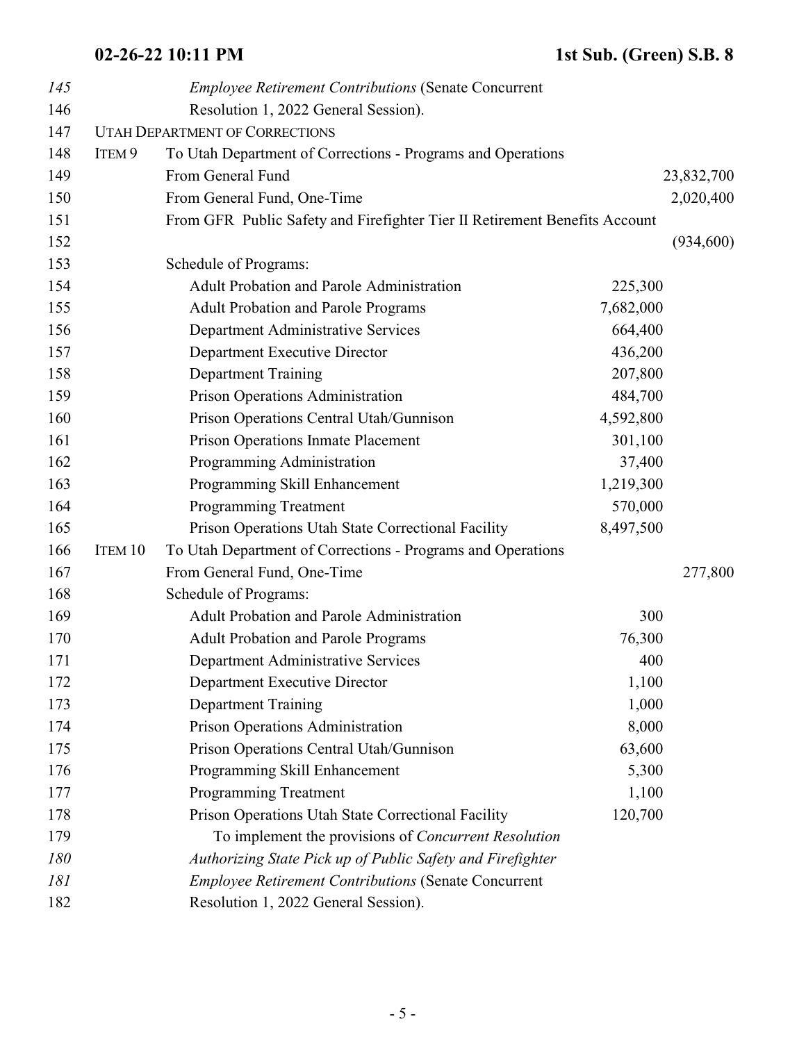145 *Employee Retirement Contributions* (Senate Concurrent
146 Resolution 1, 2022 General Session).

147 UTAH DEPARTMENT OF CORRECTIONS

| Line | Item | Description | Schedule | Amount |
|---|---|---|---|---|
| 148 | ITEM 9 | To Utah Department of Corrections - Programs and Operations | | |
| 149 | | From General Fund | | 23,832,700 |
| 150 | | From General Fund, One-Time | | 2,020,400 |
| 151 | | From GFR Public Safety and Firefighter Tier II Retirement Benefits Account | | |
| 152 | | | | (934,600) |
| 153 | | Schedule of Programs: | | |
| 154 | | Adult Probation and Parole Administration | 225,300 | |
| 155 | | Adult Probation and Parole Programs | 7,682,000 | |
| 156 | | Department Administrative Services | 664,400 | |
| 157 | | Department Executive Director | 436,200 | |
| 158 | | Department Training | 207,800 | |
| 159 | | Prison Operations Administration | 484,700 | |
| 160 | | Prison Operations Central Utah/Gunnison | 4,592,800 | |
| 161 | | Prison Operations Inmate Placement | 301,100 | |
| 162 | | Programming Administration | 37,400 | |
| 163 | | Programming Skill Enhancement | 1,219,300 | |
| 164 | | Programming Treatment | 570,000 | |
| 165 | | Prison Operations Utah State Correctional Facility | 8,497,500 | |
| 166 | ITEM 10 | To Utah Department of Corrections - Programs and Operations | | |
| 167 | | From General Fund, One-Time | | 277,800 |
| 168 | | Schedule of Programs: | | |
| 169 | | Adult Probation and Parole Administration | 300 | |
| 170 | | Adult Probation and Parole Programs | 76,300 | |
| 171 | | Department Administrative Services | 400 | |
| 172 | | Department Executive Director | 1,100 | |
| 173 | | Department Training | 1,000 | |
| 174 | | Prison Operations Administration | 8,000 | |
| 175 | | Prison Operations Central Utah/Gunnison | 63,600 | |
| 176 | | Programming Skill Enhancement | 5,300 | |
| 177 | | Programming Treatment | 1,100 | |
| 178 | | Prison Operations Utah State Correctional Facility | 120,700 | |

179 To implement the provisions of *Concurrent Resolution*
180 *Authorizing State Pick up of Public Safety and Firefighter*
181 *Employee Retirement Contributions* (Senate Concurrent
182 Resolution 1, 2022 General Session).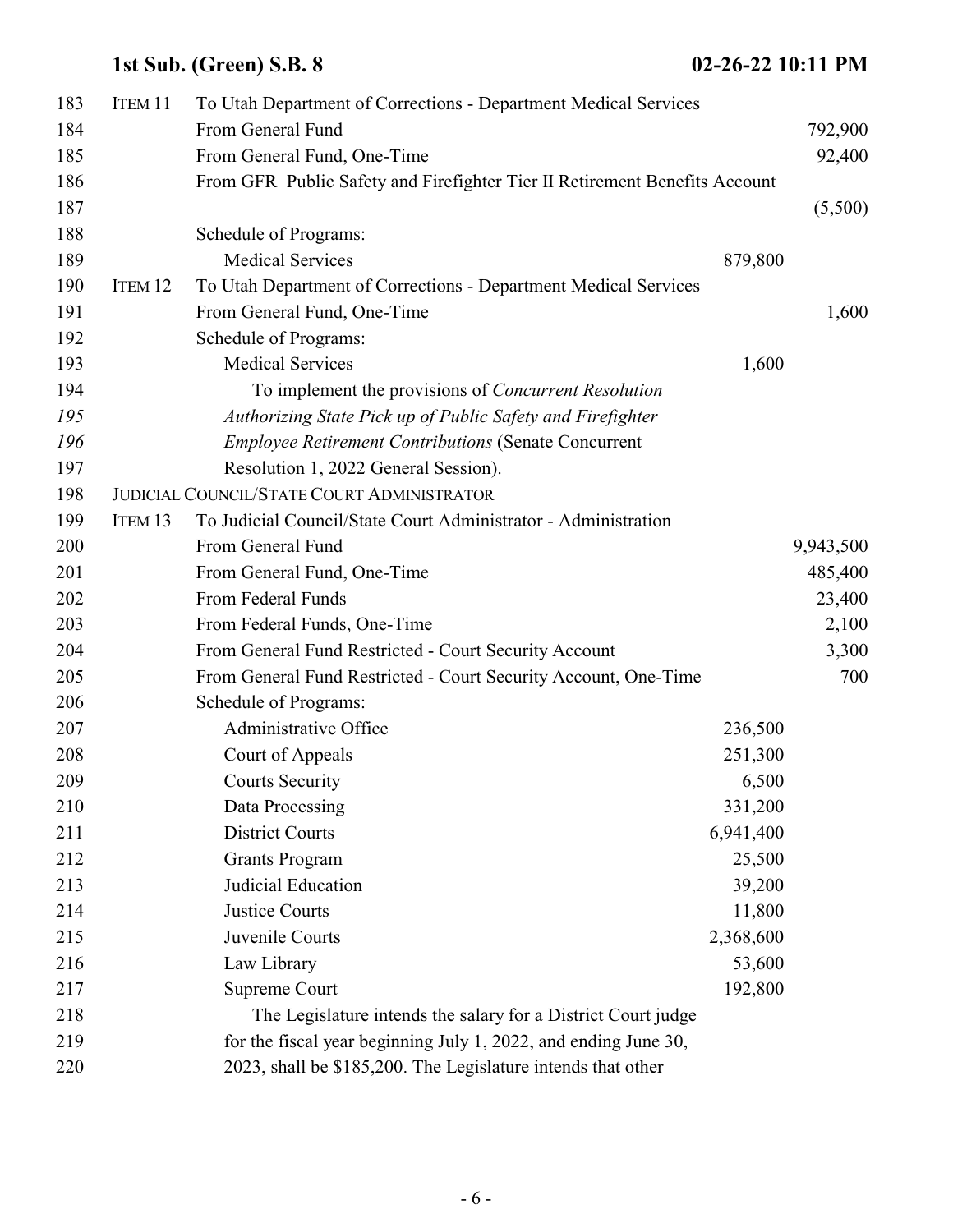183 ITEM 11 To Utah Department of Corrections - Department Medical Services

| Line | Item | Description | Schedule | Amount |
|---|---|---|---|---|
| 184 | | From General Fund | | 792,900 |
| 185 | | From General Fund, One-Time | | 92,400 |
| 186 | | From GFR Public Safety and Firefighter Tier II Retirement Benefits Account | | |
| 187 | | | | (5,500) |
| 188 | | Schedule of Programs: | | |
| 189 | | Medical Services | 879,800 | |
| 190 | ITEM 12 | To Utah Department of Corrections - Department Medical Services | | |
| 191 | | From General Fund, One-Time | | 1,600 |
| 192 | | Schedule of Programs: | | |
| 193 | | Medical Services | 1,600 | |

194 To implement the provisions of *Concurrent Resolution*
195 *Authorizing State Pick up of Public Safety and Firefighter*
196 *Employee Retirement Contributions* (Senate Concurrent
197 Resolution 1, 2022 General Session).

198 JUDICIAL COUNCIL/STATE COURT ADMINISTRATOR

| Line | Item | Description | Schedule | Amount |
|---|---|---|---|---|
| 199 | ITEM 13 | To Judicial Council/State Court Administrator - Administration | | |
| 200 | | From General Fund | | 9,943,500 |
| 201 | | From General Fund, One-Time | | 485,400 |
| 202 | | From Federal Funds | | 23,400 |
| 203 | | From Federal Funds, One-Time | | 2,100 |
| 204 | | From General Fund Restricted - Court Security Account | | 3,300 |
| 205 | | From General Fund Restricted - Court Security Account, One-Time | | 700 |
| 206 | | Schedule of Programs: | | |
| 207 | | Administrative Office | 236,500 | |
| 208 | | Court of Appeals | 251,300 | |
| 209 | | Courts Security | 6,500 | |
| 210 | | Data Processing | 331,200 | |
| 211 | | District Courts | 6,941,400 | |
| 212 | | Grants Program | 25,500 | |
| 213 | | Judicial Education | 39,200 | |
| 214 | | Justice Courts | 11,800 | |
| 215 | | Juvenile Courts | 2,368,600 | |
| 216 | | Law Library | 53,600 | |
| 217 | | Supreme Court | 192,800 | |

218 The Legislature intends the salary for a District Court judge
219 for the fiscal year beginning July 1, 2022, and ending June 30,
220 2023, shall be $185,200. The Legislature intends that other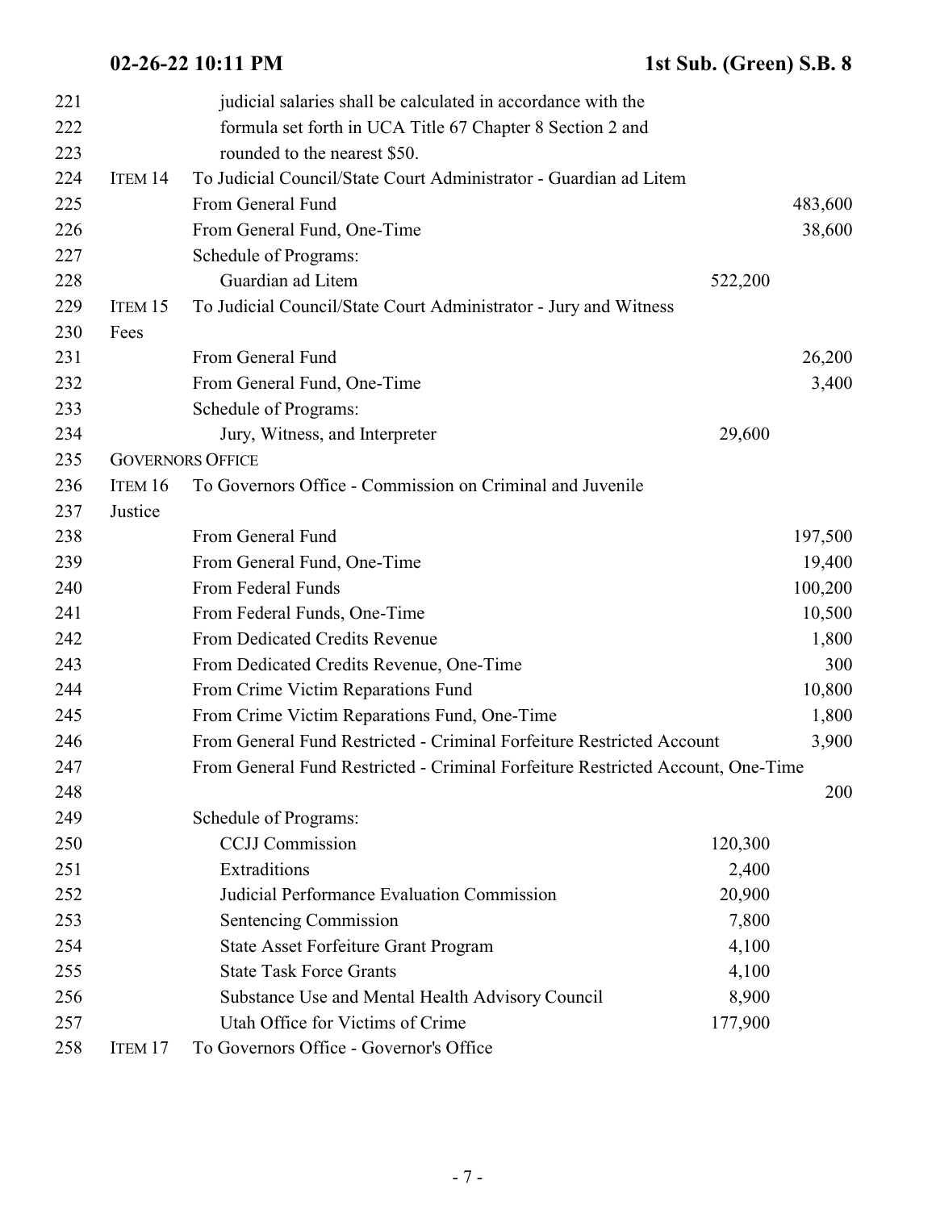judicial salaries shall be calculated in accordance with the formula set forth in UCA Title 67 Chapter 8 Section 2 and rounded to the nearest $50.

ITEM 14 To Judicial Council/State Court Administrator - Guardian ad Litem

| | | |
|---|---|---|
| From General Fund | | 483,600 |
| From General Fund, One-Time | | 38,600 |
| Schedule of Programs: | | |
| Guardian ad Litem | 522,200 | |

ITEM 15 To Judicial Council/State Court Administrator - Jury and Witness Fees

| | | |
|---|---|---|
| From General Fund | | 26,200 |
| From General Fund, One-Time | | 3,400 |
| Schedule of Programs: | | |
| Jury, Witness, and Interpreter | 29,600 | |

GOVERNORS OFFICE

ITEM 16 To Governors Office - Commission on Criminal and Juvenile Justice

| | | |
|---|---|---|
| From General Fund | | 197,500 |
| From General Fund, One-Time | | 19,400 |
| From Federal Funds | | 100,200 |
| From Federal Funds, One-Time | | 10,500 |
| From Dedicated Credits Revenue | | 1,800 |
| From Dedicated Credits Revenue, One-Time | | 300 |
| From Crime Victim Reparations Fund | | 10,800 |
| From Crime Victim Reparations Fund, One-Time | | 1,800 |
| From General Fund Restricted - Criminal Forfeiture Restricted Account | | 3,900 |
| From General Fund Restricted - Criminal Forfeiture Restricted Account, One-Time | | 200 |
| Schedule of Programs: | | |
| CCJJ Commission | 120,300 | |
| Extraditions | 2,400 | |
| Judicial Performance Evaluation Commission | 20,900 | |
| Sentencing Commission | 7,800 | |
| State Asset Forfeiture Grant Program | 4,100 | |
| State Task Force Grants | 4,100 | |
| Substance Use and Mental Health Advisory Council | 8,900 | |
| Utah Office for Victims of Crime | 177,900 | |

ITEM 17 To Governors Office - Governor's Office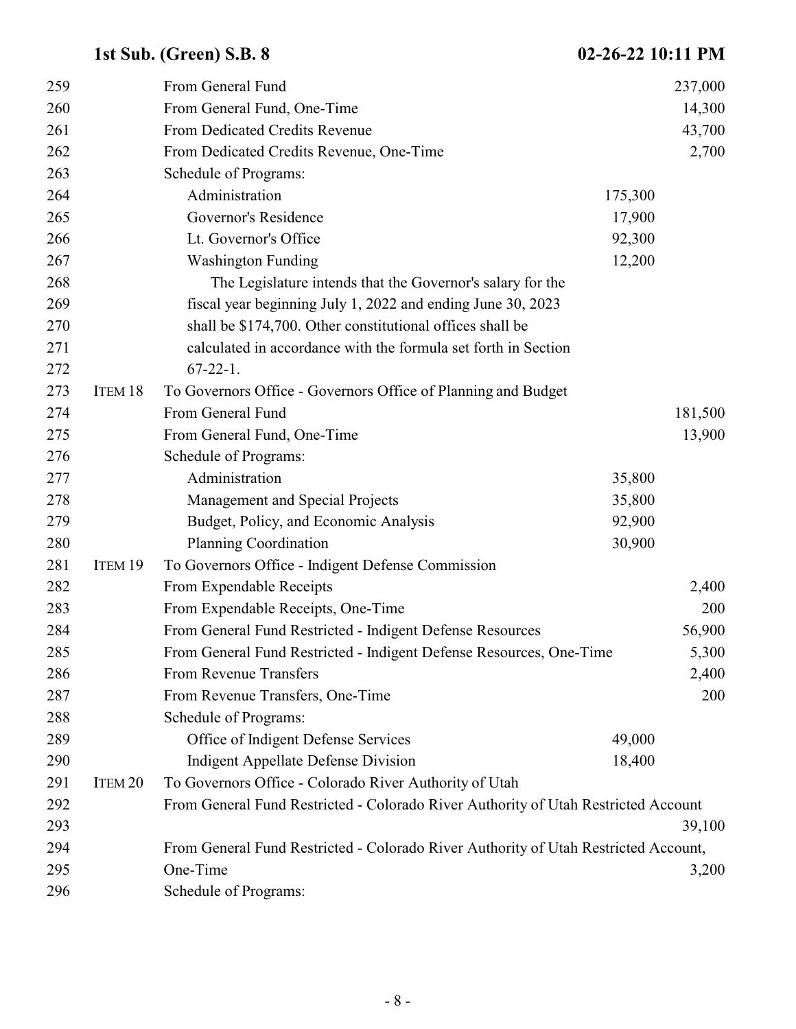| Line | Item | Description | Program Amount | Total |
|---|---|---|---|---|
| 259 | | From General Fund | | 237,000 |
| 260 | | From General Fund, One-Time | | 14,300 |
| 261 | | From Dedicated Credits Revenue | | 43,700 |
| 262 | | From Dedicated Credits Revenue, One-Time | | 2,700 |
| 263 | | Schedule of Programs: | | |
| 264 | | Administration | 175,300 | |
| 265 | | Governor's Residence | 17,900 | |
| 266 | | Lt. Governor's Office | 92,300 | |
| 267 | | Washington Funding | 12,200 | |
| 268 | | The Legislature intends that the Governor's salary for the | | |
| 269 | | fiscal year beginning July 1, 2022 and ending June 30, 2023 | | |
| 270 | | shall be $174,700. Other constitutional offices shall be | | |
| 271 | | calculated in accordance with the formula set forth in Section | | |
| 272 | | 67-22-1. | | |
| 273 | ITEM 18 | To Governors Office - Governors Office of Planning and Budget | | |
| 274 | | From General Fund | | 181,500 |
| 275 | | From General Fund, One-Time | | 13,900 |
| 276 | | Schedule of Programs: | | |
| 277 | | Administration | 35,800 | |
| 278 | | Management and Special Projects | 35,800 | |
| 279 | | Budget, Policy, and Economic Analysis | 92,900 | |
| 280 | | Planning Coordination | 30,900 | |
| 281 | ITEM 19 | To Governors Office - Indigent Defense Commission | | |
| 282 | | From Expendable Receipts | | 2,400 |
| 283 | | From Expendable Receipts, One-Time | | 200 |
| 284 | | From General Fund Restricted - Indigent Defense Resources | | 56,900 |
| 285 | | From General Fund Restricted - Indigent Defense Resources, One-Time | | 5,300 |
| 286 | | From Revenue Transfers | | 2,400 |
| 287 | | From Revenue Transfers, One-Time | | 200 |
| 288 | | Schedule of Programs: | | |
| 289 | | Office of Indigent Defense Services | 49,000 | |
| 290 | | Indigent Appellate Defense Division | 18,400 | |
| 291 | ITEM 20 | To Governors Office - Colorado River Authority of Utah | | |
| 292 | | From General Fund Restricted - Colorado River Authority of Utah Restricted Account | | |
| 293 | | | | 39,100 |
| 294 | | From General Fund Restricted - Colorado River Authority of Utah Restricted Account, | | |
| 295 | | One-Time | | 3,200 |
| 296 | | Schedule of Programs: | | |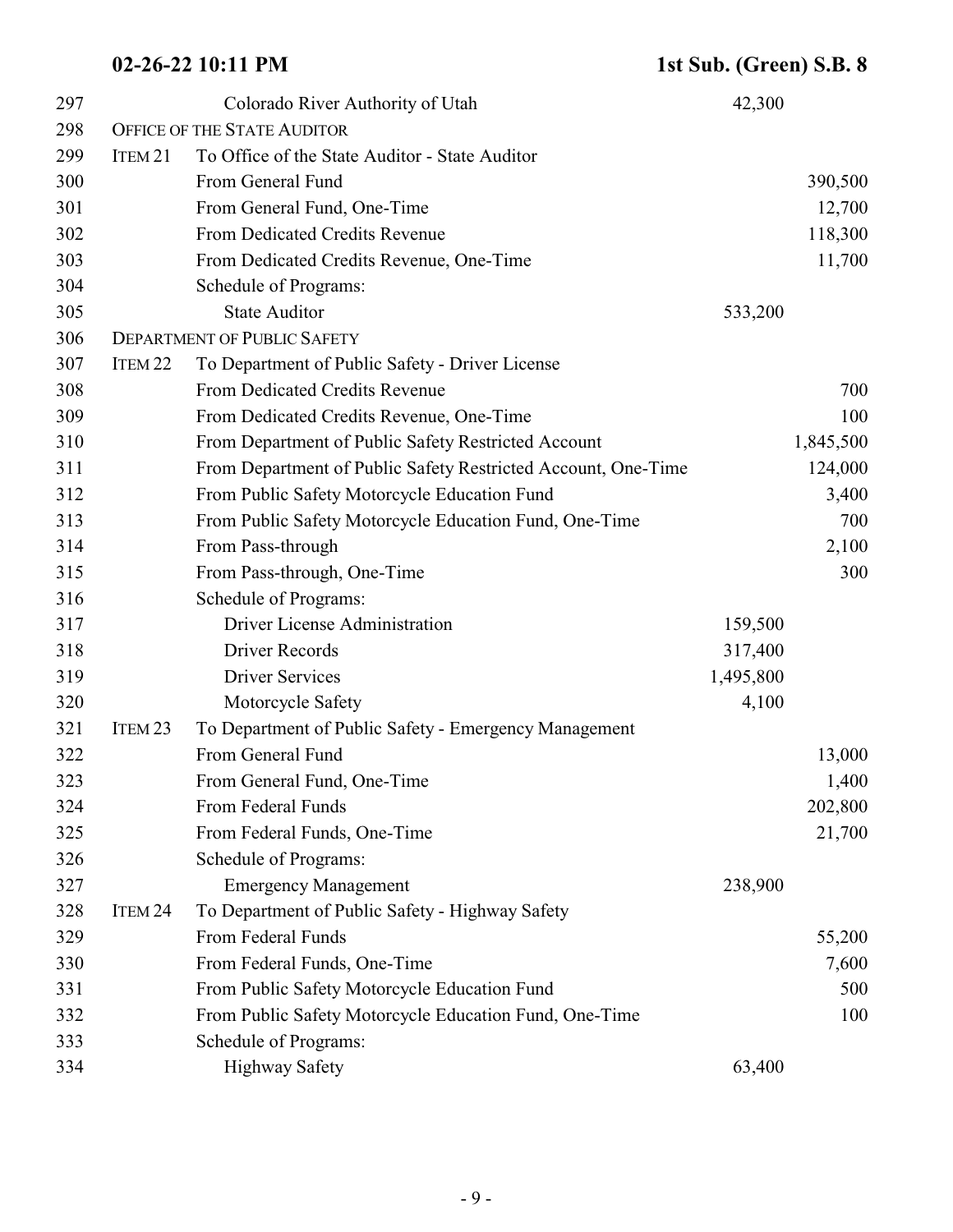| Line | Item | Description | Program Amount | Fund Amount |
|---|---|---|---|---|
| 297 | | Colorado River Authority of Utah | 42,300 | |
| 298 | | OFFICE OF THE STATE AUDITOR | | |
| 299 | ITEM 21 | To Office of the State Auditor - State Auditor | | |
| 300 | | From General Fund | | 390,500 |
| 301 | | From General Fund, One-Time | | 12,700 |
| 302 | | From Dedicated Credits Revenue | | 118,300 |
| 303 | | From Dedicated Credits Revenue, One-Time | | 11,700 |
| 304 | | Schedule of Programs: | | |
| 305 | | State Auditor | 533,200 | |
| 306 | | DEPARTMENT OF PUBLIC SAFETY | | |
| 307 | ITEM 22 | To Department of Public Safety - Driver License | | |
| 308 | | From Dedicated Credits Revenue | | 700 |
| 309 | | From Dedicated Credits Revenue, One-Time | | 100 |
| 310 | | From Department of Public Safety Restricted Account | | 1,845,500 |
| 311 | | From Department of Public Safety Restricted Account, One-Time | | 124,000 |
| 312 | | From Public Safety Motorcycle Education Fund | | 3,400 |
| 313 | | From Public Safety Motorcycle Education Fund, One-Time | | 700 |
| 314 | | From Pass-through | | 2,100 |
| 315 | | From Pass-through, One-Time | | 300 |
| 316 | | Schedule of Programs: | | |
| 317 | | Driver License Administration | 159,500 | |
| 318 | | Driver Records | 317,400 | |
| 319 | | Driver Services | 1,495,800 | |
| 320 | | Motorcycle Safety | 4,100 | |
| 321 | ITEM 23 | To Department of Public Safety - Emergency Management | | |
| 322 | | From General Fund | | 13,000 |
| 323 | | From General Fund, One-Time | | 1,400 |
| 324 | | From Federal Funds | | 202,800 |
| 325 | | From Federal Funds, One-Time | | 21,700 |
| 326 | | Schedule of Programs: | | |
| 327 | | Emergency Management | 238,900 | |
| 328 | ITEM 24 | To Department of Public Safety - Highway Safety | | |
| 329 | | From Federal Funds | | 55,200 |
| 330 | | From Federal Funds, One-Time | | 7,600 |
| 331 | | From Public Safety Motorcycle Education Fund | | 500 |
| 332 | | From Public Safety Motorcycle Education Fund, One-Time | | 100 |
| 333 | | Schedule of Programs: | | |
| 334 | | Highway Safety | 63,400 | |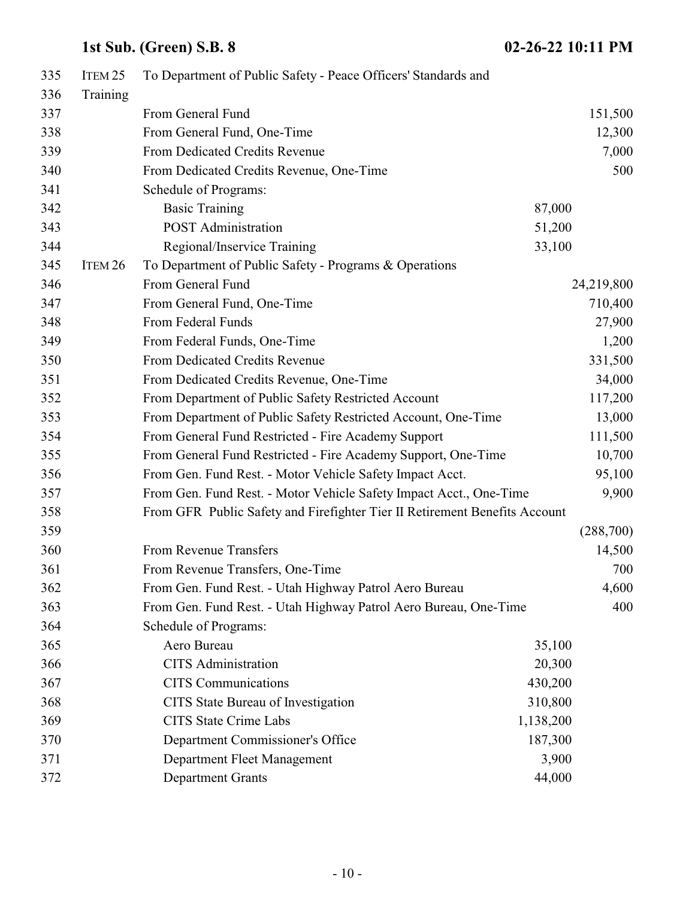| Line | Item | Description | Program Amount | Total |
| --- | --- | --- | --- | --- |
| 335 | ITEM 25 | To Department of Public Safety - Peace Officers' Standards and | | |
| 336 | | Training | | |
| 337 | | From General Fund | | 151,500 |
| 338 | | From General Fund, One-Time | | 12,300 |
| 339 | | From Dedicated Credits Revenue | | 7,000 |
| 340 | | From Dedicated Credits Revenue, One-Time | | 500 |
| 341 | | Schedule of Programs: | | |
| 342 | | Basic Training | 87,000 | |
| 343 | | POST Administration | 51,200 | |
| 344 | | Regional/Inservice Training | 33,100 | |
| 345 | ITEM 26 | To Department of Public Safety - Programs & Operations | | |
| 346 | | From General Fund | | 24,219,800 |
| 347 | | From General Fund, One-Time | | 710,400 |
| 348 | | From Federal Funds | | 27,900 |
| 349 | | From Federal Funds, One-Time | | 1,200 |
| 350 | | From Dedicated Credits Revenue | | 331,500 |
| 351 | | From Dedicated Credits Revenue, One-Time | | 34,000 |
| 352 | | From Department of Public Safety Restricted Account | | 117,200 |
| 353 | | From Department of Public Safety Restricted Account, One-Time | | 13,000 |
| 354 | | From General Fund Restricted - Fire Academy Support | | 111,500 |
| 355 | | From General Fund Restricted - Fire Academy Support, One-Time | | 10,700 |
| 356 | | From Gen. Fund Rest. - Motor Vehicle Safety Impact Acct. | | 95,100 |
| 357 | | From Gen. Fund Rest. - Motor Vehicle Safety Impact Acct., One-Time | | 9,900 |
| 358 | | From GFR Public Safety and Firefighter Tier II Retirement Benefits Account | | |
| 359 | | | | (288,700) |
| 360 | | From Revenue Transfers | | 14,500 |
| 361 | | From Revenue Transfers, One-Time | | 700 |
| 362 | | From Gen. Fund Rest. - Utah Highway Patrol Aero Bureau | | 4,600 |
| 363 | | From Gen. Fund Rest. - Utah Highway Patrol Aero Bureau, One-Time | | 400 |
| 364 | | Schedule of Programs: | | |
| 365 | | Aero Bureau | 35,100 | |
| 366 | | CITS Administration | 20,300 | |
| 367 | | CITS Communications | 430,200 | |
| 368 | | CITS State Bureau of Investigation | 310,800 | |
| 369 | | CITS State Crime Labs | 1,138,200 | |
| 370 | | Department Commissioner's Office | 187,300 | |
| 371 | | Department Fleet Management | 3,900 | |
| 372 | | Department Grants | 44,000 | |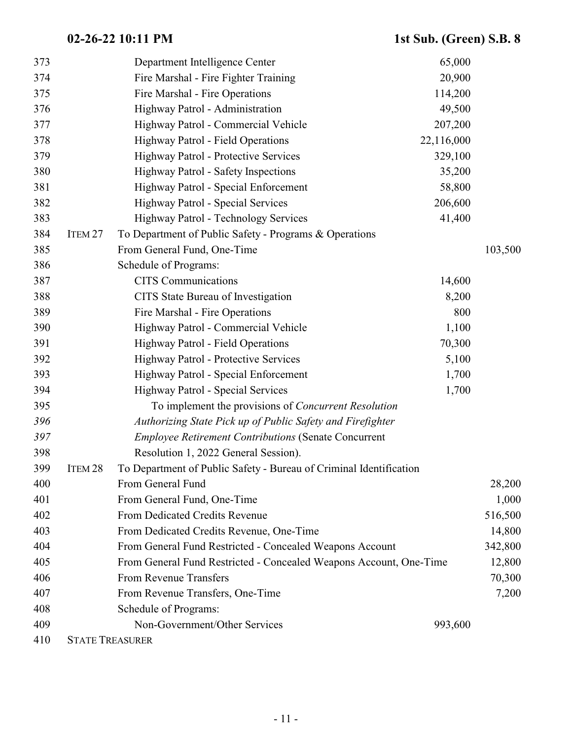| Line | Item | Description | Program Amount | Fund Amount |
|---|---|---|---|---|
| 373 | | Department Intelligence Center | 65,000 | |
| 374 | | Fire Marshal - Fire Fighter Training | 20,900 | |
| 375 | | Fire Marshal - Fire Operations | 114,200 | |
| 376 | | Highway Patrol - Administration | 49,500 | |
| 377 | | Highway Patrol - Commercial Vehicle | 207,200 | |
| 378 | | Highway Patrol - Field Operations | 22,116,000 | |
| 379 | | Highway Patrol - Protective Services | 329,100 | |
| 380 | | Highway Patrol - Safety Inspections | 35,200 | |
| 381 | | Highway Patrol - Special Enforcement | 58,800 | |
| 382 | | Highway Patrol - Special Services | 206,600 | |
| 383 | | Highway Patrol - Technology Services | 41,400 | |
| 384 | ITEM 27 | To Department of Public Safety - Programs & Operations | | |
| 385 | | From General Fund, One-Time | | 103,500 |
| 386 | | Schedule of Programs: | | |
| 387 | | CITS Communications | 14,600 | |
| 388 | | CITS State Bureau of Investigation | 8,200 | |
| 389 | | Fire Marshal - Fire Operations | 800 | |
| 390 | | Highway Patrol - Commercial Vehicle | 1,100 | |
| 391 | | Highway Patrol - Field Operations | 70,300 | |
| 392 | | Highway Patrol - Protective Services | 5,100 | |
| 393 | | Highway Patrol - Special Enforcement | 1,700 | |
| 394 | | Highway Patrol - Special Services | 1,700 | |
| 395 | | To implement the provisions of *Concurrent Resolution* | | |
| 396 | | *Authorizing State Pick up of Public Safety and Firefighter* | | |
| 397 | | *Employee Retirement Contributions* (Senate Concurrent | | |
| 398 | | Resolution 1, 2022 General Session). | | |
| 399 | ITEM 28 | To Department of Public Safety - Bureau of Criminal Identification | | |
| 400 | | From General Fund | | 28,200 |
| 401 | | From General Fund, One-Time | | 1,000 |
| 402 | | From Dedicated Credits Revenue | | 516,500 |
| 403 | | From Dedicated Credits Revenue, One-Time | | 14,800 |
| 404 | | From General Fund Restricted - Concealed Weapons Account | | 342,800 |
| 405 | | From General Fund Restricted - Concealed Weapons Account, One-Time | | 12,800 |
| 406 | | From Revenue Transfers | | 70,300 |
| 407 | | From Revenue Transfers, One-Time | | 7,200 |
| 408 | | Schedule of Programs: | | |
| 409 | | Non-Government/Other Services | 993,600 | |
| 410 | STATE TREASURER | | | |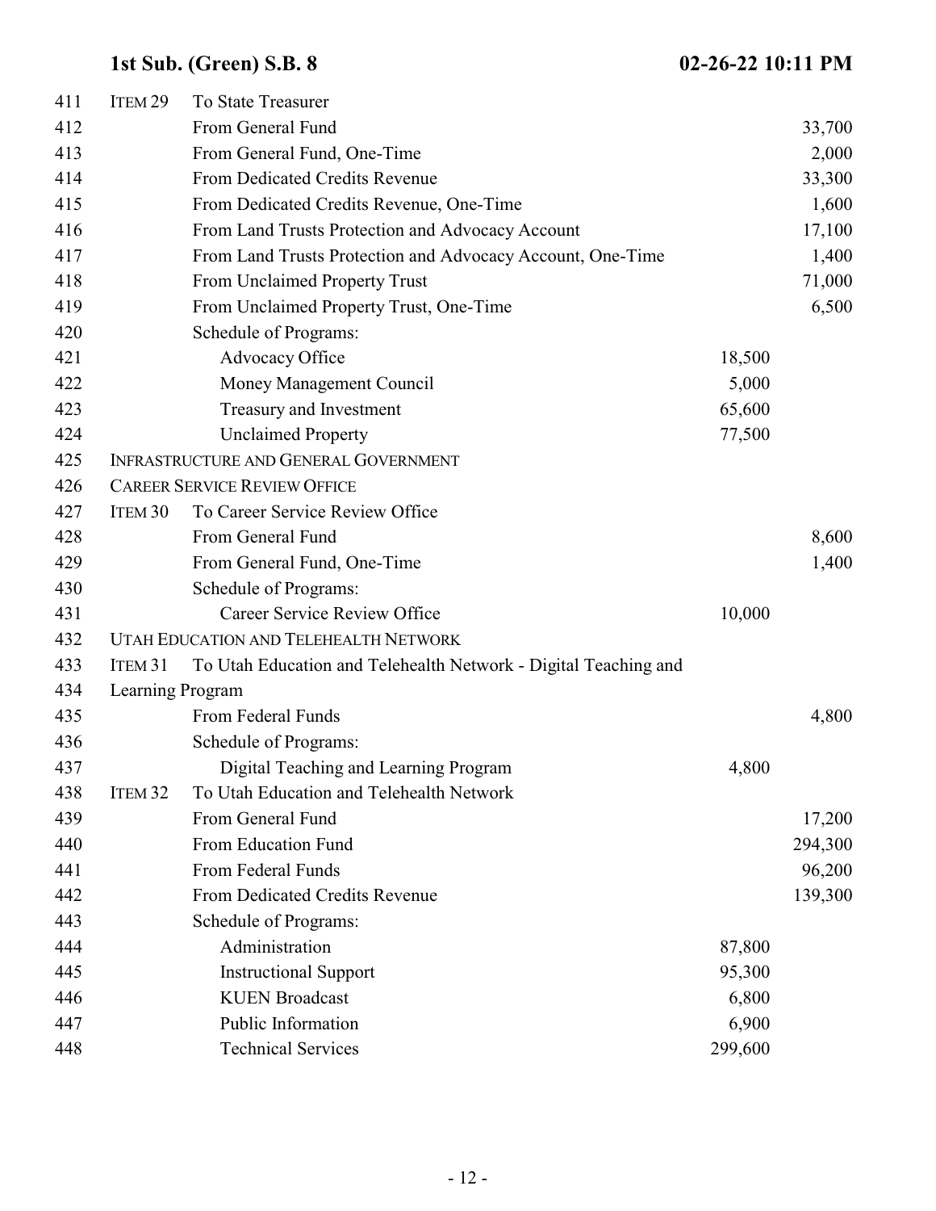| Line | | | | |
|---|---|---|---|---|
| 411 | ITEM 29 | To State Treasurer | | |
| 412 | | From General Fund | | 33,700 |
| 413 | | From General Fund, One-Time | | 2,000 |
| 414 | | From Dedicated Credits Revenue | | 33,300 |
| 415 | | From Dedicated Credits Revenue, One-Time | | 1,600 |
| 416 | | From Land Trusts Protection and Advocacy Account | | 17,100 |
| 417 | | From Land Trusts Protection and Advocacy Account, One-Time | | 1,400 |
| 418 | | From Unclaimed Property Trust | | 71,000 |
| 419 | | From Unclaimed Property Trust, One-Time | | 6,500 |
| 420 | | Schedule of Programs: | | |
| 421 | | Advocacy Office | 18,500 | |
| 422 | | Money Management Council | 5,000 | |
| 423 | | Treasury and Investment | 65,600 | |
| 424 | | Unclaimed Property | 77,500 | |
| 425 | INFRASTRUCTURE AND GENERAL GOVERNMENT | | | |
| 426 | CAREER SERVICE REVIEW OFFICE | | | |
| 427 | ITEM 30 | To Career Service Review Office | | |
| 428 | | From General Fund | | 8,600 |
| 429 | | From General Fund, One-Time | | 1,400 |
| 430 | | Schedule of Programs: | | |
| 431 | | Career Service Review Office | 10,000 | |
| 432 | UTAH EDUCATION AND TELEHEALTH NETWORK | | | |
| 433 | ITEM 31 | To Utah Education and Telehealth Network - Digital Teaching and | | |
| 434 | Learning Program | | | |
| 435 | | From Federal Funds | | 4,800 |
| 436 | | Schedule of Programs: | | |
| 437 | | Digital Teaching and Learning Program | 4,800 | |
| 438 | ITEM 32 | To Utah Education and Telehealth Network | | |
| 439 | | From General Fund | | 17,200 |
| 440 | | From Education Fund | | 294,300 |
| 441 | | From Federal Funds | | 96,200 |
| 442 | | From Dedicated Credits Revenue | | 139,300 |
| 443 | | Schedule of Programs: | | |
| 444 | | Administration | 87,800 | |
| 445 | | Instructional Support | 95,300 | |
| 446 | | KUEN Broadcast | 6,800 | |
| 447 | | Public Information | 6,900 | |
| 448 | | Technical Services | 299,600 | |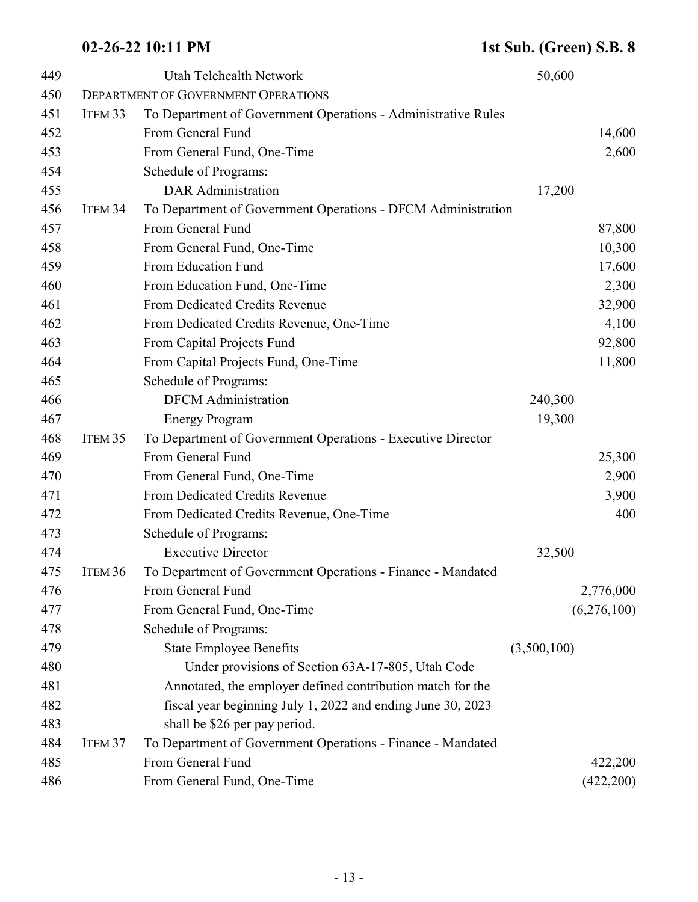| Line | Item | Description | Program Amount | Fund Amount |
|---|---|---|---|---|
| 449 | | Utah Telehealth Network | 50,600 | |
| 450 | | DEPARTMENT OF GOVERNMENT OPERATIONS | | |
| 451 | ITEM 33 | To Department of Government Operations - Administrative Rules | | |
| 452 | | From General Fund | | 14,600 |
| 453 | | From General Fund, One-Time | | 2,600 |
| 454 | | Schedule of Programs: | | |
| 455 | | DAR Administration | 17,200 | |
| 456 | ITEM 34 | To Department of Government Operations - DFCM Administration | | |
| 457 | | From General Fund | | 87,800 |
| 458 | | From General Fund, One-Time | | 10,300 |
| 459 | | From Education Fund | | 17,600 |
| 460 | | From Education Fund, One-Time | | 2,300 |
| 461 | | From Dedicated Credits Revenue | | 32,900 |
| 462 | | From Dedicated Credits Revenue, One-Time | | 4,100 |
| 463 | | From Capital Projects Fund | | 92,800 |
| 464 | | From Capital Projects Fund, One-Time | | 11,800 |
| 465 | | Schedule of Programs: | | |
| 466 | | DFCM Administration | 240,300 | |
| 467 | | Energy Program | 19,300 | |
| 468 | ITEM 35 | To Department of Government Operations - Executive Director | | |
| 469 | | From General Fund | | 25,300 |
| 470 | | From General Fund, One-Time | | 2,900 |
| 471 | | From Dedicated Credits Revenue | | 3,900 |
| 472 | | From Dedicated Credits Revenue, One-Time | | 400 |
| 473 | | Schedule of Programs: | | |
| 474 | | Executive Director | 32,500 | |
| 475 | ITEM 36 | To Department of Government Operations - Finance - Mandated | | |
| 476 | | From General Fund | | 2,776,000 |
| 477 | | From General Fund, One-Time | | (6,276,100) |
| 478 | | Schedule of Programs: | | |
| 479 | | State Employee Benefits | (3,500,100) | |
| 480 | | Under provisions of Section 63A-17-805, Utah Code | | |
| 481 | | Annotated, the employer defined contribution match for the | | |
| 482 | | fiscal year beginning July 1, 2022 and ending June 30, 2023 | | |
| 483 | | shall be $26 per pay period. | | |
| 484 | ITEM 37 | To Department of Government Operations - Finance - Mandated | | |
| 485 | | From General Fund | | 422,200 |
| 486 | | From General Fund, One-Time | | (422,200) |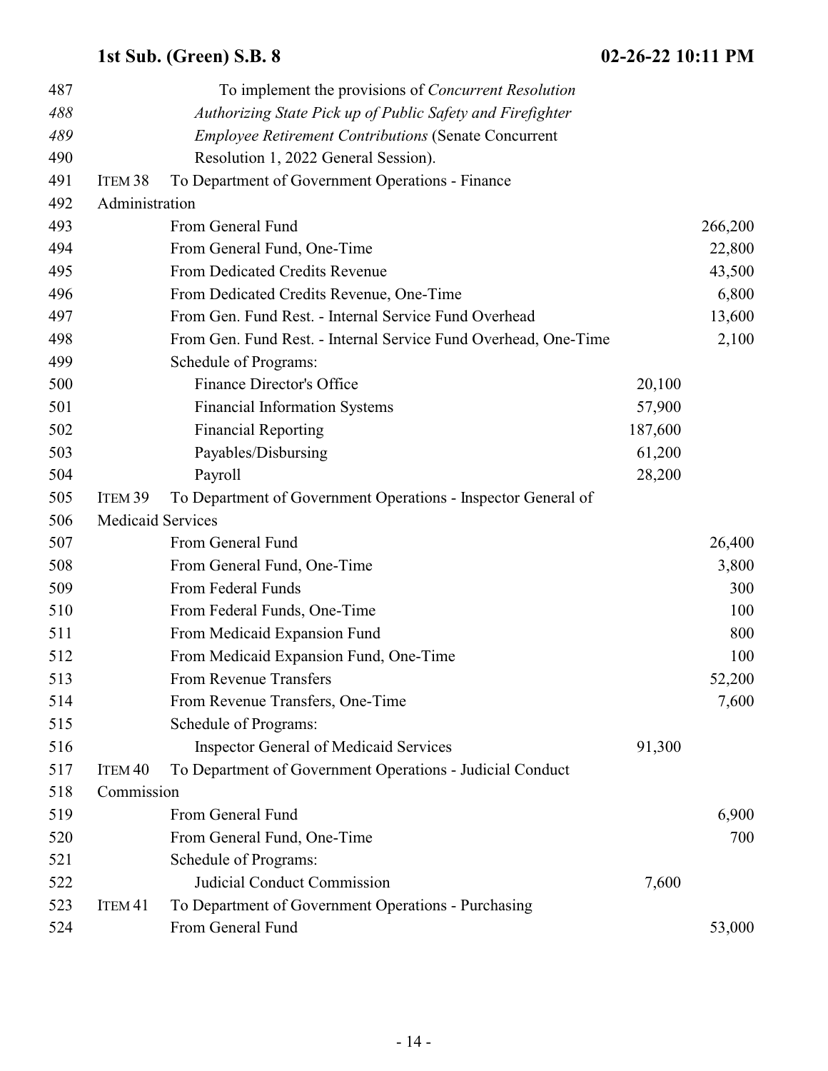487 To implement the provisions of *Concurrent Resolution*
488 *Authorizing State Pick up of Public Safety and Firefighter*
489 *Employee Retirement Contributions* (Senate Concurrent
490 Resolution 1, 2022 General Session).

491 ITEM 38 To Department of Government Operations - Finance
492 Administration

| Line | | | |
|---|---|---|---|
| 493 | From General Fund | | 266,200 |
| 494 | From General Fund, One-Time | | 22,800 |
| 495 | From Dedicated Credits Revenue | | 43,500 |
| 496 | From Dedicated Credits Revenue, One-Time | | 6,800 |
| 497 | From Gen. Fund Rest. - Internal Service Fund Overhead | | 13,600 |
| 498 | From Gen. Fund Rest. - Internal Service Fund Overhead, One-Time | | 2,100 |
| 499 | Schedule of Programs: | | |
| 500 | Finance Director's Office | 20,100 | |
| 501 | Financial Information Systems | 57,900 | |
| 502 | Financial Reporting | 187,600 | |
| 503 | Payables/Disbursing | 61,200 | |
| 504 | Payroll | 28,200 | |

505 ITEM 39 To Department of Government Operations - Inspector General of
506 Medicaid Services

| Line | | | |
|---|---|---|---|
| 507 | From General Fund | | 26,400 |
| 508 | From General Fund, One-Time | | 3,800 |
| 509 | From Federal Funds | | 300 |
| 510 | From Federal Funds, One-Time | | 100 |
| 511 | From Medicaid Expansion Fund | | 800 |
| 512 | From Medicaid Expansion Fund, One-Time | | 100 |
| 513 | From Revenue Transfers | | 52,200 |
| 514 | From Revenue Transfers, One-Time | | 7,600 |
| 515 | Schedule of Programs: | | |
| 516 | Inspector General of Medicaid Services | 91,300 | |

517 ITEM 40 To Department of Government Operations - Judicial Conduct
518 Commission

| Line | | | |
|---|---|---|---|
| 519 | From General Fund | | 6,900 |
| 520 | From General Fund, One-Time | | 700 |
| 521 | Schedule of Programs: | | |
| 522 | Judicial Conduct Commission | 7,600 | |

523 ITEM 41 To Department of Government Operations - Purchasing

| Line | | | |
|---|---|---|---|
| 524 | From General Fund | | 53,000 |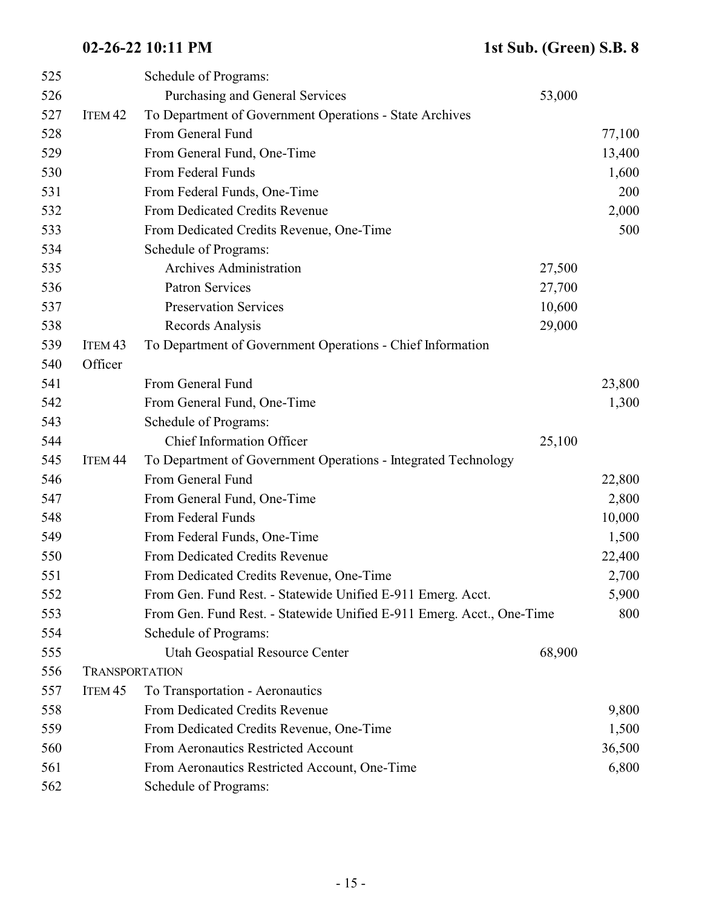| Line | Item | Description | Program Amount | Appropriation |
|---|---|---|---|---|
| 525 | | Schedule of Programs: | | |
| 526 | | Purchasing and General Services | 53,000 | |
| 527 | ITEM 42 | To Department of Government Operations - State Archives | | |
| 528 | | From General Fund | | 77,100 |
| 529 | | From General Fund, One-Time | | 13,400 |
| 530 | | From Federal Funds | | 1,600 |
| 531 | | From Federal Funds, One-Time | | 200 |
| 532 | | From Dedicated Credits Revenue | | 2,000 |
| 533 | | From Dedicated Credits Revenue, One-Time | | 500 |
| 534 | | Schedule of Programs: | | |
| 535 | | Archives Administration | 27,500 | |
| 536 | | Patron Services | 27,700 | |
| 537 | | Preservation Services | 10,600 | |
| 538 | | Records Analysis | 29,000 | |
| 539 | ITEM 43 | To Department of Government Operations - Chief Information | | |
| 540 | Officer | | | |
| 541 | | From General Fund | | 23,800 |
| 542 | | From General Fund, One-Time | | 1,300 |
| 543 | | Schedule of Programs: | | |
| 544 | | Chief Information Officer | 25,100 | |
| 545 | ITEM 44 | To Department of Government Operations - Integrated Technology | | |
| 546 | | From General Fund | | 22,800 |
| 547 | | From General Fund, One-Time | | 2,800 |
| 548 | | From Federal Funds | | 10,000 |
| 549 | | From Federal Funds, One-Time | | 1,500 |
| 550 | | From Dedicated Credits Revenue | | 22,400 |
| 551 | | From Dedicated Credits Revenue, One-Time | | 2,700 |
| 552 | | From Gen. Fund Rest. - Statewide Unified E-911 Emerg. Acct. | | 5,900 |
| 553 | | From Gen. Fund Rest. - Statewide Unified E-911 Emerg. Acct., One-Time | | 800 |
| 554 | | Schedule of Programs: | | |
| 555 | | Utah Geospatial Resource Center | 68,900 | |
| 556 | TRANSPORTATION | | | |
| 557 | ITEM 45 | To Transportation - Aeronautics | | |
| 558 | | From Dedicated Credits Revenue | | 9,800 |
| 559 | | From Dedicated Credits Revenue, One-Time | | 1,500 |
| 560 | | From Aeronautics Restricted Account | | 36,500 |
| 561 | | From Aeronautics Restricted Account, One-Time | | 6,800 |
| 562 | | Schedule of Programs: | | |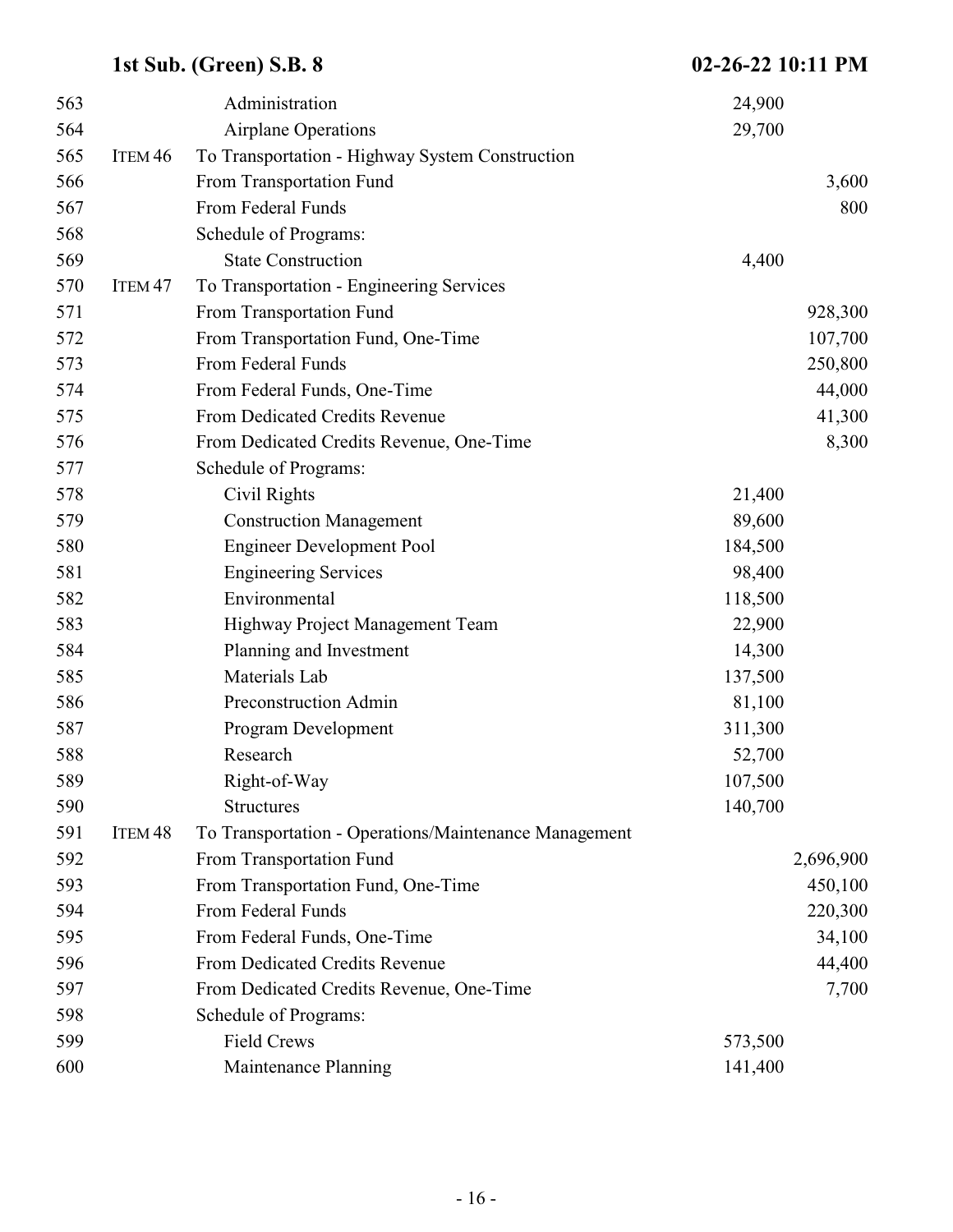| Line | Item | Description | Schedule Amount | Appropriation |
|---|---|---|---|---|
| 563 | | Administration | 24,900 | |
| 564 | | Airplane Operations | 29,700 | |
| 565 | ITEM 46 | To Transportation - Highway System Construction | | |
| 566 | | From Transportation Fund | | 3,600 |
| 567 | | From Federal Funds | | 800 |
| 568 | | Schedule of Programs: | | |
| 569 | | State Construction | 4,400 | |
| 570 | ITEM 47 | To Transportation - Engineering Services | | |
| 571 | | From Transportation Fund | | 928,300 |
| 572 | | From Transportation Fund, One-Time | | 107,700 |
| 573 | | From Federal Funds | | 250,800 |
| 574 | | From Federal Funds, One-Time | | 44,000 |
| 575 | | From Dedicated Credits Revenue | | 41,300 |
| 576 | | From Dedicated Credits Revenue, One-Time | | 8,300 |
| 577 | | Schedule of Programs: | | |
| 578 | | Civil Rights | 21,400 | |
| 579 | | Construction Management | 89,600 | |
| 580 | | Engineer Development Pool | 184,500 | |
| 581 | | Engineering Services | 98,400 | |
| 582 | | Environmental | 118,500 | |
| 583 | | Highway Project Management Team | 22,900 | |
| 584 | | Planning and Investment | 14,300 | |
| 585 | | Materials Lab | 137,500 | |
| 586 | | Preconstruction Admin | 81,100 | |
| 587 | | Program Development | 311,300 | |
| 588 | | Research | 52,700 | |
| 589 | | Right-of-Way | 107,500 | |
| 590 | | Structures | 140,700 | |
| 591 | ITEM 48 | To Transportation - Operations/Maintenance Management | | |
| 592 | | From Transportation Fund | | 2,696,900 |
| 593 | | From Transportation Fund, One-Time | | 450,100 |
| 594 | | From Federal Funds | | 220,300 |
| 595 | | From Federal Funds, One-Time | | 34,100 |
| 596 | | From Dedicated Credits Revenue | | 44,400 |
| 597 | | From Dedicated Credits Revenue, One-Time | | 7,700 |
| 598 | | Schedule of Programs: | | |
| 599 | | Field Crews | 573,500 | |
| 600 | | Maintenance Planning | 141,400 | |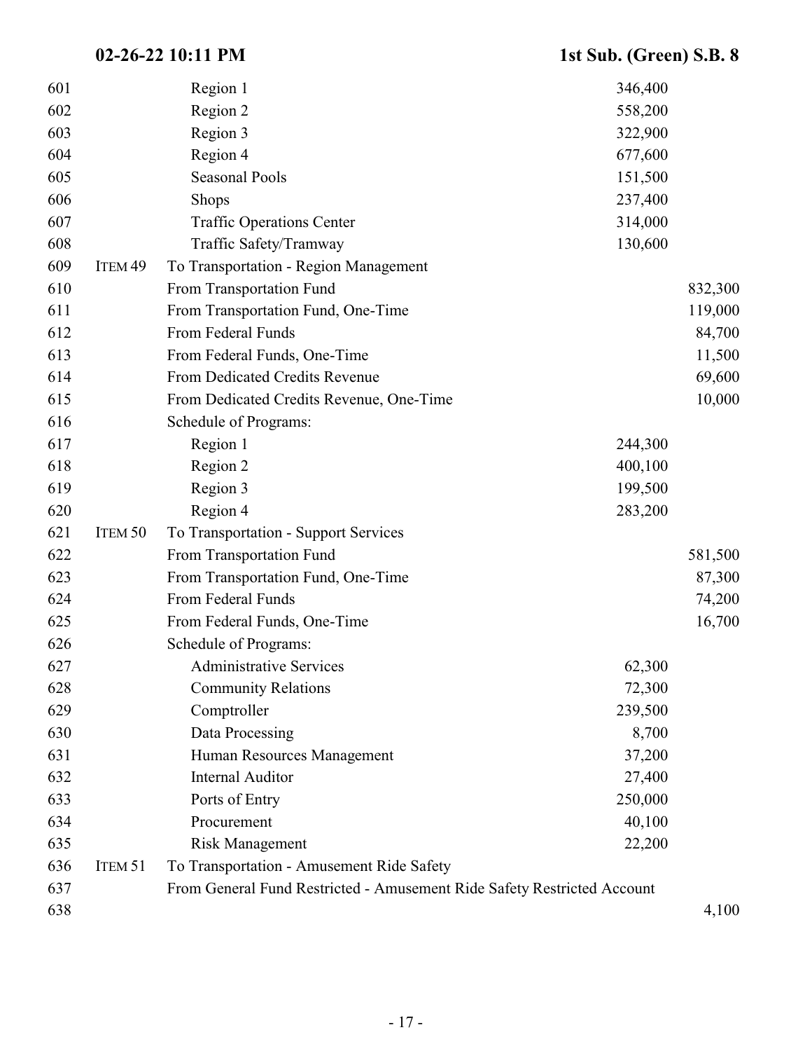| Line | Item | Description | Program Amount | Appropriation |
|---|---|---|---|---|
| 601 | | Region 1 | 346,400 | |
| 602 | | Region 2 | 558,200 | |
| 603 | | Region 3 | 322,900 | |
| 604 | | Region 4 | 677,600 | |
| 605 | | Seasonal Pools | 151,500 | |
| 606 | | Shops | 237,400 | |
| 607 | | Traffic Operations Center | 314,000 | |
| 608 | | Traffic Safety/Tramway | 130,600 | |
| 609 | ITEM 49 | To Transportation - Region Management | | |
| 610 | | From Transportation Fund | | 832,300 |
| 611 | | From Transportation Fund, One-Time | | 119,000 |
| 612 | | From Federal Funds | | 84,700 |
| 613 | | From Federal Funds, One-Time | | 11,500 |
| 614 | | From Dedicated Credits Revenue | | 69,600 |
| 615 | | From Dedicated Credits Revenue, One-Time | | 10,000 |
| 616 | | Schedule of Programs: | | |
| 617 | | Region 1 | 244,300 | |
| 618 | | Region 2 | 400,100 | |
| 619 | | Region 3 | 199,500 | |
| 620 | | Region 4 | 283,200 | |
| 621 | ITEM 50 | To Transportation - Support Services | | |
| 622 | | From Transportation Fund | | 581,500 |
| 623 | | From Transportation Fund, One-Time | | 87,300 |
| 624 | | From Federal Funds | | 74,200 |
| 625 | | From Federal Funds, One-Time | | 16,700 |
| 626 | | Schedule of Programs: | | |
| 627 | | Administrative Services | 62,300 | |
| 628 | | Community Relations | 72,300 | |
| 629 | | Comptroller | 239,500 | |
| 630 | | Data Processing | 8,700 | |
| 631 | | Human Resources Management | 37,200 | |
| 632 | | Internal Auditor | 27,400 | |
| 633 | | Ports of Entry | 250,000 | |
| 634 | | Procurement | 40,100 | |
| 635 | | Risk Management | 22,200 | |
| 636 | ITEM 51 | To Transportation - Amusement Ride Safety | | |
| 637 | | From General Fund Restricted - Amusement Ride Safety Restricted Account | | |
| 638 | | | | 4,100 |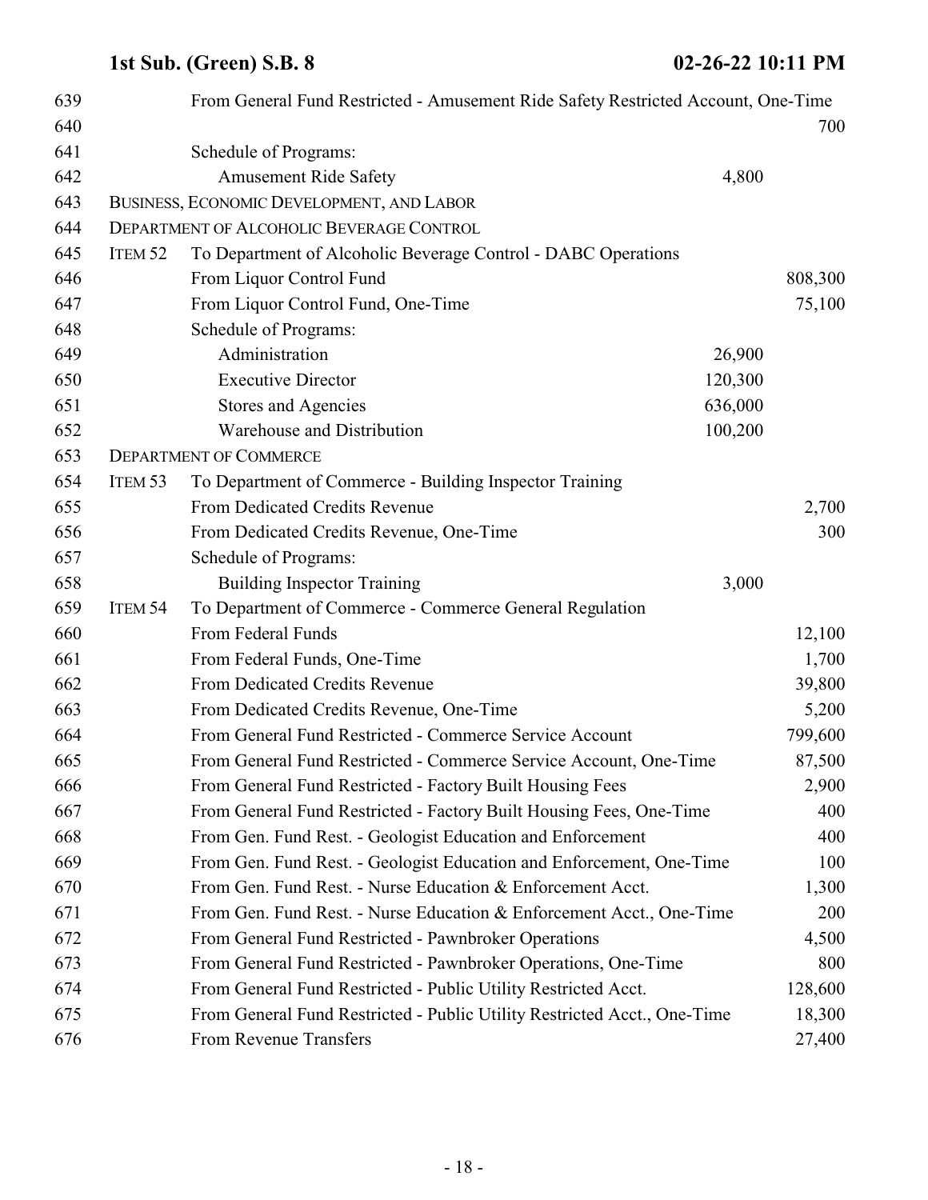| | | | | |
|---|---|---|---|---|
| 639 | | From General Fund Restricted - Amusement Ride Safety Restricted Account, One-Time | | |
| 640 | | | | 700 |
| 641 | | Schedule of Programs: | | |
| 642 | | Amusement Ride Safety | 4,800 | |
| 643 | BUSINESS, ECONOMIC DEVELOPMENT, AND LABOR | | | |
| 644 | DEPARTMENT OF ALCOHOLIC BEVERAGE CONTROL | | | |
| 645 | ITEM 52 | To Department of Alcoholic Beverage Control - DABC Operations | | |
| 646 | | From Liquor Control Fund | | 808,300 |
| 647 | | From Liquor Control Fund, One-Time | | 75,100 |
| 648 | | Schedule of Programs: | | |
| 649 | | Administration | 26,900 | |
| 650 | | Executive Director | 120,300 | |
| 651 | | Stores and Agencies | 636,000 | |
| 652 | | Warehouse and Distribution | 100,200 | |
| 653 | DEPARTMENT OF COMMERCE | | | |
| 654 | ITEM 53 | To Department of Commerce - Building Inspector Training | | |
| 655 | | From Dedicated Credits Revenue | | 2,700 |
| 656 | | From Dedicated Credits Revenue, One-Time | | 300 |
| 657 | | Schedule of Programs: | | |
| 658 | | Building Inspector Training | 3,000 | |
| 659 | ITEM 54 | To Department of Commerce - Commerce General Regulation | | |
| 660 | | From Federal Funds | | 12,100 |
| 661 | | From Federal Funds, One-Time | | 1,700 |
| 662 | | From Dedicated Credits Revenue | | 39,800 |
| 663 | | From Dedicated Credits Revenue, One-Time | | 5,200 |
| 664 | | From General Fund Restricted - Commerce Service Account | | 799,600 |
| 665 | | From General Fund Restricted - Commerce Service Account, One-Time | | 87,500 |
| 666 | | From General Fund Restricted - Factory Built Housing Fees | | 2,900 |
| 667 | | From General Fund Restricted - Factory Built Housing Fees, One-Time | | 400 |
| 668 | | From Gen. Fund Rest. - Geologist Education and Enforcement | | 400 |
| 669 | | From Gen. Fund Rest. - Geologist Education and Enforcement, One-Time | | 100 |
| 670 | | From Gen. Fund Rest. - Nurse Education & Enforcement Acct. | | 1,300 |
| 671 | | From Gen. Fund Rest. - Nurse Education & Enforcement Acct., One-Time | | 200 |
| 672 | | From General Fund Restricted - Pawnbroker Operations | | 4,500 |
| 673 | | From General Fund Restricted - Pawnbroker Operations, One-Time | | 800 |
| 674 | | From General Fund Restricted - Public Utility Restricted Acct. | | 128,600 |
| 675 | | From General Fund Restricted - Public Utility Restricted Acct., One-Time | | 18,300 |
| 676 | | From Revenue Transfers | | 27,400 |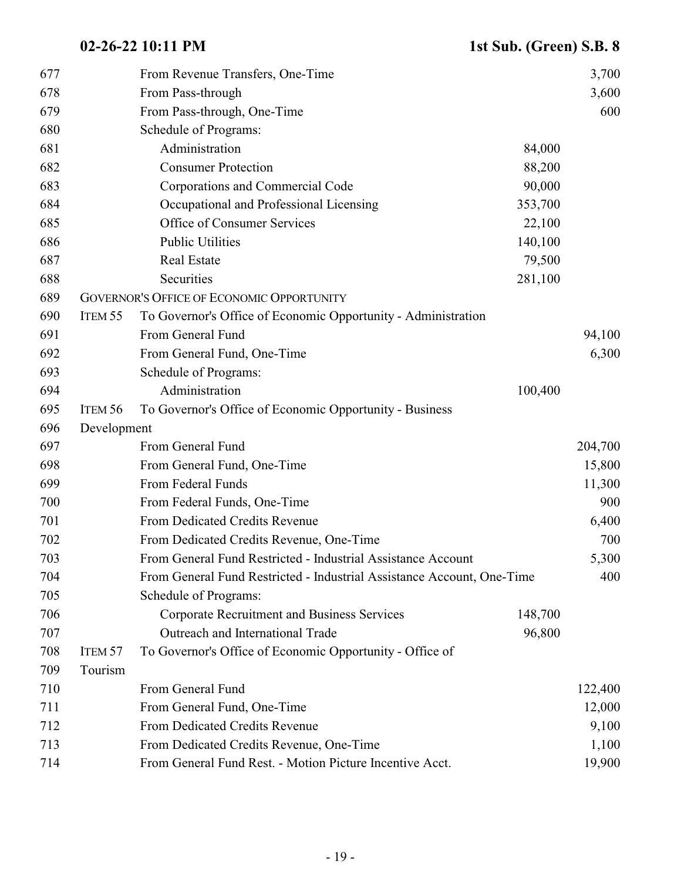| Line | Item | Description | Program Amount | Total |
|---|---|---|---|---|
| 677 | | From Revenue Transfers, One-Time | | 3,700 |
| 678 | | From Pass-through | | 3,600 |
| 679 | | From Pass-through, One-Time | | 600 |
| 680 | | Schedule of Programs: | | |
| 681 | | Administration | 84,000 | |
| 682 | | Consumer Protection | 88,200 | |
| 683 | | Corporations and Commercial Code | 90,000 | |
| 684 | | Occupational and Professional Licensing | 353,700 | |
| 685 | | Office of Consumer Services | 22,100 | |
| 686 | | Public Utilities | 140,100 | |
| 687 | | Real Estate | 79,500 | |
| 688 | | Securities | 281,100 | |
| 689 | GOVERNOR'S OFFICE OF ECONOMIC OPPORTUNITY | | | |
| 690 | ITEM 55 | To Governor's Office of Economic Opportunity - Administration | | |
| 691 | | From General Fund | | 94,100 |
| 692 | | From General Fund, One-Time | | 6,300 |
| 693 | | Schedule of Programs: | | |
| 694 | | Administration | 100,400 | |
| 695 | ITEM 56 | To Governor's Office of Economic Opportunity - Business | | |
| 696 | Development | | | |
| 697 | | From General Fund | | 204,700 |
| 698 | | From General Fund, One-Time | | 15,800 |
| 699 | | From Federal Funds | | 11,300 |
| 700 | | From Federal Funds, One-Time | | 900 |
| 701 | | From Dedicated Credits Revenue | | 6,400 |
| 702 | | From Dedicated Credits Revenue, One-Time | | 700 |
| 703 | | From General Fund Restricted - Industrial Assistance Account | | 5,300 |
| 704 | | From General Fund Restricted - Industrial Assistance Account, One-Time | | 400 |
| 705 | | Schedule of Programs: | | |
| 706 | | Corporate Recruitment and Business Services | 148,700 | |
| 707 | | Outreach and International Trade | 96,800 | |
| 708 | ITEM 57 | To Governor's Office of Economic Opportunity - Office of | | |
| 709 | Tourism | | | |
| 710 | | From General Fund | | 122,400 |
| 711 | | From General Fund, One-Time | | 12,000 |
| 712 | | From Dedicated Credits Revenue | | 9,100 |
| 713 | | From Dedicated Credits Revenue, One-Time | | 1,100 |
| 714 | | From General Fund Rest. - Motion Picture Incentive Acct. | | 19,900 |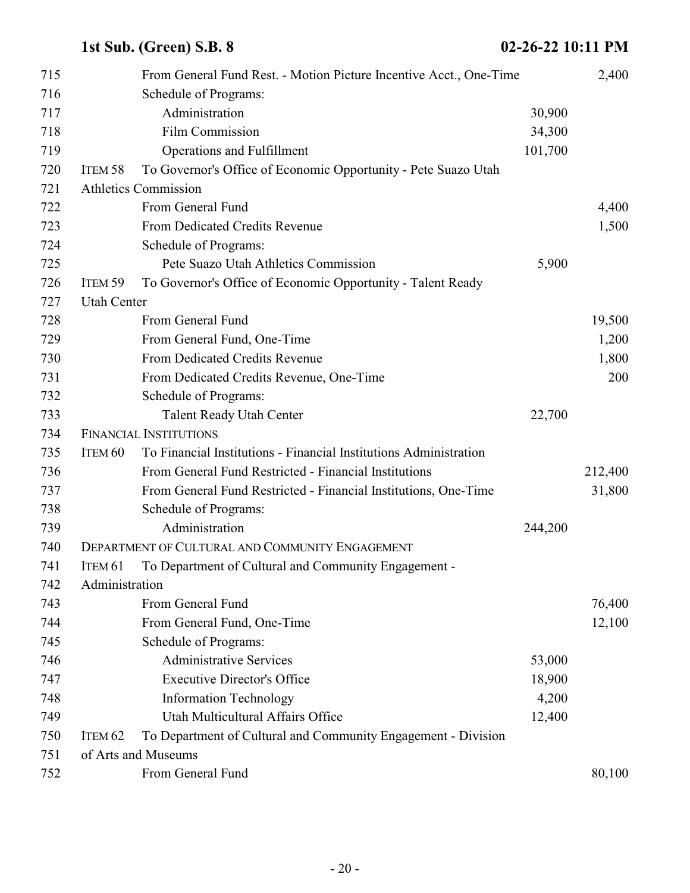| Line | | Description | Program Amount | Fund Amount |
|---|---|---|---|---|
| 715 | | From General Fund Rest. - Motion Picture Incentive Acct., One-Time | | 2,400 |
| 716 | | Schedule of Programs: | | |
| 717 | | Administration | 30,900 | |
| 718 | | Film Commission | 34,300 | |
| 719 | | Operations and Fulfillment | 101,700 | |
| 720 | ITEM 58 | To Governor's Office of Economic Opportunity - Pete Suazo Utah | | |
| 721 | | Athletics Commission | | |
| 722 | | From General Fund | | 4,400 |
| 723 | | From Dedicated Credits Revenue | | 1,500 |
| 724 | | Schedule of Programs: | | |
| 725 | | Pete Suazo Utah Athletics Commission | 5,900 | |
| 726 | ITEM 59 | To Governor's Office of Economic Opportunity - Talent Ready | | |
| 727 | | Utah Center | | |
| 728 | | From General Fund | | 19,500 |
| 729 | | From General Fund, One-Time | | 1,200 |
| 730 | | From Dedicated Credits Revenue | | 1,800 |
| 731 | | From Dedicated Credits Revenue, One-Time | | 200 |
| 732 | | Schedule of Programs: | | |
| 733 | | Talent Ready Utah Center | 22,700 | |
| 734 | | FINANCIAL INSTITUTIONS | | |
| 735 | ITEM 60 | To Financial Institutions - Financial Institutions Administration | | |
| 736 | | From General Fund Restricted - Financial Institutions | | 212,400 |
| 737 | | From General Fund Restricted - Financial Institutions, One-Time | | 31,800 |
| 738 | | Schedule of Programs: | | |
| 739 | | Administration | 244,200 | |
| 740 | | DEPARTMENT OF CULTURAL AND COMMUNITY ENGAGEMENT | | |
| 741 | ITEM 61 | To Department of Cultural and Community Engagement - | | |
| 742 | | Administration | | |
| 743 | | From General Fund | | 76,400 |
| 744 | | From General Fund, One-Time | | 12,100 |
| 745 | | Schedule of Programs: | | |
| 746 | | Administrative Services | 53,000 | |
| 747 | | Executive Director's Office | 18,900 | |
| 748 | | Information Technology | 4,200 | |
| 749 | | Utah Multicultural Affairs Office | 12,400 | |
| 750 | ITEM 62 | To Department of Cultural and Community Engagement - Division | | |
| 751 | | of Arts and Museums | | |
| 752 | | From General Fund | | 80,100 |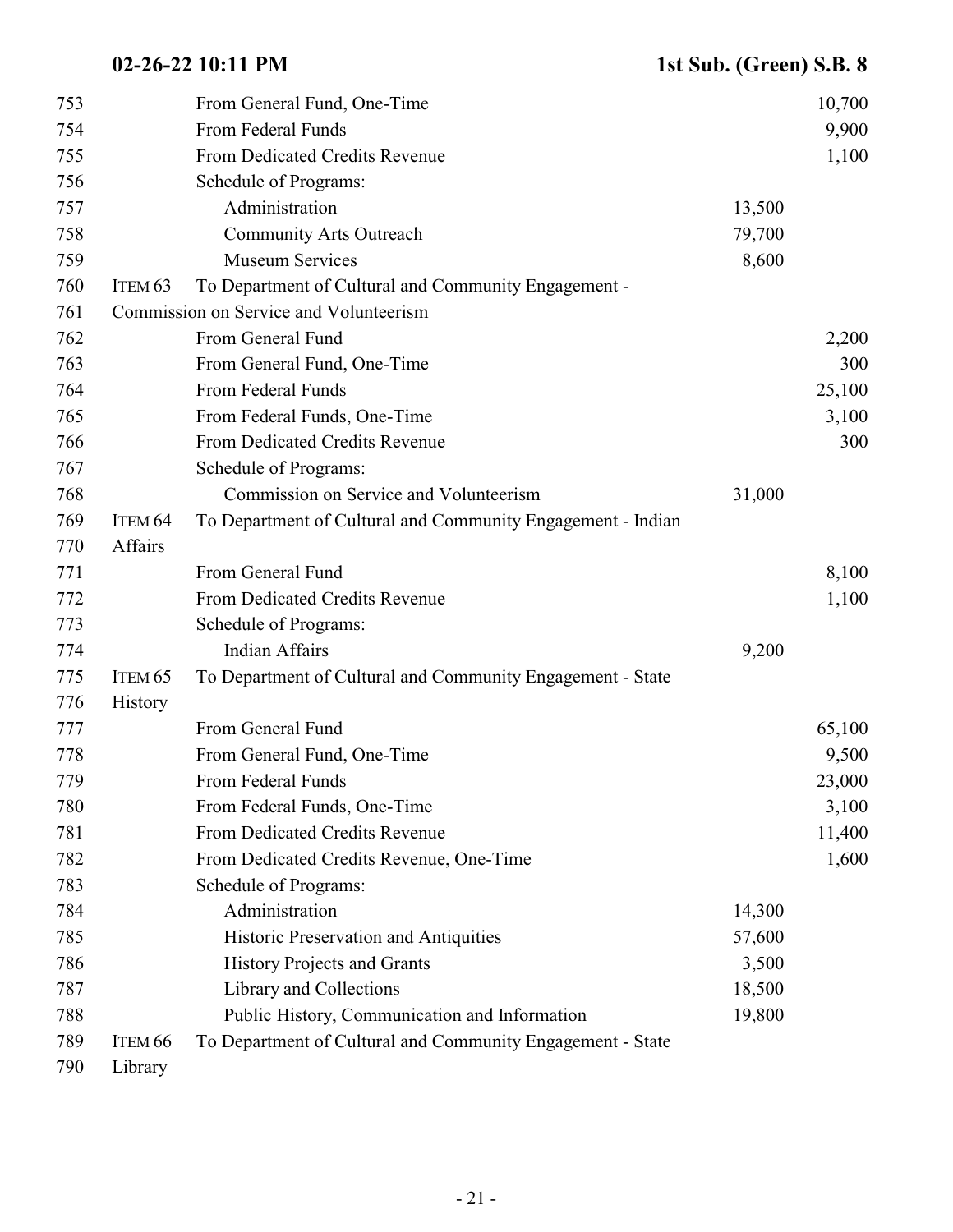| Line | Item | Description | Program | Amount |
|---|---|---|---|---|
| 753 | | From General Fund, One-Time | | 10,700 |
| 754 | | From Federal Funds | | 9,900 |
| 755 | | From Dedicated Credits Revenue | | 1,100 |
| 756 | | Schedule of Programs: | | |
| 757 | | Administration | 13,500 | |
| 758 | | Community Arts Outreach | 79,700 | |
| 759 | | Museum Services | 8,600 | |
| 760 | ITEM 63 | To Department of Cultural and Community Engagement - | | |
| 761 | | Commission on Service and Volunteerism | | |
| 762 | | From General Fund | | 2,200 |
| 763 | | From General Fund, One-Time | | 300 |
| 764 | | From Federal Funds | | 25,100 |
| 765 | | From Federal Funds, One-Time | | 3,100 |
| 766 | | From Dedicated Credits Revenue | | 300 |
| 767 | | Schedule of Programs: | | |
| 768 | | Commission on Service and Volunteerism | 31,000 | |
| 769 | ITEM 64 | To Department of Cultural and Community Engagement - Indian | | |
| 770 | | Affairs | | |
| 771 | | From General Fund | | 8,100 |
| 772 | | From Dedicated Credits Revenue | | 1,100 |
| 773 | | Schedule of Programs: | | |
| 774 | | Indian Affairs | 9,200 | |
| 775 | ITEM 65 | To Department of Cultural and Community Engagement - State | | |
| 776 | | History | | |
| 777 | | From General Fund | | 65,100 |
| 778 | | From General Fund, One-Time | | 9,500 |
| 779 | | From Federal Funds | | 23,000 |
| 780 | | From Federal Funds, One-Time | | 3,100 |
| 781 | | From Dedicated Credits Revenue | | 11,400 |
| 782 | | From Dedicated Credits Revenue, One-Time | | 1,600 |
| 783 | | Schedule of Programs: | | |
| 784 | | Administration | 14,300 | |
| 785 | | Historic Preservation and Antiquities | 57,600 | |
| 786 | | History Projects and Grants | 3,500 | |
| 787 | | Library and Collections | 18,500 | |
| 788 | | Public History, Communication and Information | 19,800 | |
| 789 | ITEM 66 | To Department of Cultural and Community Engagement - State | | |
| 790 | | Library | | |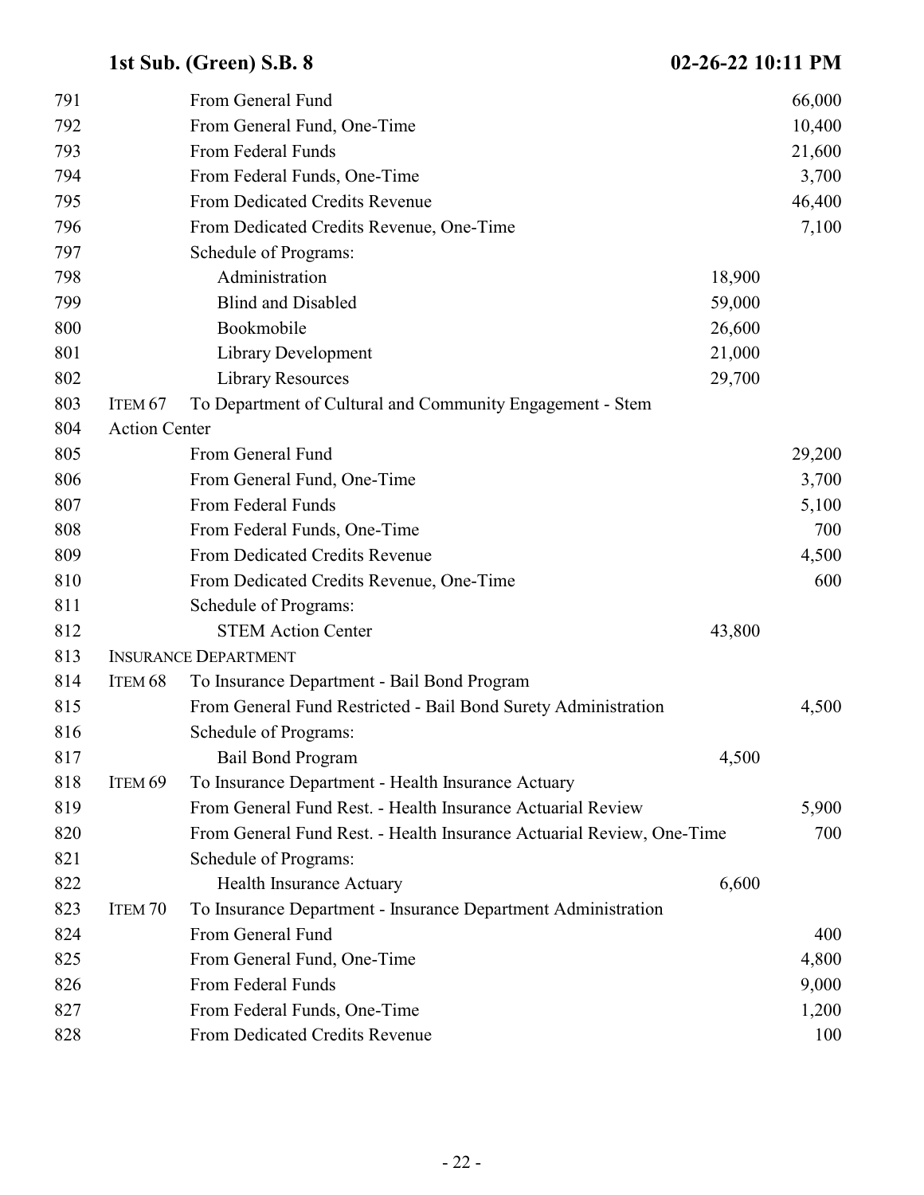| Line | Item | Description | Schedule | Amount |
|---|---|---|---|---|
| 791 | | From General Fund | | 66,000 |
| 792 | | From General Fund, One-Time | | 10,400 |
| 793 | | From Federal Funds | | 21,600 |
| 794 | | From Federal Funds, One-Time | | 3,700 |
| 795 | | From Dedicated Credits Revenue | | 46,400 |
| 796 | | From Dedicated Credits Revenue, One-Time | | 7,100 |
| 797 | | Schedule of Programs: | | |
| 798 | | Administration | 18,900 | |
| 799 | | Blind and Disabled | 59,000 | |
| 800 | | Bookmobile | 26,600 | |
| 801 | | Library Development | 21,000 | |
| 802 | | Library Resources | 29,700 | |
| 803 | ITEM 67 | To Department of Cultural and Community Engagement - Stem | | |
| 804 | Action Center | | | |
| 805 | | From General Fund | | 29,200 |
| 806 | | From General Fund, One-Time | | 3,700 |
| 807 | | From Federal Funds | | 5,100 |
| 808 | | From Federal Funds, One-Time | | 700 |
| 809 | | From Dedicated Credits Revenue | | 4,500 |
| 810 | | From Dedicated Credits Revenue, One-Time | | 600 |
| 811 | | Schedule of Programs: | | |
| 812 | | STEM Action Center | 43,800 | |
| 813 | INSURANCE DEPARTMENT | | | |
| 814 | ITEM 68 | To Insurance Department - Bail Bond Program | | |
| 815 | | From General Fund Restricted - Bail Bond Surety Administration | | 4,500 |
| 816 | | Schedule of Programs: | | |
| 817 | | Bail Bond Program | 4,500 | |
| 818 | ITEM 69 | To Insurance Department - Health Insurance Actuary | | |
| 819 | | From General Fund Rest. - Health Insurance Actuarial Review | | 5,900 |
| 820 | | From General Fund Rest. - Health Insurance Actuarial Review, One-Time | | 700 |
| 821 | | Schedule of Programs: | | |
| 822 | | Health Insurance Actuary | 6,600 | |
| 823 | ITEM 70 | To Insurance Department - Insurance Department Administration | | |
| 824 | | From General Fund | | 400 |
| 825 | | From General Fund, One-Time | | 4,800 |
| 826 | | From Federal Funds | | 9,000 |
| 827 | | From Federal Funds, One-Time | | 1,200 |
| 828 | | From Dedicated Credits Revenue | | 100 |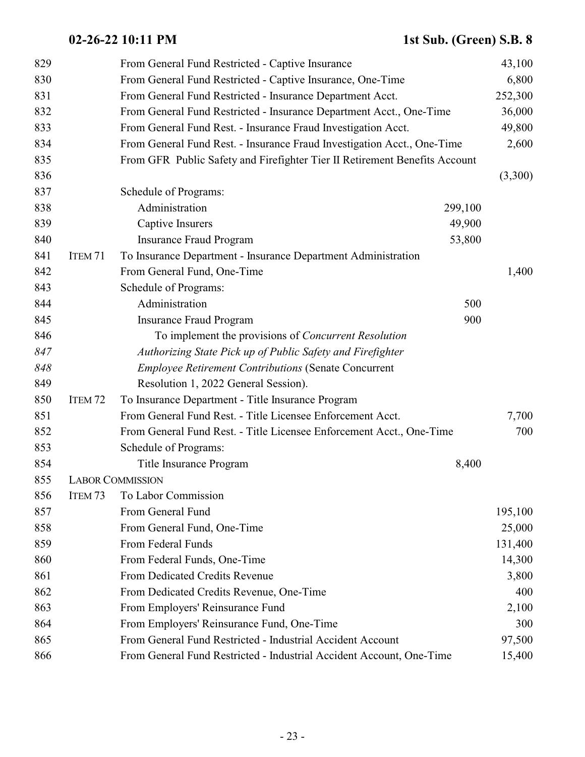| Line | Item | Description | Program | Amount |
|---|---|---|---|---|
| 829 | | From General Fund Restricted - Captive Insurance | | 43,100 |
| 830 | | From General Fund Restricted - Captive Insurance, One-Time | | 6,800 |
| 831 | | From General Fund Restricted - Insurance Department Acct. | | 252,300 |
| 832 | | From General Fund Restricted - Insurance Department Acct., One-Time | | 36,000 |
| 833 | | From General Fund Rest. - Insurance Fraud Investigation Acct. | | 49,800 |
| 834 | | From General Fund Rest. - Insurance Fraud Investigation Acct., One-Time | | 2,600 |
| 835 | | From GFR Public Safety and Firefighter Tier II Retirement Benefits Account | | |
| 836 | | | | (3,300) |
| 837 | | Schedule of Programs: | | |
| 838 | | Administration | 299,100 | |
| 839 | | Captive Insurers | 49,900 | |
| 840 | | Insurance Fraud Program | 53,800 | |
| 841 | ITEM 71 | To Insurance Department - Insurance Department Administration | | |
| 842 | | From General Fund, One-Time | | 1,400 |
| 843 | | Schedule of Programs: | | |
| 844 | | Administration | 500 | |
| 845 | | Insurance Fraud Program | 900 | |
| 846 | | To implement the provisions of *Concurrent Resolution* | | |
| 847 | | *Authorizing State Pick up of Public Safety and Firefighter* | | |
| 848 | | *Employee Retirement Contributions* (Senate Concurrent | | |
| 849 | | Resolution 1, 2022 General Session). | | |
| 850 | ITEM 72 | To Insurance Department - Title Insurance Program | | |
| 851 | | From General Fund Rest. - Title Licensee Enforcement Acct. | | 7,700 |
| 852 | | From General Fund Rest. - Title Licensee Enforcement Acct., One-Time | | 700 |
| 853 | | Schedule of Programs: | | |
| 854 | | Title Insurance Program | 8,400 | |
| 855 | LABOR COMMISSION | | | |
| 856 | ITEM 73 | To Labor Commission | | |
| 857 | | From General Fund | | 195,100 |
| 858 | | From General Fund, One-Time | | 25,000 |
| 859 | | From Federal Funds | | 131,400 |
| 860 | | From Federal Funds, One-Time | | 14,300 |
| 861 | | From Dedicated Credits Revenue | | 3,800 |
| 862 | | From Dedicated Credits Revenue, One-Time | | 400 |
| 863 | | From Employers' Reinsurance Fund | | 2,100 |
| 864 | | From Employers' Reinsurance Fund, One-Time | | 300 |
| 865 | | From General Fund Restricted - Industrial Accident Account | | 97,500 |
| 866 | | From General Fund Restricted - Industrial Accident Account, One-Time | | 15,400 |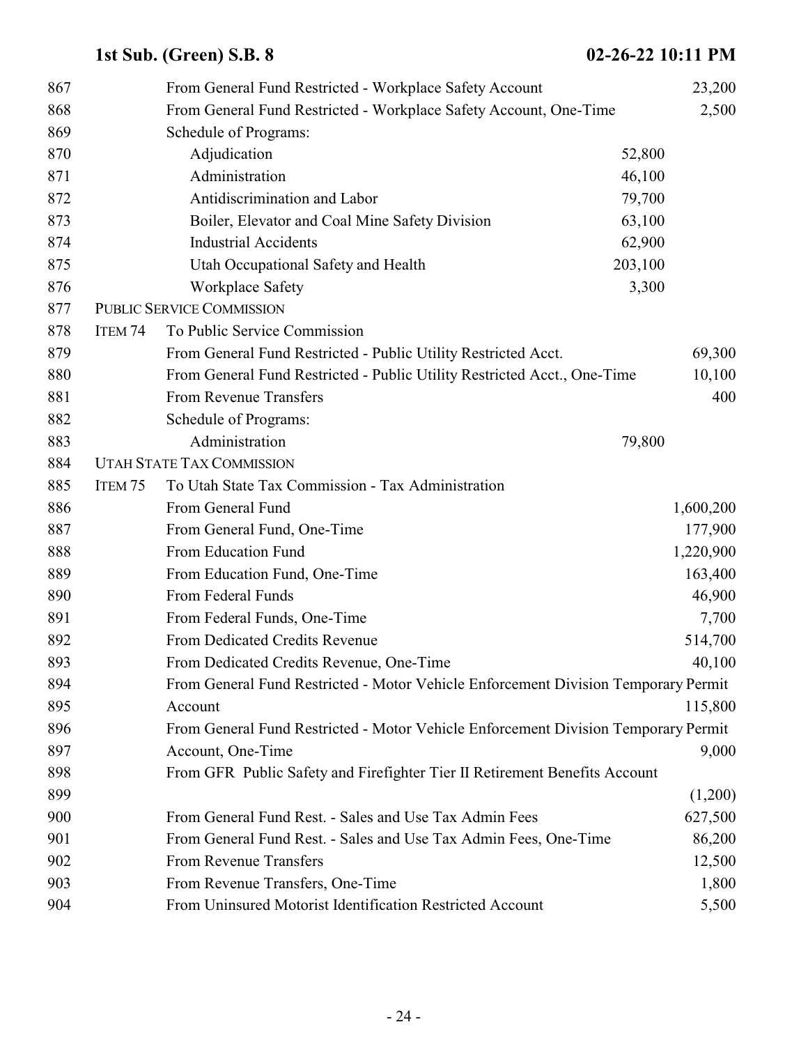| Line | Item | Description | Program Amount | Amount |
|---|---|---|---|---|
| 867 | | From General Fund Restricted - Workplace Safety Account | | 23,200 |
| 868 | | From General Fund Restricted - Workplace Safety Account, One-Time | | 2,500 |
| 869 | | Schedule of Programs: | | |
| 870 | | Adjudication | 52,800 | |
| 871 | | Administration | 46,100 | |
| 872 | | Antidiscrimination and Labor | 79,700 | |
| 873 | | Boiler, Elevator and Coal Mine Safety Division | 63,100 | |
| 874 | | Industrial Accidents | 62,900 | |
| 875 | | Utah Occupational Safety and Health | 203,100 | |
| 876 | | Workplace Safety | 3,300 | |
| 877 | | PUBLIC SERVICE COMMISSION | | |
| 878 | ITEM 74 | To Public Service Commission | | |
| 879 | | From General Fund Restricted - Public Utility Restricted Acct. | | 69,300 |
| 880 | | From General Fund Restricted - Public Utility Restricted Acct., One-Time | | 10,100 |
| 881 | | From Revenue Transfers | | 400 |
| 882 | | Schedule of Programs: | | |
| 883 | | Administration | 79,800 | |
| 884 | | UTAH STATE TAX COMMISSION | | |
| 885 | ITEM 75 | To Utah State Tax Commission - Tax Administration | | |
| 886 | | From General Fund | | 1,600,200 |
| 887 | | From General Fund, One-Time | | 177,900 |
| 888 | | From Education Fund | | 1,220,900 |
| 889 | | From Education Fund, One-Time | | 163,400 |
| 890 | | From Federal Funds | | 46,900 |
| 891 | | From Federal Funds, One-Time | | 7,700 |
| 892 | | From Dedicated Credits Revenue | | 514,700 |
| 893 | | From Dedicated Credits Revenue, One-Time | | 40,100 |
| 894-895 | | From General Fund Restricted - Motor Vehicle Enforcement Division Temporary Permit Account | | 115,800 |
| 896-897 | | From General Fund Restricted - Motor Vehicle Enforcement Division Temporary Permit Account, One-Time | | 9,000 |
| 898-899 | | From GFR Public Safety and Firefighter Tier II Retirement Benefits Account | | (1,200) |
| 900 | | From General Fund Rest. - Sales and Use Tax Admin Fees | | 627,500 |
| 901 | | From General Fund Rest. - Sales and Use Tax Admin Fees, One-Time | | 86,200 |
| 902 | | From Revenue Transfers | | 12,500 |
| 903 | | From Revenue Transfers, One-Time | | 1,800 |
| 904 | | From Uninsured Motorist Identification Restricted Account | | 5,500 |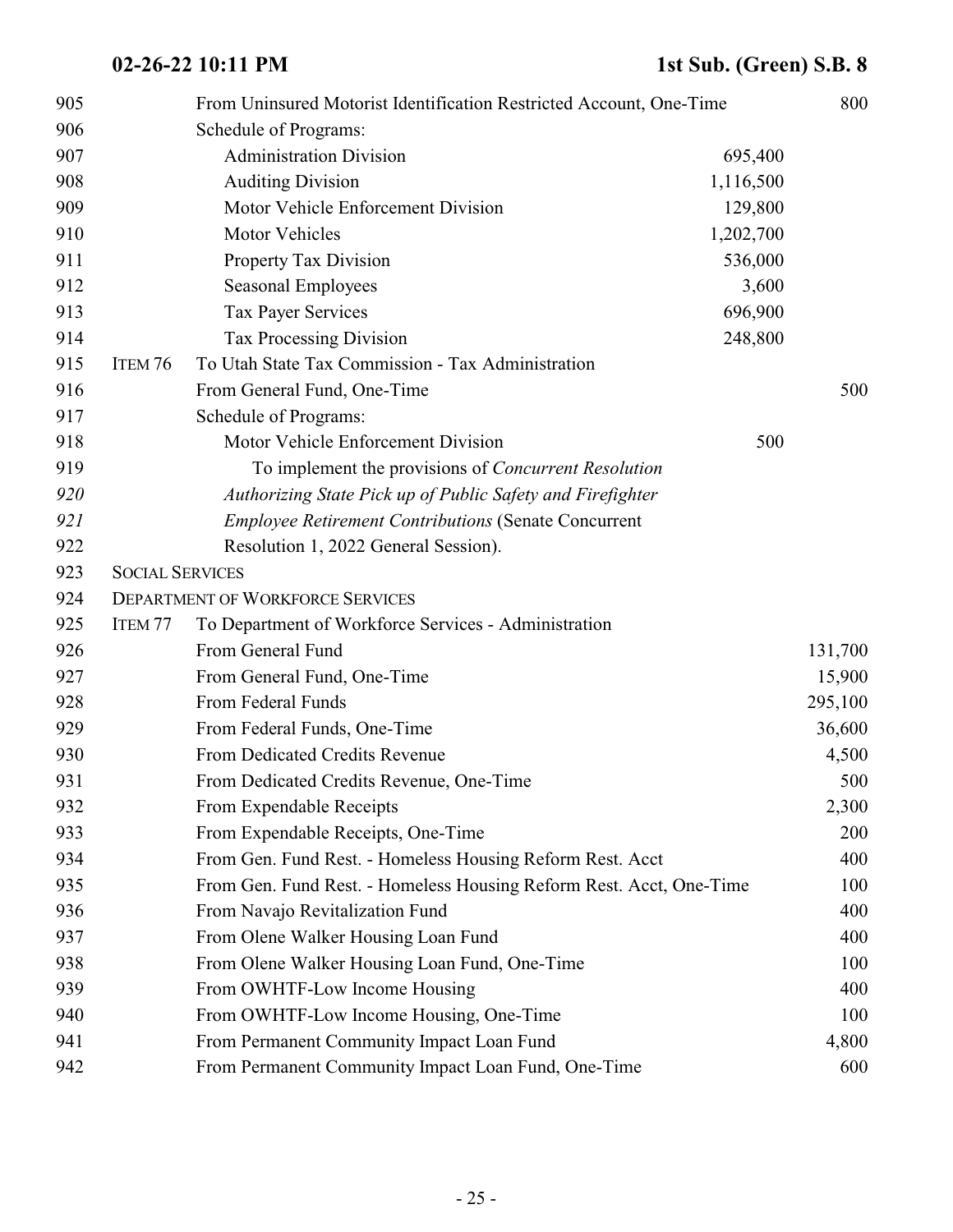| | | | | |
|---|---|---|---|---|
| 905 | | From Uninsured Motorist Identification Restricted Account, One-Time | | 800 |
| 906 | | Schedule of Programs: | | |
| 907 | | Administration Division | 695,400 | |
| 908 | | Auditing Division | 1,116,500 | |
| 909 | | Motor Vehicle Enforcement Division | 129,800 | |
| 910 | | Motor Vehicles | 1,202,700 | |
| 911 | | Property Tax Division | 536,000 | |
| 912 | | Seasonal Employees | 3,600 | |
| 913 | | Tax Payer Services | 696,900 | |
| 914 | | Tax Processing Division | 248,800 | |
| 915 | ITEM 76 | To Utah State Tax Commission - Tax Administration | | |
| 916 | | From General Fund, One-Time | | 500 |
| 917 | | Schedule of Programs: | | |
| 918 | | Motor Vehicle Enforcement Division | 500 | |
| 919 | | To implement the provisions of *Concurrent Resolution* | | |
| *920* | | *Authorizing State Pick up of Public Safety and Firefighter* | | |
| *921* | | *Employee Retirement Contributions* (Senate Concurrent | | |
| 922 | | Resolution 1, 2022 General Session). | | |
| 923 | SOCIAL SERVICES | | | |
| 924 | DEPARTMENT OF WORKFORCE SERVICES | | | |
| 925 | ITEM 77 | To Department of Workforce Services - Administration | | |
| 926 | | From General Fund | | 131,700 |
| 927 | | From General Fund, One-Time | | 15,900 |
| 928 | | From Federal Funds | | 295,100 |
| 929 | | From Federal Funds, One-Time | | 36,600 |
| 930 | | From Dedicated Credits Revenue | | 4,500 |
| 931 | | From Dedicated Credits Revenue, One-Time | | 500 |
| 932 | | From Expendable Receipts | | 2,300 |
| 933 | | From Expendable Receipts, One-Time | | 200 |
| 934 | | From Gen. Fund Rest. - Homeless Housing Reform Rest. Acct | | 400 |
| 935 | | From Gen. Fund Rest. - Homeless Housing Reform Rest. Acct, One-Time | | 100 |
| 936 | | From Navajo Revitalization Fund | | 400 |
| 937 | | From Olene Walker Housing Loan Fund | | 400 |
| 938 | | From Olene Walker Housing Loan Fund, One-Time | | 100 |
| 939 | | From OWHTF-Low Income Housing | | 400 |
| 940 | | From OWHTF-Low Income Housing, One-Time | | 100 |
| 941 | | From Permanent Community Impact Loan Fund | | 4,800 |
| 942 | | From Permanent Community Impact Loan Fund, One-Time | | 600 |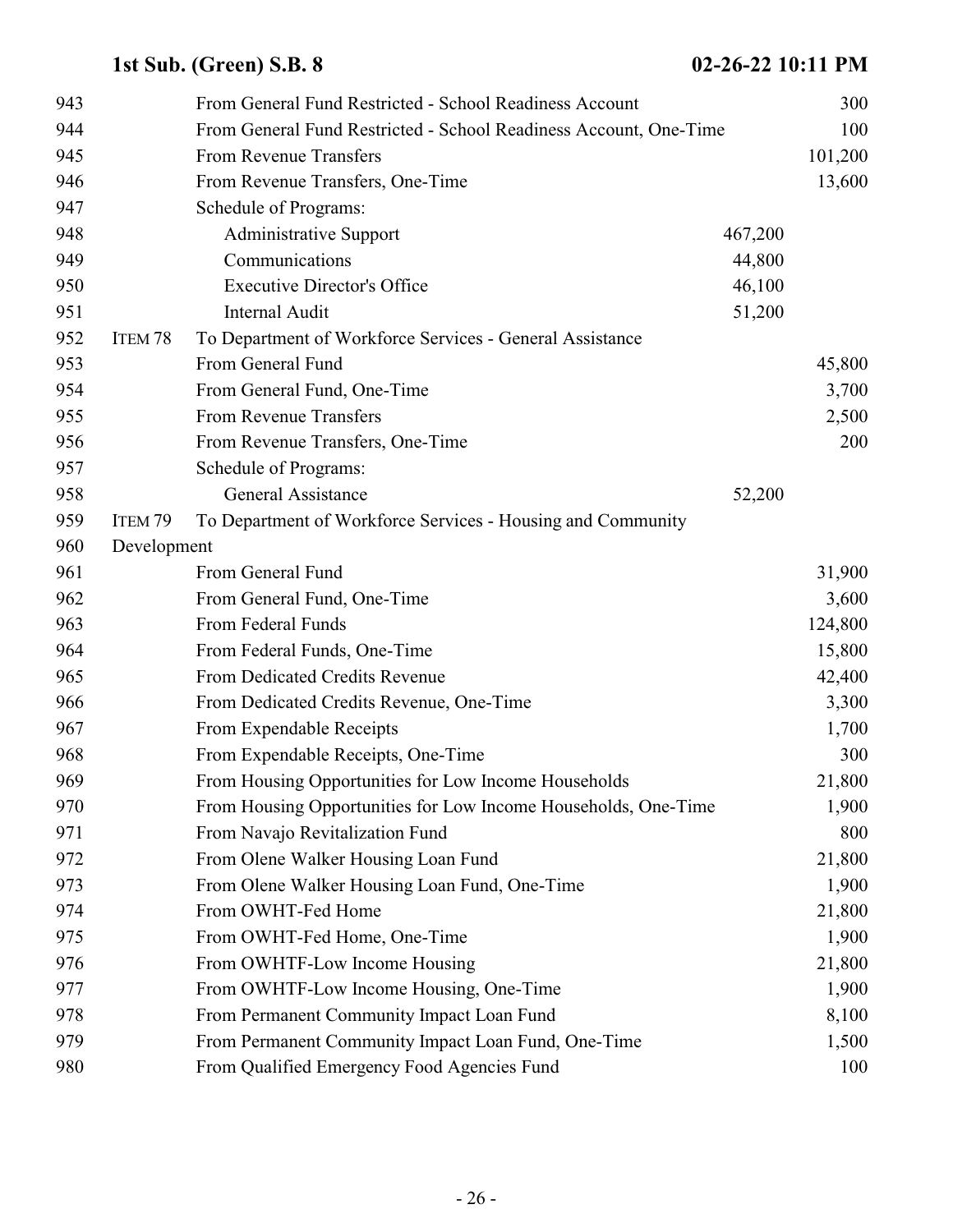| Line | Item | Description | Schedule | Amount |
|---|---|---|---|---|
| 943 | | From General Fund Restricted - School Readiness Account | | 300 |
| 944 | | From General Fund Restricted - School Readiness Account, One-Time | | 100 |
| 945 | | From Revenue Transfers | | 101,200 |
| 946 | | From Revenue Transfers, One-Time | | 13,600 |
| 947 | | Schedule of Programs: | | |
| 948 | | Administrative Support | 467,200 | |
| 949 | | Communications | 44,800 | |
| 950 | | Executive Director's Office | 46,100 | |
| 951 | | Internal Audit | 51,200 | |
| 952 | ITEM 78 | To Department of Workforce Services - General Assistance | | |
| 953 | | From General Fund | | 45,800 |
| 954 | | From General Fund, One-Time | | 3,700 |
| 955 | | From Revenue Transfers | | 2,500 |
| 956 | | From Revenue Transfers, One-Time | | 200 |
| 957 | | Schedule of Programs: | | |
| 958 | | General Assistance | 52,200 | |
| 959 | ITEM 79 | To Department of Workforce Services - Housing and Community | | |
| 960 | | Development | | |
| 961 | | From General Fund | | 31,900 |
| 962 | | From General Fund, One-Time | | 3,600 |
| 963 | | From Federal Funds | | 124,800 |
| 964 | | From Federal Funds, One-Time | | 15,800 |
| 965 | | From Dedicated Credits Revenue | | 42,400 |
| 966 | | From Dedicated Credits Revenue, One-Time | | 3,300 |
| 967 | | From Expendable Receipts | | 1,700 |
| 968 | | From Expendable Receipts, One-Time | | 300 |
| 969 | | From Housing Opportunities for Low Income Households | | 21,800 |
| 970 | | From Housing Opportunities for Low Income Households, One-Time | | 1,900 |
| 971 | | From Navajo Revitalization Fund | | 800 |
| 972 | | From Olene Walker Housing Loan Fund | | 21,800 |
| 973 | | From Olene Walker Housing Loan Fund, One-Time | | 1,900 |
| 974 | | From OWHT-Fed Home | | 21,800 |
| 975 | | From OWHT-Fed Home, One-Time | | 1,900 |
| 976 | | From OWHTF-Low Income Housing | | 21,800 |
| 977 | | From OWHTF-Low Income Housing, One-Time | | 1,900 |
| 978 | | From Permanent Community Impact Loan Fund | | 8,100 |
| 979 | | From Permanent Community Impact Loan Fund, One-Time | | 1,500 |
| 980 | | From Qualified Emergency Food Agencies Fund | | 100 |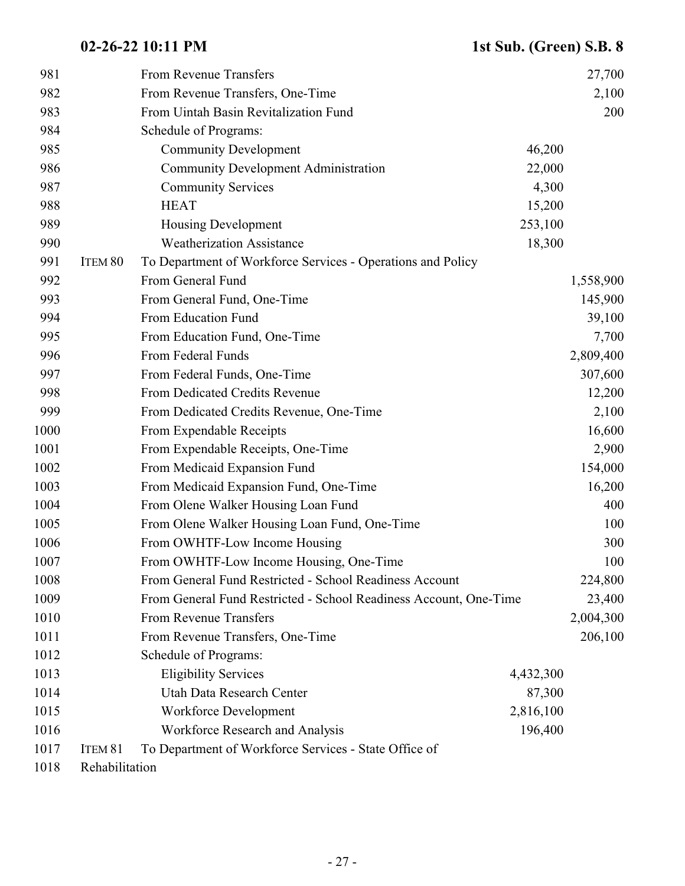| Line | Item | Description | Program Amount | Appropriation |
|---|---|---|---|---|
| 981 | | From Revenue Transfers | | 27,700 |
| 982 | | From Revenue Transfers, One-Time | | 2,100 |
| 983 | | From Uintah Basin Revitalization Fund | | 200 |
| 984 | | Schedule of Programs: | | |
| 985 | | Community Development | 46,200 | |
| 986 | | Community Development Administration | 22,000 | |
| 987 | | Community Services | 4,300 | |
| 988 | | HEAT | 15,200 | |
| 989 | | Housing Development | 253,100 | |
| 990 | | Weatherization Assistance | 18,300 | |
| 991 | ITEM 80 | To Department of Workforce Services - Operations and Policy | | |
| 992 | | From General Fund | | 1,558,900 |
| 993 | | From General Fund, One-Time | | 145,900 |
| 994 | | From Education Fund | | 39,100 |
| 995 | | From Education Fund, One-Time | | 7,700 |
| 996 | | From Federal Funds | | 2,809,400 |
| 997 | | From Federal Funds, One-Time | | 307,600 |
| 998 | | From Dedicated Credits Revenue | | 12,200 |
| 999 | | From Dedicated Credits Revenue, One-Time | | 2,100 |
| 1000 | | From Expendable Receipts | | 16,600 |
| 1001 | | From Expendable Receipts, One-Time | | 2,900 |
| 1002 | | From Medicaid Expansion Fund | | 154,000 |
| 1003 | | From Medicaid Expansion Fund, One-Time | | 16,200 |
| 1004 | | From Olene Walker Housing Loan Fund | | 400 |
| 1005 | | From Olene Walker Housing Loan Fund, One-Time | | 100 |
| 1006 | | From OWHTF-Low Income Housing | | 300 |
| 1007 | | From OWHTF-Low Income Housing, One-Time | | 100 |
| 1008 | | From General Fund Restricted - School Readiness Account | | 224,800 |
| 1009 | | From General Fund Restricted - School Readiness Account, One-Time | | 23,400 |
| 1010 | | From Revenue Transfers | | 2,004,300 |
| 1011 | | From Revenue Transfers, One-Time | | 206,100 |
| 1012 | | Schedule of Programs: | | |
| 1013 | | Eligibility Services | 4,432,300 | |
| 1014 | | Utah Data Research Center | 87,300 | |
| 1015 | | Workforce Development | 2,816,100 | |
| 1016 | | Workforce Research and Analysis | 196,400 | |
| 1017 | ITEM 81 | To Department of Workforce Services - State Office of | | |
| 1018 | | Rehabilitation | | |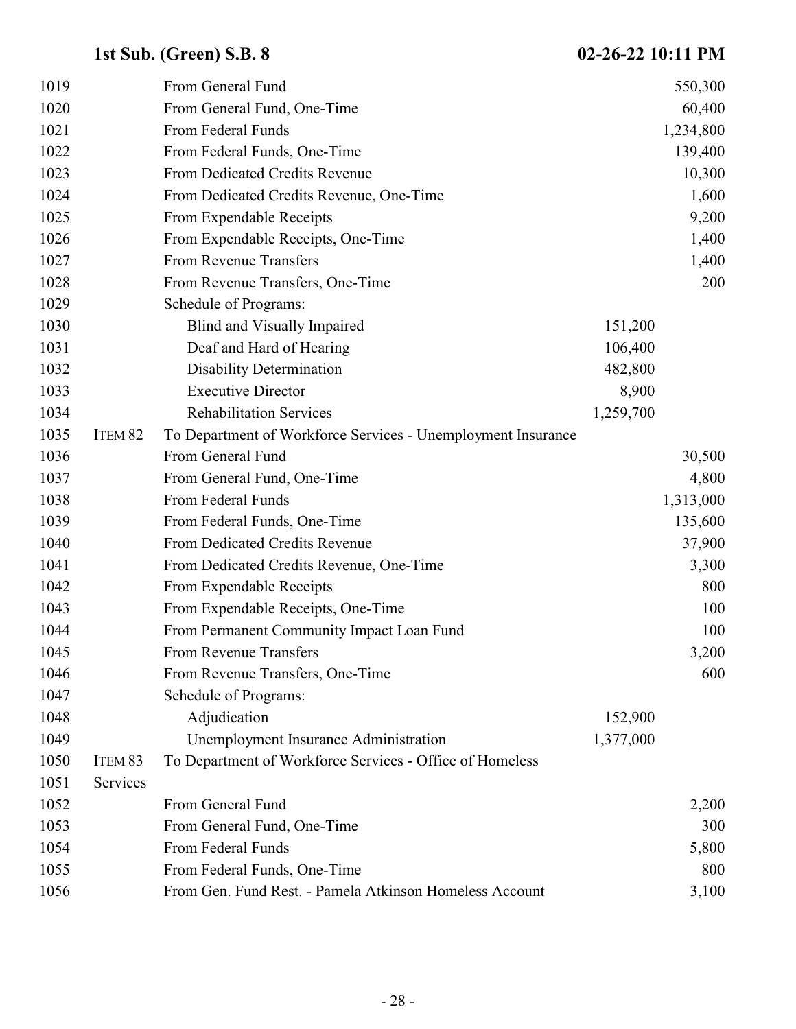| | | | | |
|---|---|---|---|---|
| 1019 | | From General Fund | | 550,300 |
| 1020 | | From General Fund, One-Time | | 60,400 |
| 1021 | | From Federal Funds | | 1,234,800 |
| 1022 | | From Federal Funds, One-Time | | 139,400 |
| 1023 | | From Dedicated Credits Revenue | | 10,300 |
| 1024 | | From Dedicated Credits Revenue, One-Time | | 1,600 |
| 1025 | | From Expendable Receipts | | 9,200 |
| 1026 | | From Expendable Receipts, One-Time | | 1,400 |
| 1027 | | From Revenue Transfers | | 1,400 |
| 1028 | | From Revenue Transfers, One-Time | | 200 |
| 1029 | | Schedule of Programs: | | |
| 1030 | | Blind and Visually Impaired | 151,200 | |
| 1031 | | Deaf and Hard of Hearing | 106,400 | |
| 1032 | | Disability Determination | 482,800 | |
| 1033 | | Executive Director | 8,900 | |
| 1034 | | Rehabilitation Services | 1,259,700 | |
| 1035 | ITEM 82 | To Department of Workforce Services - Unemployment Insurance | | |
| 1036 | | From General Fund | | 30,500 |
| 1037 | | From General Fund, One-Time | | 4,800 |
| 1038 | | From Federal Funds | | 1,313,000 |
| 1039 | | From Federal Funds, One-Time | | 135,600 |
| 1040 | | From Dedicated Credits Revenue | | 37,900 |
| 1041 | | From Dedicated Credits Revenue, One-Time | | 3,300 |
| 1042 | | From Expendable Receipts | | 800 |
| 1043 | | From Expendable Receipts, One-Time | | 100 |
| 1044 | | From Permanent Community Impact Loan Fund | | 100 |
| 1045 | | From Revenue Transfers | | 3,200 |
| 1046 | | From Revenue Transfers, One-Time | | 600 |
| 1047 | | Schedule of Programs: | | |
| 1048 | | Adjudication | 152,900 | |
| 1049 | | Unemployment Insurance Administration | 1,377,000 | |
| 1050 | ITEM 83 | To Department of Workforce Services - Office of Homeless | | |
| 1051 | Services | | | |
| 1052 | | From General Fund | | 2,200 |
| 1053 | | From General Fund, One-Time | | 300 |
| 1054 | | From Federal Funds | | 5,800 |
| 1055 | | From Federal Funds, One-Time | | 800 |
| 1056 | | From Gen. Fund Rest. - Pamela Atkinson Homeless Account | | 3,100 |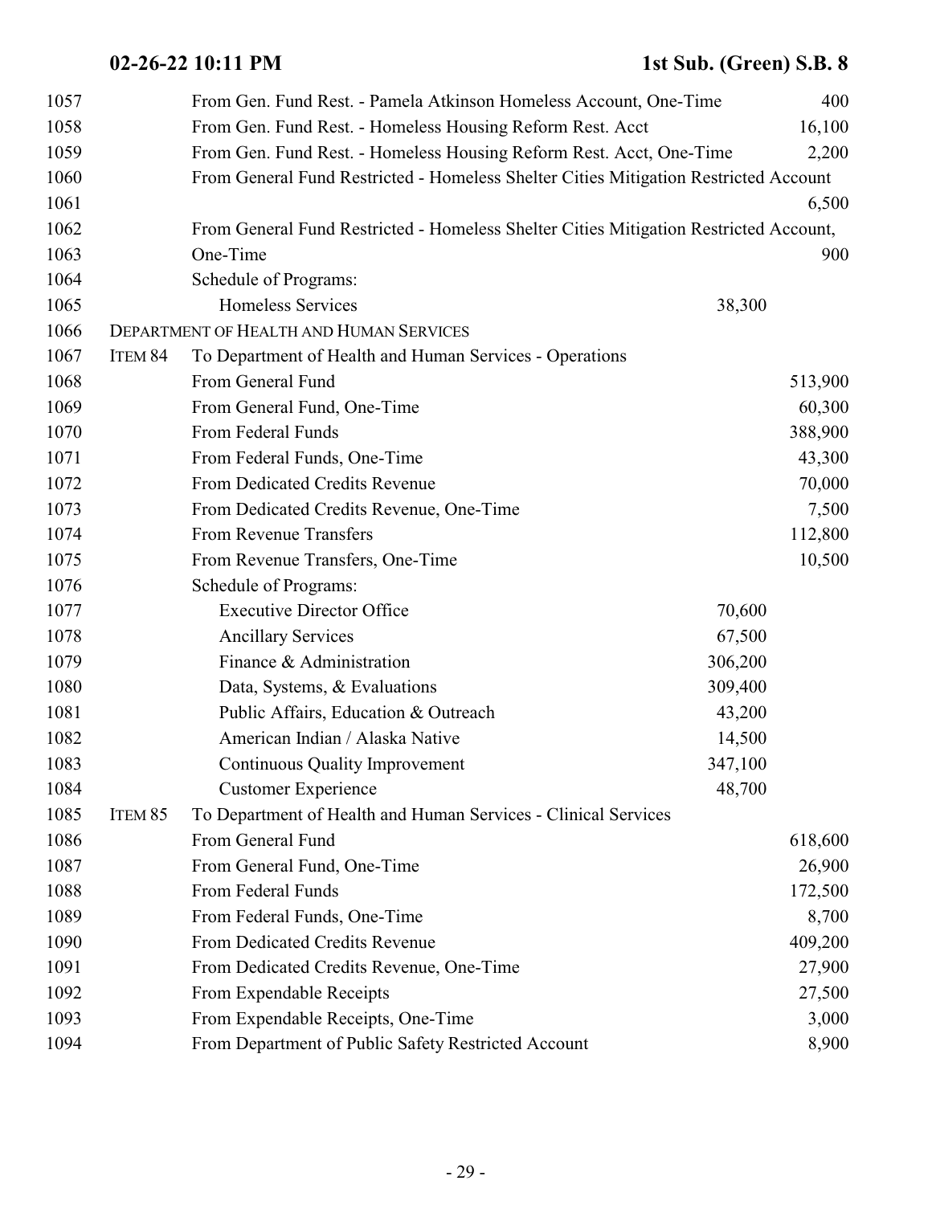| Line | Item | Description | Program Amount | Amount |
|---|---|---|---|---|
| 1057 | | From Gen. Fund Rest. - Pamela Atkinson Homeless Account, One-Time | | 400 |
| 1058 | | From Gen. Fund Rest. - Homeless Housing Reform Rest. Acct | | 16,100 |
| 1059 | | From Gen. Fund Rest. - Homeless Housing Reform Rest. Acct, One-Time | | 2,200 |
| 1060 | | From General Fund Restricted - Homeless Shelter Cities Mitigation Restricted Account | | |
| 1061 | | | | 6,500 |
| 1062 | | From General Fund Restricted - Homeless Shelter Cities Mitigation Restricted Account, | | |
| 1063 | | One-Time | | 900 |
| 1064 | | Schedule of Programs: | | |
| 1065 | | Homeless Services | 38,300 | |
| 1066 | | DEPARTMENT OF HEALTH AND HUMAN SERVICES | | |
| 1067 | ITEM 84 | To Department of Health and Human Services - Operations | | |
| 1068 | | From General Fund | | 513,900 |
| 1069 | | From General Fund, One-Time | | 60,300 |
| 1070 | | From Federal Funds | | 388,900 |
| 1071 | | From Federal Funds, One-Time | | 43,300 |
| 1072 | | From Dedicated Credits Revenue | | 70,000 |
| 1073 | | From Dedicated Credits Revenue, One-Time | | 7,500 |
| 1074 | | From Revenue Transfers | | 112,800 |
| 1075 | | From Revenue Transfers, One-Time | | 10,500 |
| 1076 | | Schedule of Programs: | | |
| 1077 | | Executive Director Office | 70,600 | |
| 1078 | | Ancillary Services | 67,500 | |
| 1079 | | Finance & Administration | 306,200 | |
| 1080 | | Data, Systems, & Evaluations | 309,400 | |
| 1081 | | Public Affairs, Education & Outreach | 43,200 | |
| 1082 | | American Indian / Alaska Native | 14,500 | |
| 1083 | | Continuous Quality Improvement | 347,100 | |
| 1084 | | Customer Experience | 48,700 | |
| 1085 | ITEM 85 | To Department of Health and Human Services - Clinical Services | | |
| 1086 | | From General Fund | | 618,600 |
| 1087 | | From General Fund, One-Time | | 26,900 |
| 1088 | | From Federal Funds | | 172,500 |
| 1089 | | From Federal Funds, One-Time | | 8,700 |
| 1090 | | From Dedicated Credits Revenue | | 409,200 |
| 1091 | | From Dedicated Credits Revenue, One-Time | | 27,900 |
| 1092 | | From Expendable Receipts | | 27,500 |
| 1093 | | From Expendable Receipts, One-Time | | 3,000 |
| 1094 | | From Department of Public Safety Restricted Account | | 8,900 |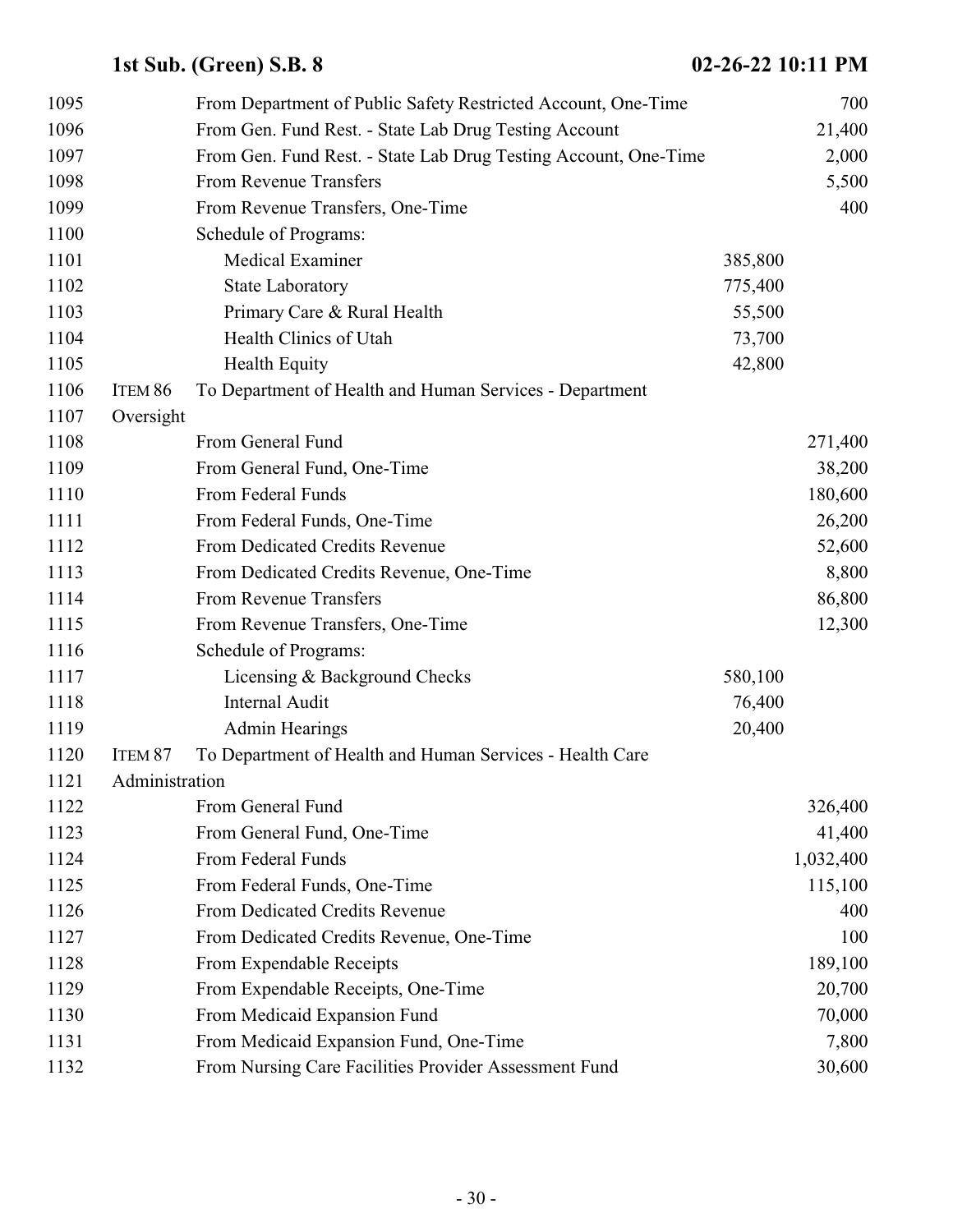| Line | Item | Description | Schedule Amount | Amount |
|---|---|---|---|---|
| 1095 | | From Department of Public Safety Restricted Account, One-Time | | 700 |
| 1096 | | From Gen. Fund Rest. - State Lab Drug Testing Account | | 21,400 |
| 1097 | | From Gen. Fund Rest. - State Lab Drug Testing Account, One-Time | | 2,000 |
| 1098 | | From Revenue Transfers | | 5,500 |
| 1099 | | From Revenue Transfers, One-Time | | 400 |
| 1100 | | Schedule of Programs: | | |
| 1101 | | Medical Examiner | 385,800 | |
| 1102 | | State Laboratory | 775,400 | |
| 1103 | | Primary Care & Rural Health | 55,500 | |
| 1104 | | Health Clinics of Utah | 73,700 | |
| 1105 | | Health Equity | 42,800 | |
| 1106 | ITEM 86 | To Department of Health and Human Services - Department | | |
| 1107 | Oversight | | | |
| 1108 | | From General Fund | | 271,400 |
| 1109 | | From General Fund, One-Time | | 38,200 |
| 1110 | | From Federal Funds | | 180,600 |
| 1111 | | From Federal Funds, One-Time | | 26,200 |
| 1112 | | From Dedicated Credits Revenue | | 52,600 |
| 1113 | | From Dedicated Credits Revenue, One-Time | | 8,800 |
| 1114 | | From Revenue Transfers | | 86,800 |
| 1115 | | From Revenue Transfers, One-Time | | 12,300 |
| 1116 | | Schedule of Programs: | | |
| 1117 | | Licensing & Background Checks | 580,100 | |
| 1118 | | Internal Audit | 76,400 | |
| 1119 | | Admin Hearings | 20,400 | |
| 1120 | ITEM 87 | To Department of Health and Human Services - Health Care | | |
| 1121 | Administration | | | |
| 1122 | | From General Fund | | 326,400 |
| 1123 | | From General Fund, One-Time | | 41,400 |
| 1124 | | From Federal Funds | | 1,032,400 |
| 1125 | | From Federal Funds, One-Time | | 115,100 |
| 1126 | | From Dedicated Credits Revenue | | 400 |
| 1127 | | From Dedicated Credits Revenue, One-Time | | 100 |
| 1128 | | From Expendable Receipts | | 189,100 |
| 1129 | | From Expendable Receipts, One-Time | | 20,700 |
| 1130 | | From Medicaid Expansion Fund | | 70,000 |
| 1131 | | From Medicaid Expansion Fund, One-Time | | 7,800 |
| 1132 | | From Nursing Care Facilities Provider Assessment Fund | | 30,600 |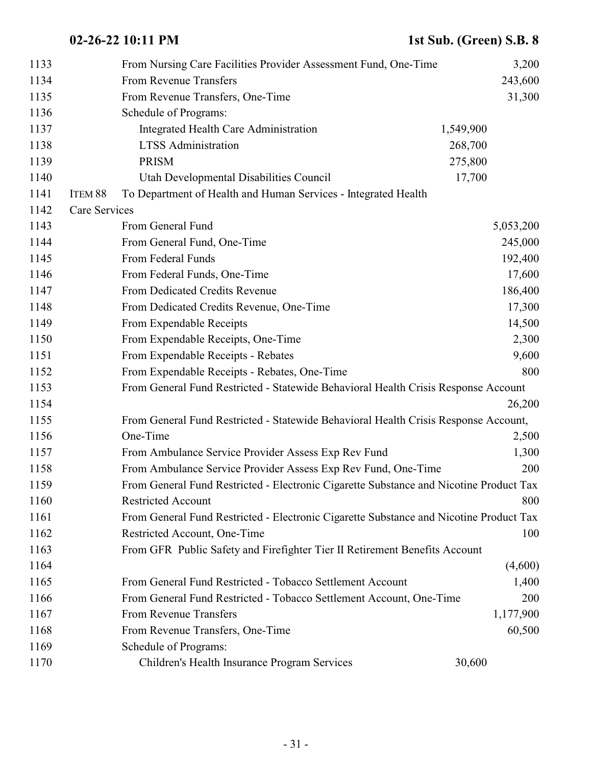1133 From Nursing Care Facilities Provider Assessment Fund, One-Time 3,200
1134 From Revenue Transfers 243,600
1135 From Revenue Transfers, One-Time 31,300
1136 Schedule of Programs:
1137 Integrated Health Care Administration 1,549,900
1138 LTSS Administration 268,700
1139 PRISM 275,800
1140 Utah Developmental Disabilities Council 17,700
1141 ITEM 88 To Department of Health and Human Services - Integrated Health
1142 Care Services
1143 From General Fund 5,053,200
1144 From General Fund, One-Time 245,000
1145 From Federal Funds 192,400
1146 From Federal Funds, One-Time 17,600
1147 From Dedicated Credits Revenue 186,400
1148 From Dedicated Credits Revenue, One-Time 17,300
1149 From Expendable Receipts 14,500
1150 From Expendable Receipts, One-Time 2,300
1151 From Expendable Receipts - Rebates 9,600
1152 From Expendable Receipts - Rebates, One-Time 800
1153 From General Fund Restricted - Statewide Behavioral Health Crisis Response Account
1154 26,200
1155 From General Fund Restricted - Statewide Behavioral Health Crisis Response Account,
1156 One-Time 2,500
1157 From Ambulance Service Provider Assess Exp Rev Fund 1,300
1158 From Ambulance Service Provider Assess Exp Rev Fund, One-Time 200
1159 From General Fund Restricted - Electronic Cigarette Substance and Nicotine Product Tax
1160 Restricted Account 800
1161 From General Fund Restricted - Electronic Cigarette Substance and Nicotine Product Tax
1162 Restricted Account, One-Time 100
1163 From GFR Public Safety and Firefighter Tier II Retirement Benefits Account
1164 (4,600)
1165 From General Fund Restricted - Tobacco Settlement Account 1,400
1166 From General Fund Restricted - Tobacco Settlement Account, One-Time 200
1167 From Revenue Transfers 1,177,900
1168 From Revenue Transfers, One-Time 60,500
1169 Schedule of Programs:
1170 Children's Health Insurance Program Services 30,600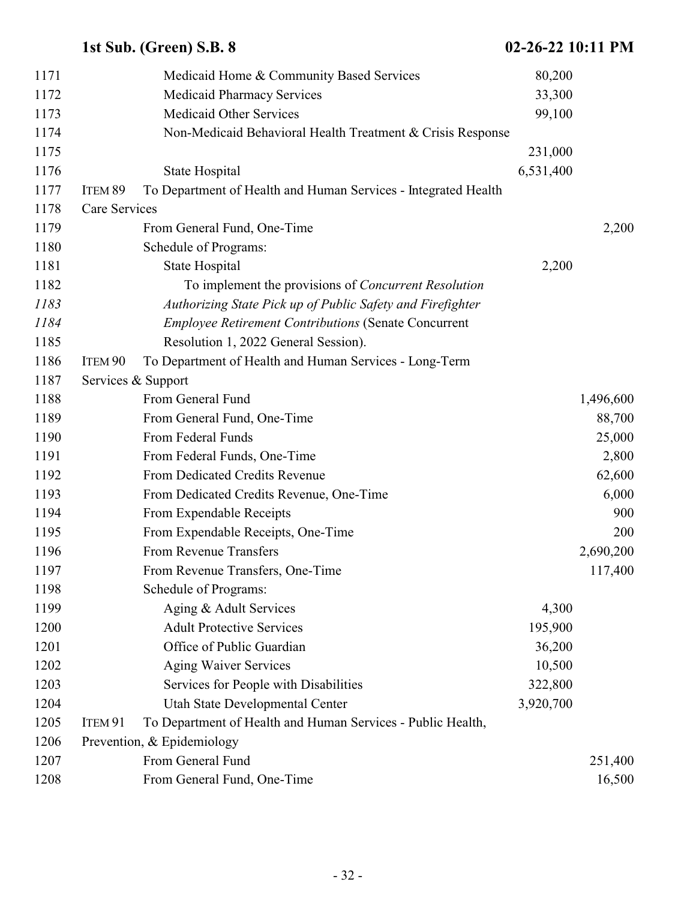1171 Medicaid Home & Community Based Services 80,200
1172 Medicaid Pharmacy Services 33,300
1173 Medicaid Other Services 99,100
1174 Non-Medicaid Behavioral Health Treatment & Crisis Response
1175 231,000
1176 State Hospital 6,531,400

1177 ITEM 89 To Department of Health and Human Services - Integrated Health
1178 Care Services

1179 From General Fund, One-Time 2,200

1180 Schedule of Programs:

1181 State Hospital 2,200

1182 To implement the provisions of *Concurrent Resolution*
1183 *Authorizing State Pick up of Public Safety and Firefighter*
1184 *Employee Retirement Contributions* (Senate Concurrent
1185 Resolution 1, 2022 General Session).

1186 ITEM 90 To Department of Health and Human Services - Long-Term
1187 Services & Support

1188 From General Fund 1,496,600
1189 From General Fund, One-Time 88,700
1190 From Federal Funds 25,000
1191 From Federal Funds, One-Time 2,800
1192 From Dedicated Credits Revenue 62,600
1193 From Dedicated Credits Revenue, One-Time 6,000
1194 From Expendable Receipts 900
1195 From Expendable Receipts, One-Time 200
1196 From Revenue Transfers 2,690,200
1197 From Revenue Transfers, One-Time 117,400

1198 Schedule of Programs:

1199 Aging & Adult Services 4,300
1200 Adult Protective Services 195,900
1201 Office of Public Guardian 36,200
1202 Aging Waiver Services 10,500
1203 Services for People with Disabilities 322,800
1204 Utah State Developmental Center 3,920,700

1205 ITEM 91 To Department of Health and Human Services - Public Health,
1206 Prevention, & Epidemiology

1207 From General Fund 251,400
1208 From General Fund, One-Time 16,500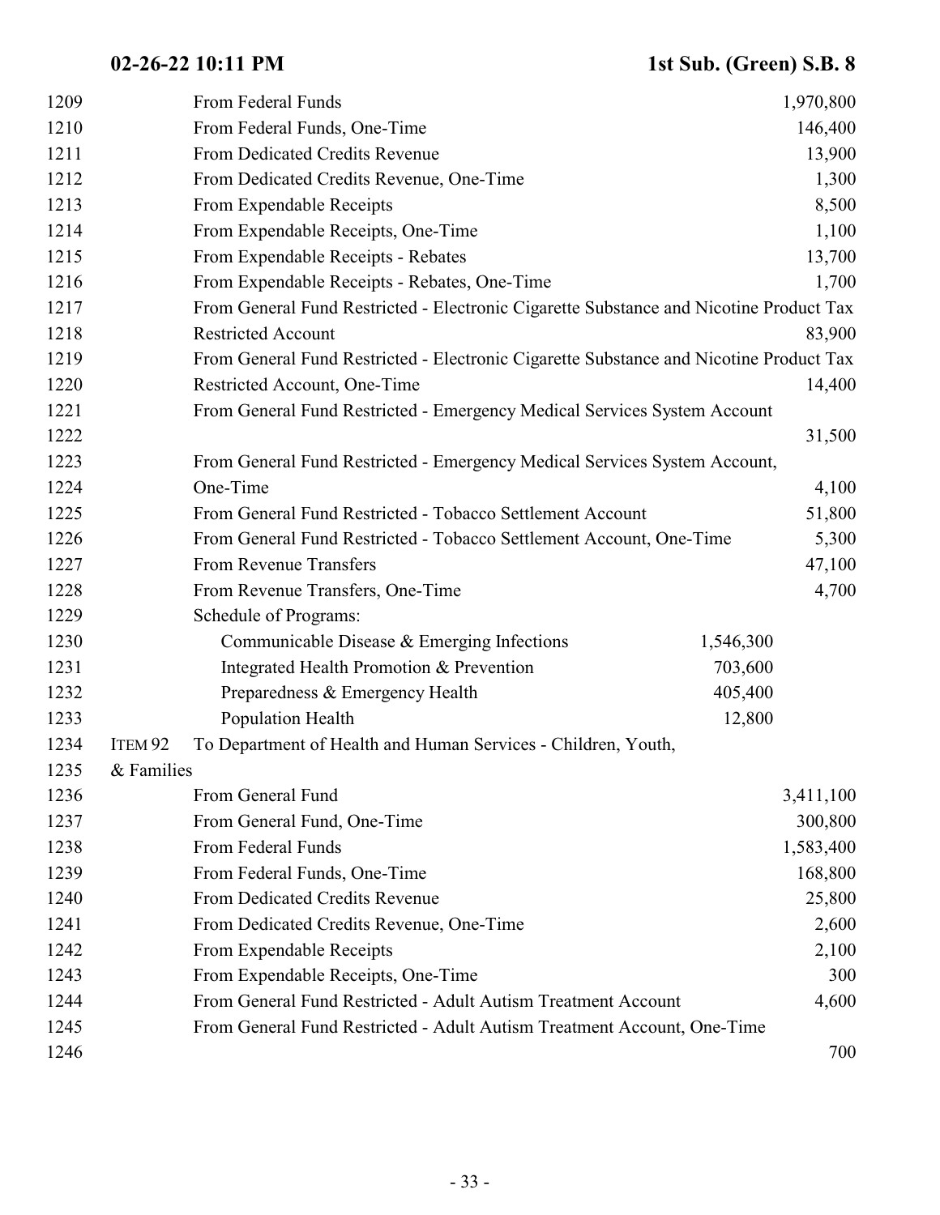| Line | | | | |
|---|---|---|---|---|
| 1209 | | From Federal Funds | | 1,970,800 |
| 1210 | | From Federal Funds, One-Time | | 146,400 |
| 1211 | | From Dedicated Credits Revenue | | 13,900 |
| 1212 | | From Dedicated Credits Revenue, One-Time | | 1,300 |
| 1213 | | From Expendable Receipts | | 8,500 |
| 1214 | | From Expendable Receipts, One-Time | | 1,100 |
| 1215 | | From Expendable Receipts - Rebates | | 13,700 |
| 1216 | | From Expendable Receipts - Rebates, One-Time | | 1,700 |
| 1217 | | From General Fund Restricted - Electronic Cigarette Substance and Nicotine Product Tax | | |
| 1218 | | Restricted Account | | 83,900 |
| 1219 | | From General Fund Restricted - Electronic Cigarette Substance and Nicotine Product Tax | | |
| 1220 | | Restricted Account, One-Time | | 14,400 |
| 1221 | | From General Fund Restricted - Emergency Medical Services System Account | | |
| 1222 | | | | 31,500 |
| 1223 | | From General Fund Restricted - Emergency Medical Services System Account, | | |
| 1224 | | One-Time | | 4,100 |
| 1225 | | From General Fund Restricted - Tobacco Settlement Account | | 51,800 |
| 1226 | | From General Fund Restricted - Tobacco Settlement Account, One-Time | | 5,300 |
| 1227 | | From Revenue Transfers | | 47,100 |
| 1228 | | From Revenue Transfers, One-Time | | 4,700 |
| 1229 | | Schedule of Programs: | | |
| 1230 | | Communicable Disease & Emerging Infections | 1,546,300 | |
| 1231 | | Integrated Health Promotion & Prevention | 703,600 | |
| 1232 | | Preparedness & Emergency Health | 405,400 | |
| 1233 | | Population Health | 12,800 | |
| 1234 | ITEM 92 | To Department of Health and Human Services - Children, Youth, | | |
| 1235 | & Families | | | |
| 1236 | | From General Fund | | 3,411,100 |
| 1237 | | From General Fund, One-Time | | 300,800 |
| 1238 | | From Federal Funds | | 1,583,400 |
| 1239 | | From Federal Funds, One-Time | | 168,800 |
| 1240 | | From Dedicated Credits Revenue | | 25,800 |
| 1241 | | From Dedicated Credits Revenue, One-Time | | 2,600 |
| 1242 | | From Expendable Receipts | | 2,100 |
| 1243 | | From Expendable Receipts, One-Time | | 300 |
| 1244 | | From General Fund Restricted - Adult Autism Treatment Account | | 4,600 |
| 1245 | | From General Fund Restricted - Adult Autism Treatment Account, One-Time | | |
| 1246 | | | | 700 |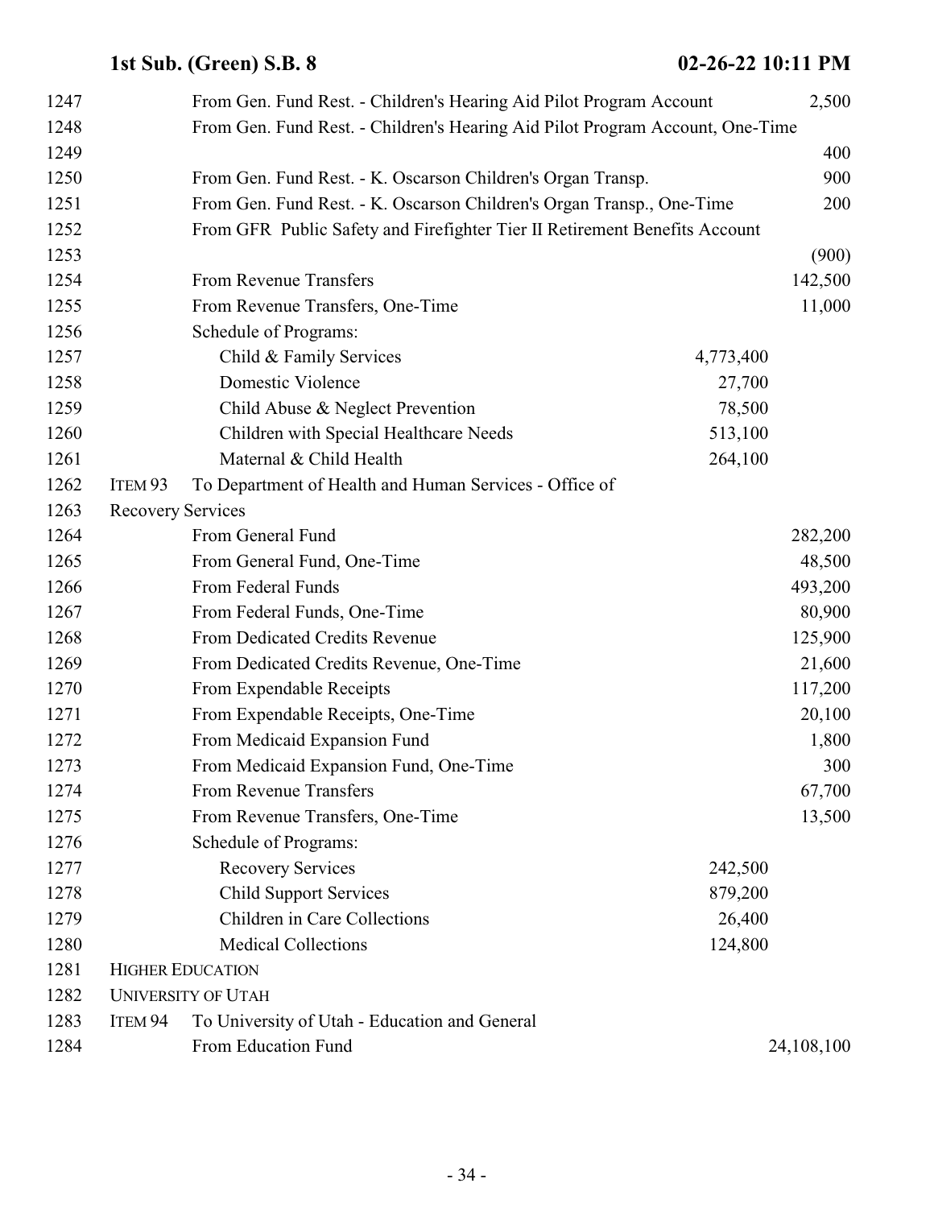| Line | Item | Description | Program Amount | Amount |
|---|---|---|---|---|
| 1247 | | From Gen. Fund Rest. - Children's Hearing Aid Pilot Program Account | | 2,500 |
| 1248 | | From Gen. Fund Rest. - Children's Hearing Aid Pilot Program Account, One-Time | | |
| 1249 | | | | 400 |
| 1250 | | From Gen. Fund Rest. - K. Oscarson Children's Organ Transp. | | 900 |
| 1251 | | From Gen. Fund Rest. - K. Oscarson Children's Organ Transp., One-Time | | 200 |
| 1252 | | From GFR Public Safety and Firefighter Tier II Retirement Benefits Account | | |
| 1253 | | | | (900) |
| 1254 | | From Revenue Transfers | | 142,500 |
| 1255 | | From Revenue Transfers, One-Time | | 11,000 |
| 1256 | | Schedule of Programs: | | |
| 1257 | | Child & Family Services | 4,773,400 | |
| 1258 | | Domestic Violence | 27,700 | |
| 1259 | | Child Abuse & Neglect Prevention | 78,500 | |
| 1260 | | Children with Special Healthcare Needs | 513,100 | |
| 1261 | | Maternal & Child Health | 264,100 | |
| 1262 | ITEM 93 | To Department of Health and Human Services - Office of | | |
| 1263 | | Recovery Services | | |
| 1264 | | From General Fund | | 282,200 |
| 1265 | | From General Fund, One-Time | | 48,500 |
| 1266 | | From Federal Funds | | 493,200 |
| 1267 | | From Federal Funds, One-Time | | 80,900 |
| 1268 | | From Dedicated Credits Revenue | | 125,900 |
| 1269 | | From Dedicated Credits Revenue, One-Time | | 21,600 |
| 1270 | | From Expendable Receipts | | 117,200 |
| 1271 | | From Expendable Receipts, One-Time | | 20,100 |
| 1272 | | From Medicaid Expansion Fund | | 1,800 |
| 1273 | | From Medicaid Expansion Fund, One-Time | | 300 |
| 1274 | | From Revenue Transfers | | 67,700 |
| 1275 | | From Revenue Transfers, One-Time | | 13,500 |
| 1276 | | Schedule of Programs: | | |
| 1277 | | Recovery Services | 242,500 | |
| 1278 | | Child Support Services | 879,200 | |
| 1279 | | Children in Care Collections | 26,400 | |
| 1280 | | Medical Collections | 124,800 | |
| 1281 | HIGHER EDUCATION | | | |
| 1282 | UNIVERSITY OF UTAH | | | |
| 1283 | ITEM 94 | To University of Utah - Education and General | | |
| 1284 | | From Education Fund | | 24,108,100 |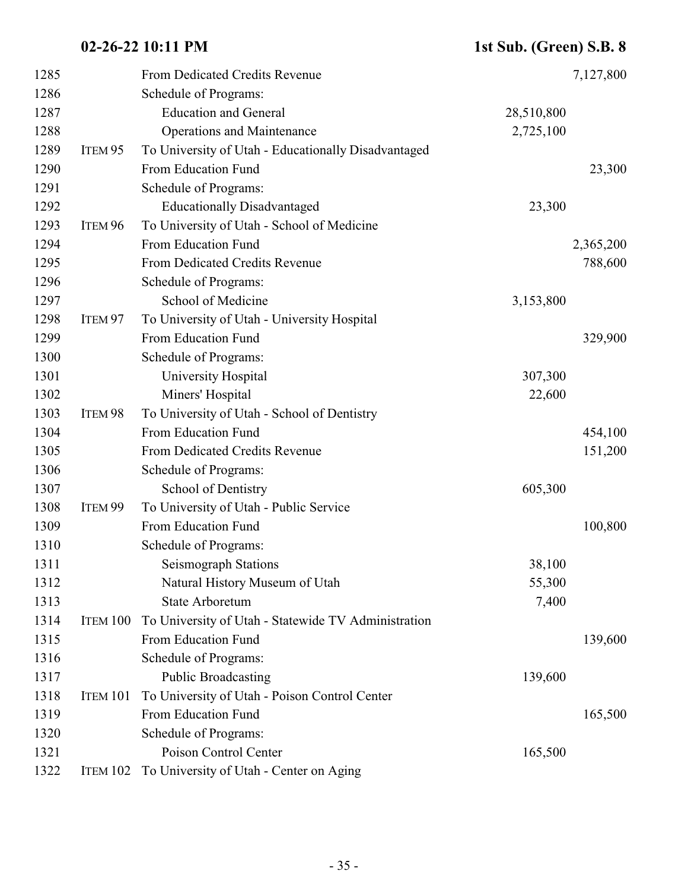| | | | | |
|---|---|---|---|---|
| 1285 | | From Dedicated Credits Revenue | | 7,127,800 |
| 1286 | | Schedule of Programs: | | |
| 1287 | | Education and General | 28,510,800 | |
| 1288 | | Operations and Maintenance | 2,725,100 | |
| 1289 | ITEM 95 | To University of Utah - Educationally Disadvantaged | | |
| 1290 | | From Education Fund | | 23,300 |
| 1291 | | Schedule of Programs: | | |
| 1292 | | Educationally Disadvantaged | 23,300 | |
| 1293 | ITEM 96 | To University of Utah - School of Medicine | | |
| 1294 | | From Education Fund | | 2,365,200 |
| 1295 | | From Dedicated Credits Revenue | | 788,600 |
| 1296 | | Schedule of Programs: | | |
| 1297 | | School of Medicine | 3,153,800 | |
| 1298 | ITEM 97 | To University of Utah - University Hospital | | |
| 1299 | | From Education Fund | | 329,900 |
| 1300 | | Schedule of Programs: | | |
| 1301 | | University Hospital | 307,300 | |
| 1302 | | Miners' Hospital | 22,600 | |
| 1303 | ITEM 98 | To University of Utah - School of Dentistry | | |
| 1304 | | From Education Fund | | 454,100 |
| 1305 | | From Dedicated Credits Revenue | | 151,200 |
| 1306 | | Schedule of Programs: | | |
| 1307 | | School of Dentistry | 605,300 | |
| 1308 | ITEM 99 | To University of Utah - Public Service | | |
| 1309 | | From Education Fund | | 100,800 |
| 1310 | | Schedule of Programs: | | |
| 1311 | | Seismograph Stations | 38,100 | |
| 1312 | | Natural History Museum of Utah | 55,300 | |
| 1313 | | State Arboretum | 7,400 | |
| 1314 | ITEM 100 | To University of Utah - Statewide TV Administration | | |
| 1315 | | From Education Fund | | 139,600 |
| 1316 | | Schedule of Programs: | | |
| 1317 | | Public Broadcasting | 139,600 | |
| 1318 | ITEM 101 | To University of Utah - Poison Control Center | | |
| 1319 | | From Education Fund | | 165,500 |
| 1320 | | Schedule of Programs: | | |
| 1321 | | Poison Control Center | 165,500 | |
| 1322 | ITEM 102 | To University of Utah - Center on Aging | | |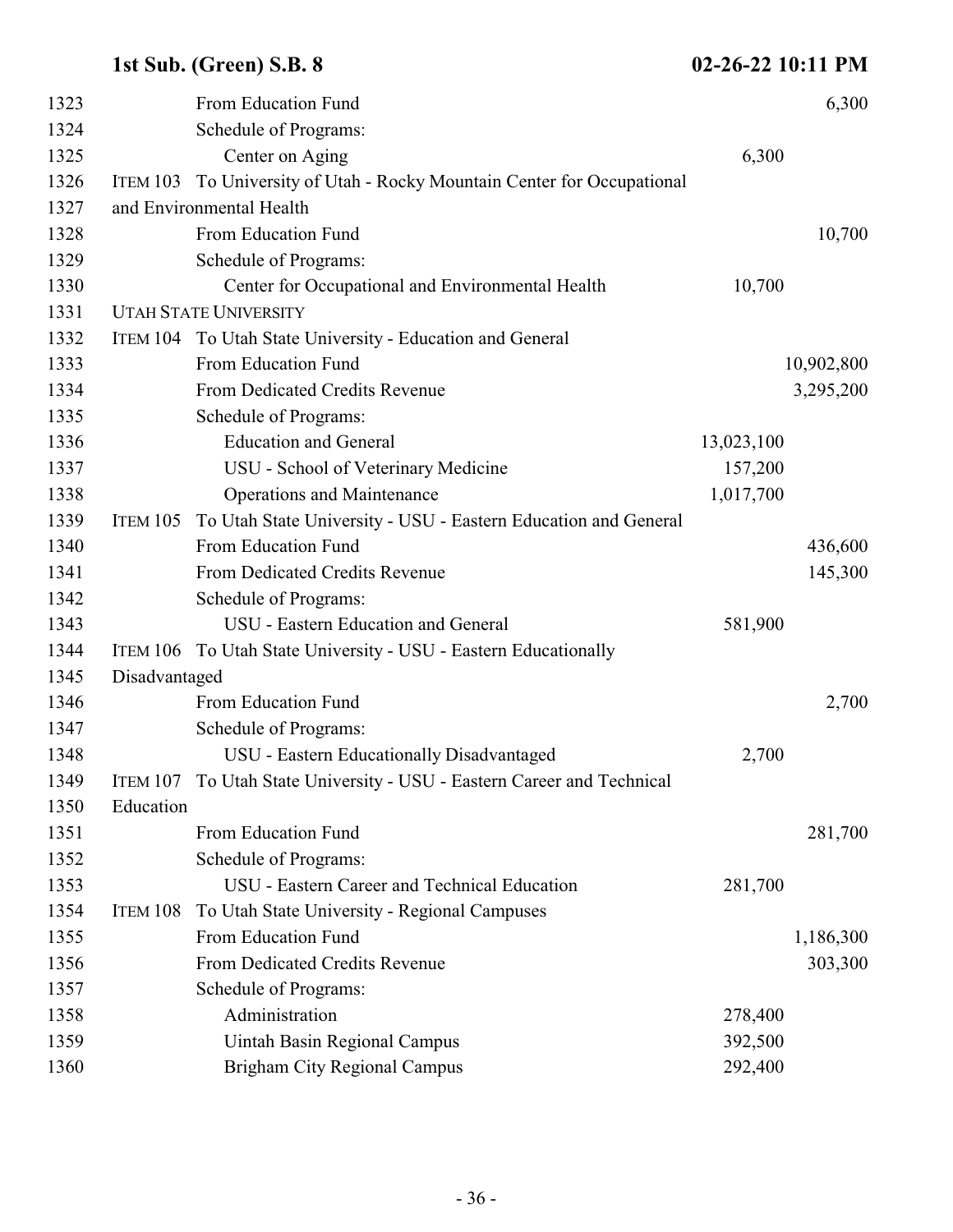| Line | Item | Description | Program Amount | Total |
|---|---|---|---|---|
| 1323 | | From Education Fund | | 6,300 |
| 1324 | | Schedule of Programs: | | |
| 1325 | | Center on Aging | 6,300 | |
| 1326 | ITEM 103 | To University of Utah - Rocky Mountain Center for Occupational | | |
| 1327 | | and Environmental Health | | |
| 1328 | | From Education Fund | | 10,700 |
| 1329 | | Schedule of Programs: | | |
| 1330 | | Center for Occupational and Environmental Health | 10,700 | |
| 1331 | | UTAH STATE UNIVERSITY | | |
| 1332 | ITEM 104 | To Utah State University - Education and General | | |
| 1333 | | From Education Fund | | 10,902,800 |
| 1334 | | From Dedicated Credits Revenue | | 3,295,200 |
| 1335 | | Schedule of Programs: | | |
| 1336 | | Education and General | 13,023,100 | |
| 1337 | | USU - School of Veterinary Medicine | 157,200 | |
| 1338 | | Operations and Maintenance | 1,017,700 | |
| 1339 | ITEM 105 | To Utah State University - USU - Eastern Education and General | | |
| 1340 | | From Education Fund | | 436,600 |
| 1341 | | From Dedicated Credits Revenue | | 145,300 |
| 1342 | | Schedule of Programs: | | |
| 1343 | | USU - Eastern Education and General | 581,900 | |
| 1344 | ITEM 106 | To Utah State University - USU - Eastern Educationally | | |
| 1345 | | Disadvantaged | | |
| 1346 | | From Education Fund | | 2,700 |
| 1347 | | Schedule of Programs: | | |
| 1348 | | USU - Eastern Educationally Disadvantaged | 2,700 | |
| 1349 | ITEM 107 | To Utah State University - USU - Eastern Career and Technical | | |
| 1350 | | Education | | |
| 1351 | | From Education Fund | | 281,700 |
| 1352 | | Schedule of Programs: | | |
| 1353 | | USU - Eastern Career and Technical Education | 281,700 | |
| 1354 | ITEM 108 | To Utah State University - Regional Campuses | | |
| 1355 | | From Education Fund | | 1,186,300 |
| 1356 | | From Dedicated Credits Revenue | | 303,300 |
| 1357 | | Schedule of Programs: | | |
| 1358 | | Administration | 278,400 | |
| 1359 | | Uintah Basin Regional Campus | 392,500 | |
| 1360 | | Brigham City Regional Campus | 292,400 | |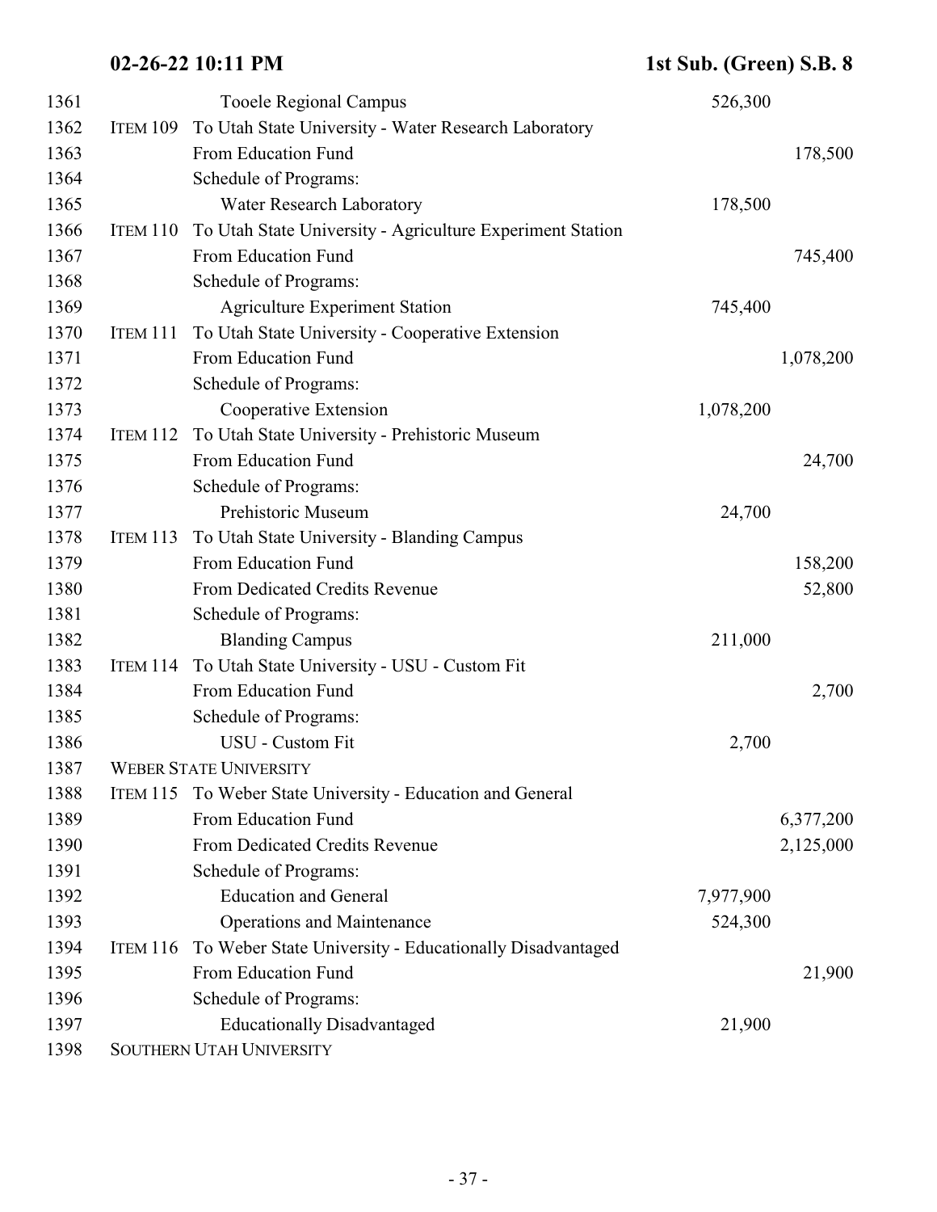| Line | Item | Description | Program Amount | Fund Amount |
|---|---|---|---|---|
| 1361 | | Tooele Regional Campus | 526,300 | |
| 1362 | ITEM 109 | To Utah State University - Water Research Laboratory | | |
| 1363 | | From Education Fund | | 178,500 |
| 1364 | | Schedule of Programs: | | |
| 1365 | | Water Research Laboratory | 178,500 | |
| 1366 | ITEM 110 | To Utah State University - Agriculture Experiment Station | | |
| 1367 | | From Education Fund | | 745,400 |
| 1368 | | Schedule of Programs: | | |
| 1369 | | Agriculture Experiment Station | 745,400 | |
| 1370 | ITEM 111 | To Utah State University - Cooperative Extension | | |
| 1371 | | From Education Fund | | 1,078,200 |
| 1372 | | Schedule of Programs: | | |
| 1373 | | Cooperative Extension | 1,078,200 | |
| 1374 | ITEM 112 | To Utah State University - Prehistoric Museum | | |
| 1375 | | From Education Fund | | 24,700 |
| 1376 | | Schedule of Programs: | | |
| 1377 | | Prehistoric Museum | 24,700 | |
| 1378 | ITEM 113 | To Utah State University - Blanding Campus | | |
| 1379 | | From Education Fund | | 158,200 |
| 1380 | | From Dedicated Credits Revenue | | 52,800 |
| 1381 | | Schedule of Programs: | | |
| 1382 | | Blanding Campus | 211,000 | |
| 1383 | ITEM 114 | To Utah State University - USU - Custom Fit | | |
| 1384 | | From Education Fund | | 2,700 |
| 1385 | | Schedule of Programs: | | |
| 1386 | | USU - Custom Fit | 2,700 | |
| 1387 | | WEBER STATE UNIVERSITY | | |
| 1388 | ITEM 115 | To Weber State University - Education and General | | |
| 1389 | | From Education Fund | | 6,377,200 |
| 1390 | | From Dedicated Credits Revenue | | 2,125,000 |
| 1391 | | Schedule of Programs: | | |
| 1392 | | Education and General | 7,977,900 | |
| 1393 | | Operations and Maintenance | 524,300 | |
| 1394 | ITEM 116 | To Weber State University - Educationally Disadvantaged | | |
| 1395 | | From Education Fund | | 21,900 |
| 1396 | | Schedule of Programs: | | |
| 1397 | | Educationally Disadvantaged | 21,900 | |
| 1398 | | SOUTHERN UTAH UNIVERSITY | | |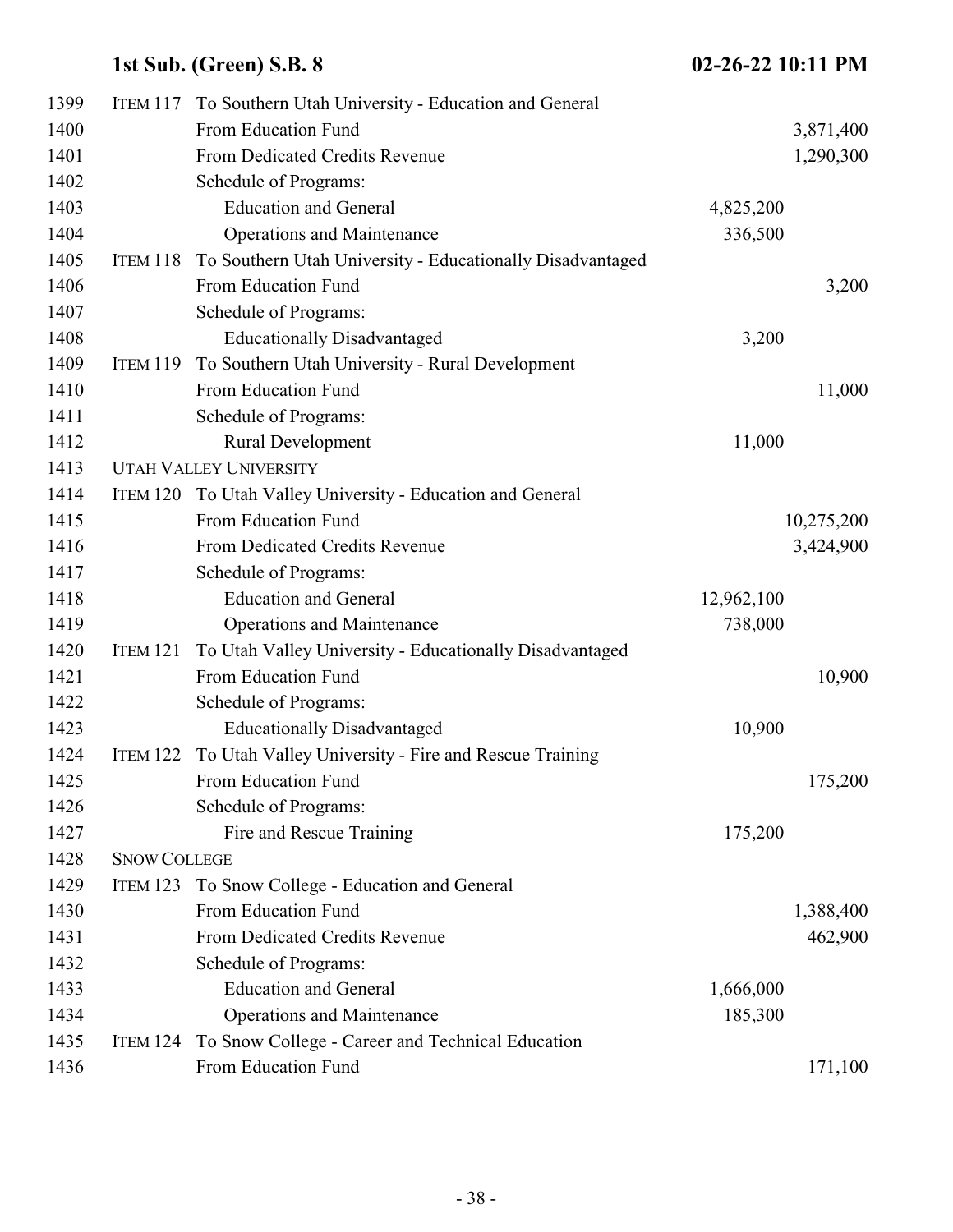| Line | Item | Description | Schedule Amount | Appropriation |
|---|---|---|---|---|
| 1399 | ITEM 117 | To Southern Utah University - Education and General | | |
| 1400 | | From Education Fund | | 3,871,400 |
| 1401 | | From Dedicated Credits Revenue | | 1,290,300 |
| 1402 | | Schedule of Programs: | | |
| 1403 | | Education and General | 4,825,200 | |
| 1404 | | Operations and Maintenance | 336,500 | |
| 1405 | ITEM 118 | To Southern Utah University - Educationally Disadvantaged | | |
| 1406 | | From Education Fund | | 3,200 |
| 1407 | | Schedule of Programs: | | |
| 1408 | | Educationally Disadvantaged | 3,200 | |
| 1409 | ITEM 119 | To Southern Utah University - Rural Development | | |
| 1410 | | From Education Fund | | 11,000 |
| 1411 | | Schedule of Programs: | | |
| 1412 | | Rural Development | 11,000 | |
| 1413 | UTAH VALLEY UNIVERSITY | | | |
| 1414 | ITEM 120 | To Utah Valley University - Education and General | | |
| 1415 | | From Education Fund | | 10,275,200 |
| 1416 | | From Dedicated Credits Revenue | | 3,424,900 |
| 1417 | | Schedule of Programs: | | |
| 1418 | | Education and General | 12,962,100 | |
| 1419 | | Operations and Maintenance | 738,000 | |
| 1420 | ITEM 121 | To Utah Valley University - Educationally Disadvantaged | | |
| 1421 | | From Education Fund | | 10,900 |
| 1422 | | Schedule of Programs: | | |
| 1423 | | Educationally Disadvantaged | 10,900 | |
| 1424 | ITEM 122 | To Utah Valley University - Fire and Rescue Training | | |
| 1425 | | From Education Fund | | 175,200 |
| 1426 | | Schedule of Programs: | | |
| 1427 | | Fire and Rescue Training | 175,200 | |
| 1428 | SNOW COLLEGE | | | |
| 1429 | ITEM 123 | To Snow College - Education and General | | |
| 1430 | | From Education Fund | | 1,388,400 |
| 1431 | | From Dedicated Credits Revenue | | 462,900 |
| 1432 | | Schedule of Programs: | | |
| 1433 | | Education and General | 1,666,000 | |
| 1434 | | Operations and Maintenance | 185,300 | |
| 1435 | ITEM 124 | To Snow College - Career and Technical Education | | |
| 1436 | | From Education Fund | | 171,100 |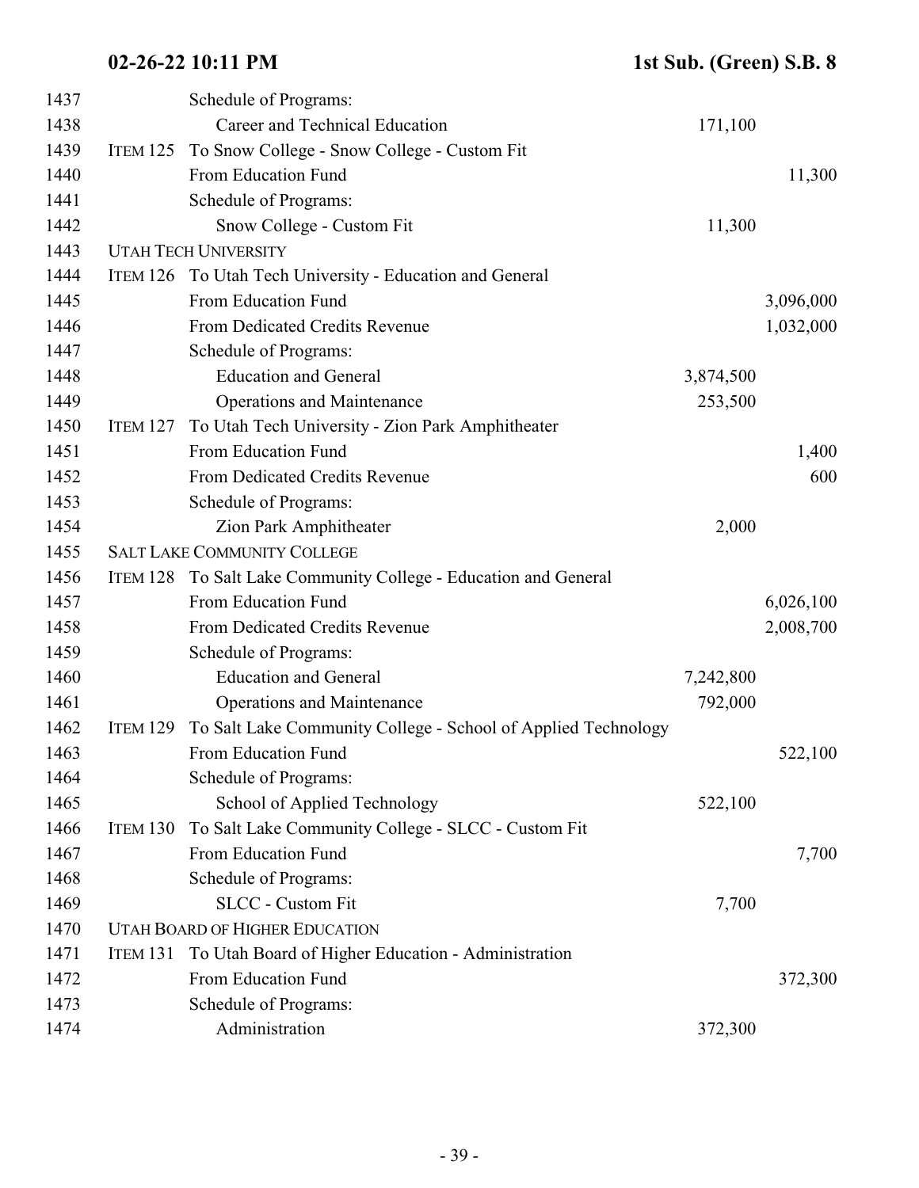| Line | Item | Description | Program Amount | Fund Amount |
|---|---|---|---|---|
| 1437 | | Schedule of Programs: | | |
| 1438 | | Career and Technical Education | 171,100 | |
| 1439 | ITEM 125 | To Snow College - Snow College - Custom Fit | | |
| 1440 | | From Education Fund | | 11,300 |
| 1441 | | Schedule of Programs: | | |
| 1442 | | Snow College - Custom Fit | 11,300 | |
| 1443 | | UTAH TECH UNIVERSITY | | |
| 1444 | ITEM 126 | To Utah Tech University - Education and General | | |
| 1445 | | From Education Fund | | 3,096,000 |
| 1446 | | From Dedicated Credits Revenue | | 1,032,000 |
| 1447 | | Schedule of Programs: | | |
| 1448 | | Education and General | 3,874,500 | |
| 1449 | | Operations and Maintenance | 253,500 | |
| 1450 | ITEM 127 | To Utah Tech University - Zion Park Amphitheater | | |
| 1451 | | From Education Fund | | 1,400 |
| 1452 | | From Dedicated Credits Revenue | | 600 |
| 1453 | | Schedule of Programs: | | |
| 1454 | | Zion Park Amphitheater | 2,000 | |
| 1455 | | SALT LAKE COMMUNITY COLLEGE | | |
| 1456 | ITEM 128 | To Salt Lake Community College - Education and General | | |
| 1457 | | From Education Fund | | 6,026,100 |
| 1458 | | From Dedicated Credits Revenue | | 2,008,700 |
| 1459 | | Schedule of Programs: | | |
| 1460 | | Education and General | 7,242,800 | |
| 1461 | | Operations and Maintenance | 792,000 | |
| 1462 | ITEM 129 | To Salt Lake Community College - School of Applied Technology | | |
| 1463 | | From Education Fund | | 522,100 |
| 1464 | | Schedule of Programs: | | |
| 1465 | | School of Applied Technology | 522,100 | |
| 1466 | ITEM 130 | To Salt Lake Community College - SLCC - Custom Fit | | |
| 1467 | | From Education Fund | | 7,700 |
| 1468 | | Schedule of Programs: | | |
| 1469 | | SLCC - Custom Fit | 7,700 | |
| 1470 | | UTAH BOARD OF HIGHER EDUCATION | | |
| 1471 | ITEM 131 | To Utah Board of Higher Education - Administration | | |
| 1472 | | From Education Fund | | 372,300 |
| 1473 | | Schedule of Programs: | | |
| 1474 | | Administration | 372,300 | |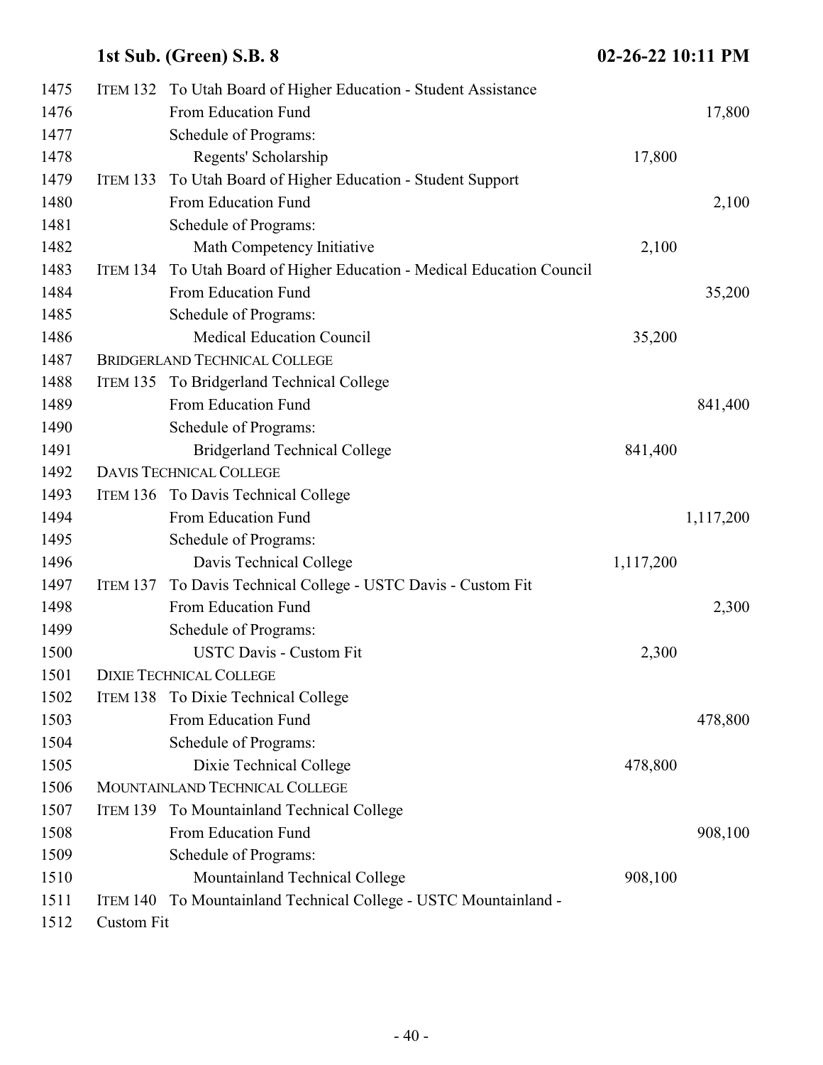| Line | Item | Description | Schedule Amount | Fund Amount |
|---|---|---|---|---|
| 1475 | ITEM 132 | To Utah Board of Higher Education - Student Assistance | | |
| 1476 | | From Education Fund | | 17,800 |
| 1477 | | Schedule of Programs: | | |
| 1478 | | Regents' Scholarship | 17,800 | |
| 1479 | ITEM 133 | To Utah Board of Higher Education - Student Support | | |
| 1480 | | From Education Fund | | 2,100 |
| 1481 | | Schedule of Programs: | | |
| 1482 | | Math Competency Initiative | 2,100 | |
| 1483 | ITEM 134 | To Utah Board of Higher Education - Medical Education Council | | |
| 1484 | | From Education Fund | | 35,200 |
| 1485 | | Schedule of Programs: | | |
| 1486 | | Medical Education Council | 35,200 | |
| 1487 | | BRIDGERLAND TECHNICAL COLLEGE | | |
| 1488 | ITEM 135 | To Bridgerland Technical College | | |
| 1489 | | From Education Fund | | 841,400 |
| 1490 | | Schedule of Programs: | | |
| 1491 | | Bridgerland Technical College | 841,400 | |
| 1492 | | DAVIS TECHNICAL COLLEGE | | |
| 1493 | ITEM 136 | To Davis Technical College | | |
| 1494 | | From Education Fund | | 1,117,200 |
| 1495 | | Schedule of Programs: | | |
| 1496 | | Davis Technical College | 1,117,200 | |
| 1497 | ITEM 137 | To Davis Technical College - USTC Davis - Custom Fit | | |
| 1498 | | From Education Fund | | 2,300 |
| 1499 | | Schedule of Programs: | | |
| 1500 | | USTC Davis - Custom Fit | 2,300 | |
| 1501 | | DIXIE TECHNICAL COLLEGE | | |
| 1502 | ITEM 138 | To Dixie Technical College | | |
| 1503 | | From Education Fund | | 478,800 |
| 1504 | | Schedule of Programs: | | |
| 1505 | | Dixie Technical College | 478,800 | |
| 1506 | | MOUNTAINLAND TECHNICAL COLLEGE | | |
| 1507 | ITEM 139 | To Mountainland Technical College | | |
| 1508 | | From Education Fund | | 908,100 |
| 1509 | | Schedule of Programs: | | |
| 1510 | | Mountainland Technical College | 908,100 | |
| 1511 | ITEM 140 | To Mountainland Technical College - USTC Mountainland - | | |
| 1512 | | Custom Fit | | |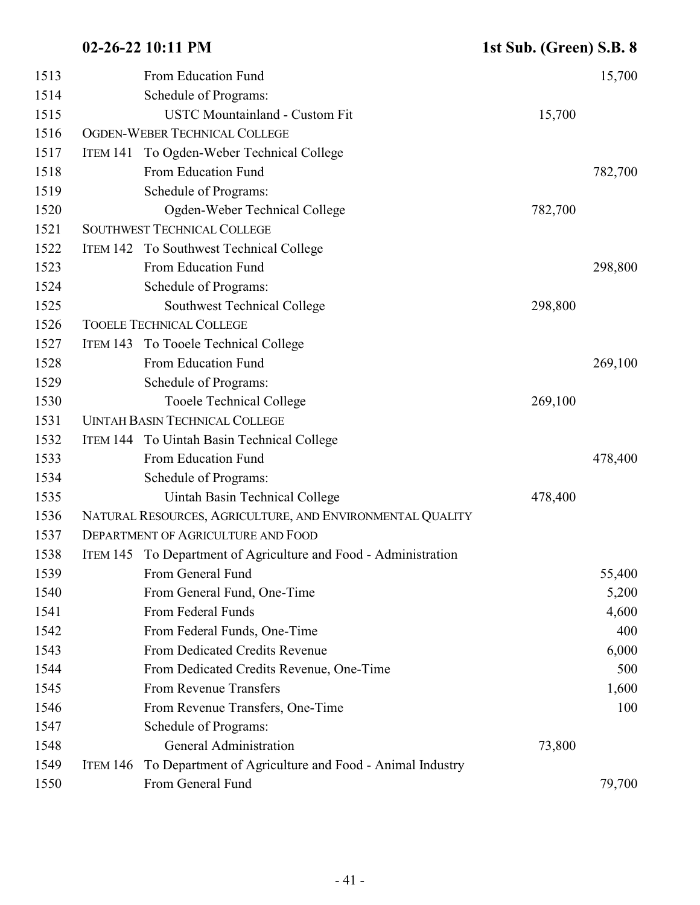| Line | Item | Description | Schedule | Amount |
|---|---|---|---|---|
| 1513 | | From Education Fund | | 15,700 |
| 1514 | | Schedule of Programs: | | |
| 1515 | | USTC Mountainland - Custom Fit | 15,700 | |
| 1516 | | OGDEN-WEBER TECHNICAL COLLEGE | | |
| 1517 | ITEM 141 | To Ogden-Weber Technical College | | |
| 1518 | | From Education Fund | | 782,700 |
| 1519 | | Schedule of Programs: | | |
| 1520 | | Ogden-Weber Technical College | 782,700 | |
| 1521 | | SOUTHWEST TECHNICAL COLLEGE | | |
| 1522 | ITEM 142 | To Southwest Technical College | | |
| 1523 | | From Education Fund | | 298,800 |
| 1524 | | Schedule of Programs: | | |
| 1525 | | Southwest Technical College | 298,800 | |
| 1526 | | TOOELE TECHNICAL COLLEGE | | |
| 1527 | ITEM 143 | To Tooele Technical College | | |
| 1528 | | From Education Fund | | 269,100 |
| 1529 | | Schedule of Programs: | | |
| 1530 | | Tooele Technical College | 269,100 | |
| 1531 | | UINTAH BASIN TECHNICAL COLLEGE | | |
| 1532 | ITEM 144 | To Uintah Basin Technical College | | |
| 1533 | | From Education Fund | | 478,400 |
| 1534 | | Schedule of Programs: | | |
| 1535 | | Uintah Basin Technical College | 478,400 | |
| 1536 | | NATURAL RESOURCES, AGRICULTURE, AND ENVIRONMENTAL QUALITY | | |
| 1537 | | DEPARTMENT OF AGRICULTURE AND FOOD | | |
| 1538 | ITEM 145 | To Department of Agriculture and Food - Administration | | |
| 1539 | | From General Fund | | 55,400 |
| 1540 | | From General Fund, One-Time | | 5,200 |
| 1541 | | From Federal Funds | | 4,600 |
| 1542 | | From Federal Funds, One-Time | | 400 |
| 1543 | | From Dedicated Credits Revenue | | 6,000 |
| 1544 | | From Dedicated Credits Revenue, One-Time | | 500 |
| 1545 | | From Revenue Transfers | | 1,600 |
| 1546 | | From Revenue Transfers, One-Time | | 100 |
| 1547 | | Schedule of Programs: | | |
| 1548 | | General Administration | 73,800 | |
| 1549 | ITEM 146 | To Department of Agriculture and Food - Animal Industry | | |
| 1550 | | From General Fund | | 79,700 |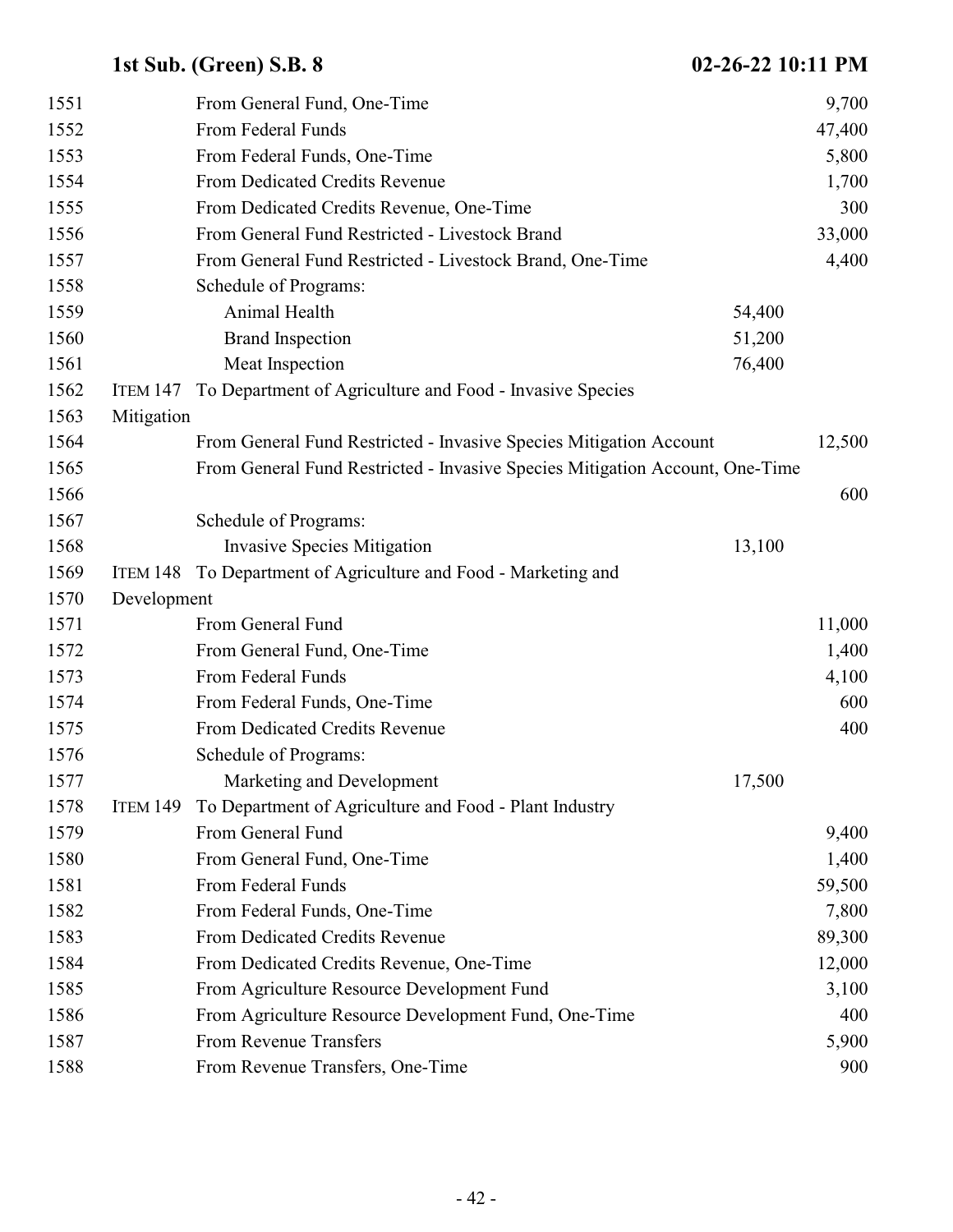| Line | Item | Description | Program Amount | Amount |
|---|---|---|---|---|
| 1551 | | From General Fund, One-Time | | 9,700 |
| 1552 | | From Federal Funds | | 47,400 |
| 1553 | | From Federal Funds, One-Time | | 5,800 |
| 1554 | | From Dedicated Credits Revenue | | 1,700 |
| 1555 | | From Dedicated Credits Revenue, One-Time | | 300 |
| 1556 | | From General Fund Restricted - Livestock Brand | | 33,000 |
| 1557 | | From General Fund Restricted - Livestock Brand, One-Time | | 4,400 |
| 1558 | | Schedule of Programs: | | |
| 1559 | | Animal Health | 54,400 | |
| 1560 | | Brand Inspection | 51,200 | |
| 1561 | | Meat Inspection | 76,400 | |
| 1562 | ITEM 147 | To Department of Agriculture and Food - Invasive Species | | |
| 1563 | Mitigation | | | |
| 1564 | | From General Fund Restricted - Invasive Species Mitigation Account | | 12,500 |
| 1565 | | From General Fund Restricted - Invasive Species Mitigation Account, One-Time | | |
| 1566 | | | | 600 |
| 1567 | | Schedule of Programs: | | |
| 1568 | | Invasive Species Mitigation | 13,100 | |
| 1569 | ITEM 148 | To Department of Agriculture and Food - Marketing and | | |
| 1570 | Development | | | |
| 1571 | | From General Fund | | 11,000 |
| 1572 | | From General Fund, One-Time | | 1,400 |
| 1573 | | From Federal Funds | | 4,100 |
| 1574 | | From Federal Funds, One-Time | | 600 |
| 1575 | | From Dedicated Credits Revenue | | 400 |
| 1576 | | Schedule of Programs: | | |
| 1577 | | Marketing and Development | 17,500 | |
| 1578 | ITEM 149 | To Department of Agriculture and Food - Plant Industry | | |
| 1579 | | From General Fund | | 9,400 |
| 1580 | | From General Fund, One-Time | | 1,400 |
| 1581 | | From Federal Funds | | 59,500 |
| 1582 | | From Federal Funds, One-Time | | 7,800 |
| 1583 | | From Dedicated Credits Revenue | | 89,300 |
| 1584 | | From Dedicated Credits Revenue, One-Time | | 12,000 |
| 1585 | | From Agriculture Resource Development Fund | | 3,100 |
| 1586 | | From Agriculture Resource Development Fund, One-Time | | 400 |
| 1587 | | From Revenue Transfers | | 5,900 |
| 1588 | | From Revenue Transfers, One-Time | | 900 |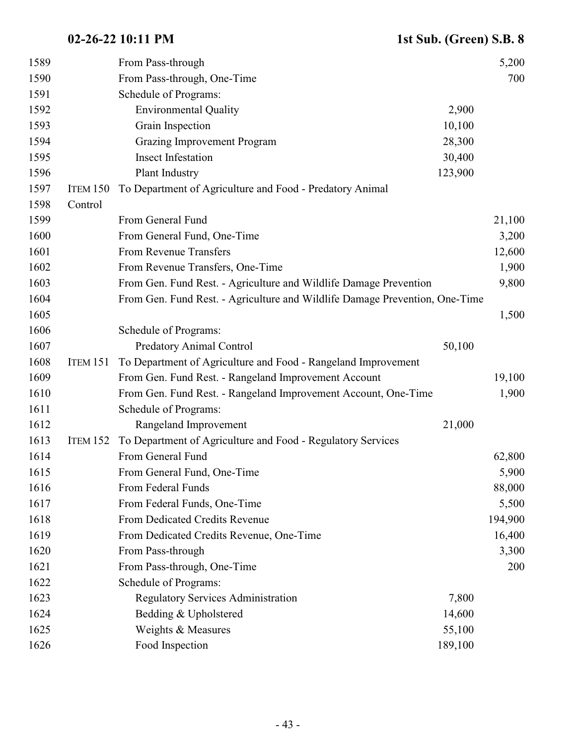| Line | Item | Description | Schedule | Amount |
|---|---|---|---|---|
| 1589 | | From Pass-through | | 5,200 |
| 1590 | | From Pass-through, One-Time | | 700 |
| 1591 | | Schedule of Programs: | | |
| 1592 | | Environmental Quality | 2,900 | |
| 1593 | | Grain Inspection | 10,100 | |
| 1594 | | Grazing Improvement Program | 28,300 | |
| 1595 | | Insect Infestation | 30,400 | |
| 1596 | | Plant Industry | 123,900 | |
| 1597 | ITEM 150 | To Department of Agriculture and Food - Predatory Animal | | |
| 1598 | Control | | | |
| 1599 | | From General Fund | | 21,100 |
| 1600 | | From General Fund, One-Time | | 3,200 |
| 1601 | | From Revenue Transfers | | 12,600 |
| 1602 | | From Revenue Transfers, One-Time | | 1,900 |
| 1603 | | From Gen. Fund Rest. - Agriculture and Wildlife Damage Prevention | | 9,800 |
| 1604 | | From Gen. Fund Rest. - Agriculture and Wildlife Damage Prevention, One-Time | | |
| 1605 | | | | 1,500 |
| 1606 | | Schedule of Programs: | | |
| 1607 | | Predatory Animal Control | 50,100 | |
| 1608 | ITEM 151 | To Department of Agriculture and Food - Rangeland Improvement | | |
| 1609 | | From Gen. Fund Rest. - Rangeland Improvement Account | | 19,100 |
| 1610 | | From Gen. Fund Rest. - Rangeland Improvement Account, One-Time | | 1,900 |
| 1611 | | Schedule of Programs: | | |
| 1612 | | Rangeland Improvement | 21,000 | |
| 1613 | ITEM 152 | To Department of Agriculture and Food - Regulatory Services | | |
| 1614 | | From General Fund | | 62,800 |
| 1615 | | From General Fund, One-Time | | 5,900 |
| 1616 | | From Federal Funds | | 88,000 |
| 1617 | | From Federal Funds, One-Time | | 5,500 |
| 1618 | | From Dedicated Credits Revenue | | 194,900 |
| 1619 | | From Dedicated Credits Revenue, One-Time | | 16,400 |
| 1620 | | From Pass-through | | 3,300 |
| 1621 | | From Pass-through, One-Time | | 200 |
| 1622 | | Schedule of Programs: | | |
| 1623 | | Regulatory Services Administration | 7,800 | |
| 1624 | | Bedding & Upholstered | 14,600 | |
| 1625 | | Weights & Measures | 55,100 | |
| 1626 | | Food Inspection | 189,100 | |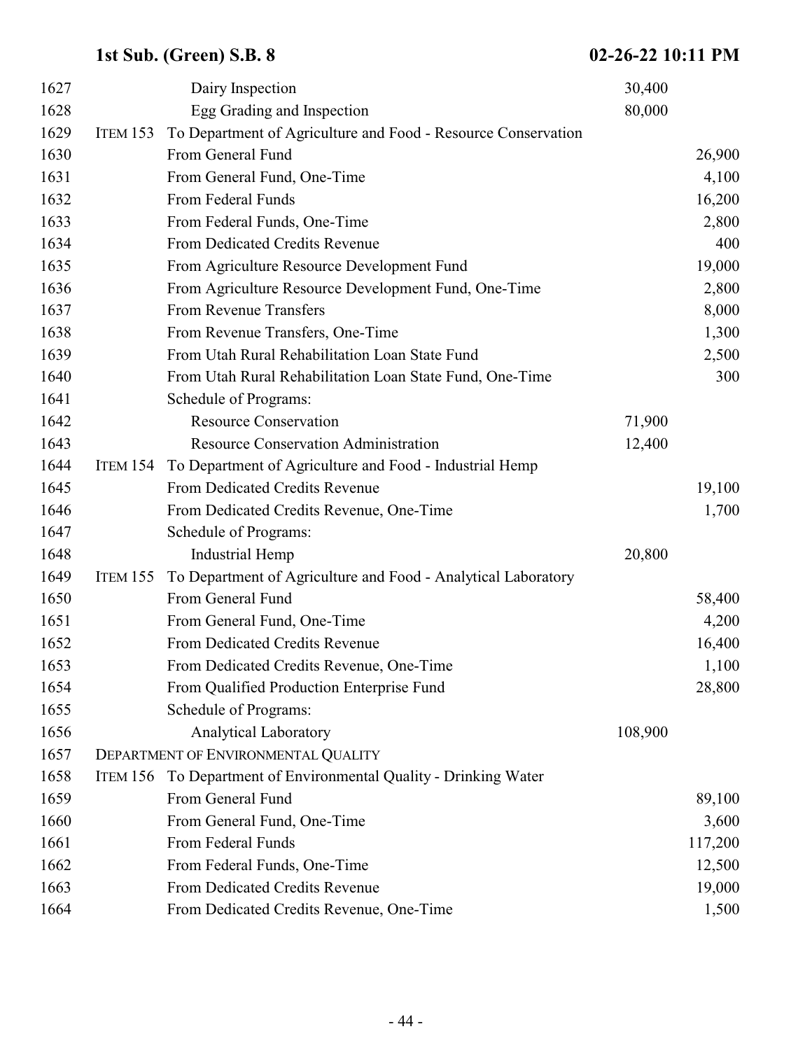| Line | Item | Description | Program Amount | Amount |
|---|---|---|---|---|
| 1627 | | Dairy Inspection | 30,400 | |
| 1628 | | Egg Grading and Inspection | 80,000 | |
| 1629 | ITEM 153 | To Department of Agriculture and Food - Resource Conservation | | |
| 1630 | | From General Fund | | 26,900 |
| 1631 | | From General Fund, One-Time | | 4,100 |
| 1632 | | From Federal Funds | | 16,200 |
| 1633 | | From Federal Funds, One-Time | | 2,800 |
| 1634 | | From Dedicated Credits Revenue | | 400 |
| 1635 | | From Agriculture Resource Development Fund | | 19,000 |
| 1636 | | From Agriculture Resource Development Fund, One-Time | | 2,800 |
| 1637 | | From Revenue Transfers | | 8,000 |
| 1638 | | From Revenue Transfers, One-Time | | 1,300 |
| 1639 | | From Utah Rural Rehabilitation Loan State Fund | | 2,500 |
| 1640 | | From Utah Rural Rehabilitation Loan State Fund, One-Time | | 300 |
| 1641 | | Schedule of Programs: | | |
| 1642 | | Resource Conservation | 71,900 | |
| 1643 | | Resource Conservation Administration | 12,400 | |
| 1644 | ITEM 154 | To Department of Agriculture and Food - Industrial Hemp | | |
| 1645 | | From Dedicated Credits Revenue | | 19,100 |
| 1646 | | From Dedicated Credits Revenue, One-Time | | 1,700 |
| 1647 | | Schedule of Programs: | | |
| 1648 | | Industrial Hemp | 20,800 | |
| 1649 | ITEM 155 | To Department of Agriculture and Food - Analytical Laboratory | | |
| 1650 | | From General Fund | | 58,400 |
| 1651 | | From General Fund, One-Time | | 4,200 |
| 1652 | | From Dedicated Credits Revenue | | 16,400 |
| 1653 | | From Dedicated Credits Revenue, One-Time | | 1,100 |
| 1654 | | From Qualified Production Enterprise Fund | | 28,800 |
| 1655 | | Schedule of Programs: | | |
| 1656 | | Analytical Laboratory | 108,900 | |
| 1657 | | DEPARTMENT OF ENVIRONMENTAL QUALITY | | |
| 1658 | ITEM 156 | To Department of Environmental Quality - Drinking Water | | |
| 1659 | | From General Fund | | 89,100 |
| 1660 | | From General Fund, One-Time | | 3,600 |
| 1661 | | From Federal Funds | | 117,200 |
| 1662 | | From Federal Funds, One-Time | | 12,500 |
| 1663 | | From Dedicated Credits Revenue | | 19,000 |
| 1664 | | From Dedicated Credits Revenue, One-Time | | 1,500 |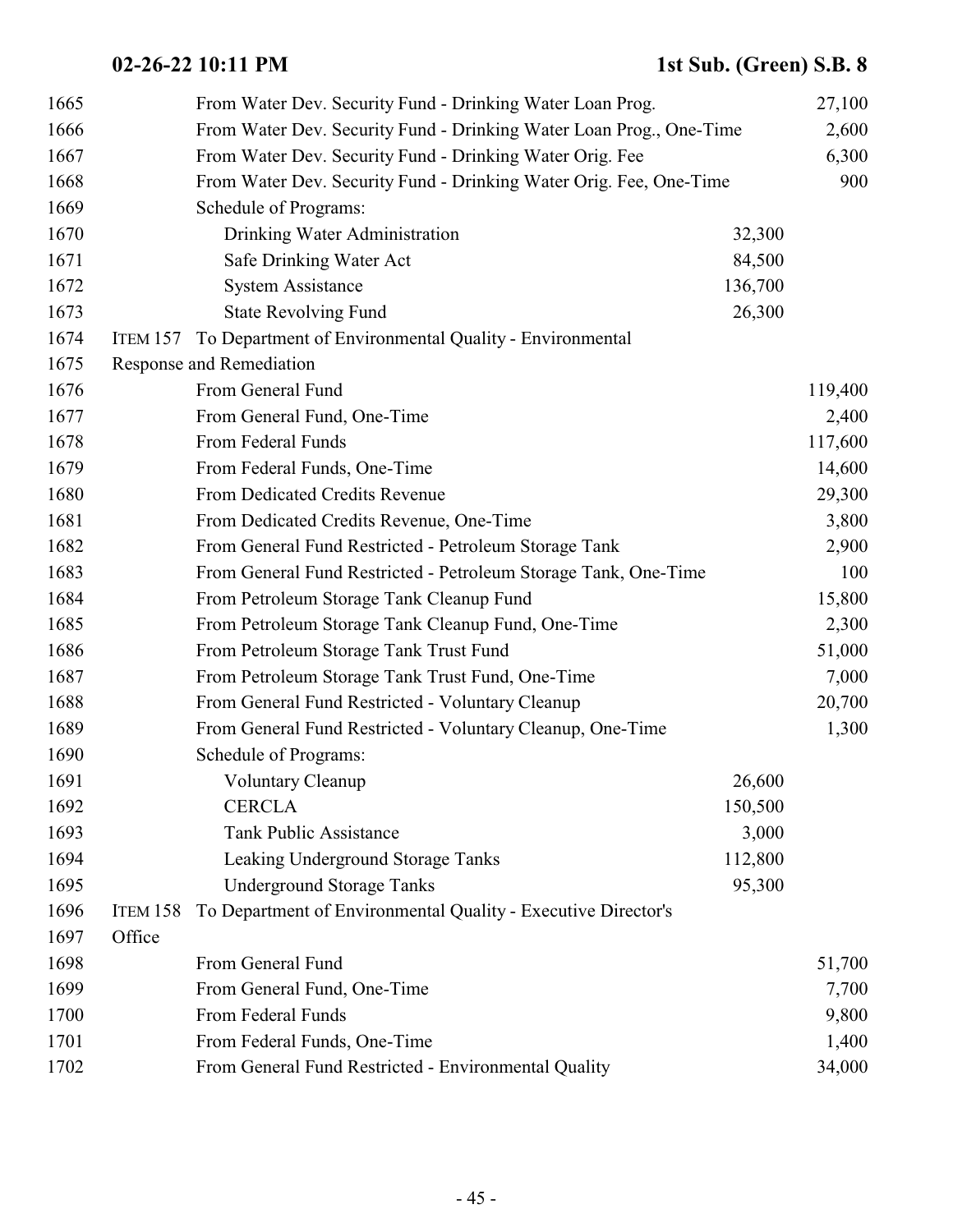| | | | |
|---|---|---|---|
| 1665 | From Water Dev. Security Fund - Drinking Water Loan Prog. | | 27,100 |
| 1666 | From Water Dev. Security Fund - Drinking Water Loan Prog., One-Time | | 2,600 |
| 1667 | From Water Dev. Security Fund - Drinking Water Orig. Fee | | 6,300 |
| 1668 | From Water Dev. Security Fund - Drinking Water Orig. Fee, One-Time | | 900 |
| 1669 | Schedule of Programs: | | |
| 1670 | Drinking Water Administration | 32,300 | |
| 1671 | Safe Drinking Water Act | 84,500 | |
| 1672 | System Assistance | 136,700 | |
| 1673 | State Revolving Fund | 26,300 | |
| 1674 | ITEM 157 To Department of Environmental Quality - Environmental | | |
| 1675 | Response and Remediation | | |
| 1676 | From General Fund | | 119,400 |
| 1677 | From General Fund, One-Time | | 2,400 |
| 1678 | From Federal Funds | | 117,600 |
| 1679 | From Federal Funds, One-Time | | 14,600 |
| 1680 | From Dedicated Credits Revenue | | 29,300 |
| 1681 | From Dedicated Credits Revenue, One-Time | | 3,800 |
| 1682 | From General Fund Restricted - Petroleum Storage Tank | | 2,900 |
| 1683 | From General Fund Restricted - Petroleum Storage Tank, One-Time | | 100 |
| 1684 | From Petroleum Storage Tank Cleanup Fund | | 15,800 |
| 1685 | From Petroleum Storage Tank Cleanup Fund, One-Time | | 2,300 |
| 1686 | From Petroleum Storage Tank Trust Fund | | 51,000 |
| 1687 | From Petroleum Storage Tank Trust Fund, One-Time | | 7,000 |
| 1688 | From General Fund Restricted - Voluntary Cleanup | | 20,700 |
| 1689 | From General Fund Restricted - Voluntary Cleanup, One-Time | | 1,300 |
| 1690 | Schedule of Programs: | | |
| 1691 | Voluntary Cleanup | 26,600 | |
| 1692 | CERCLA | 150,500 | |
| 1693 | Tank Public Assistance | 3,000 | |
| 1694 | Leaking Underground Storage Tanks | 112,800 | |
| 1695 | Underground Storage Tanks | 95,300 | |
| 1696 | ITEM 158 To Department of Environmental Quality - Executive Director's | | |
| 1697 | Office | | |
| 1698 | From General Fund | | 51,700 |
| 1699 | From General Fund, One-Time | | 7,700 |
| 1700 | From Federal Funds | | 9,800 |
| 1701 | From Federal Funds, One-Time | | 1,400 |
| 1702 | From General Fund Restricted - Environmental Quality | | 34,000 |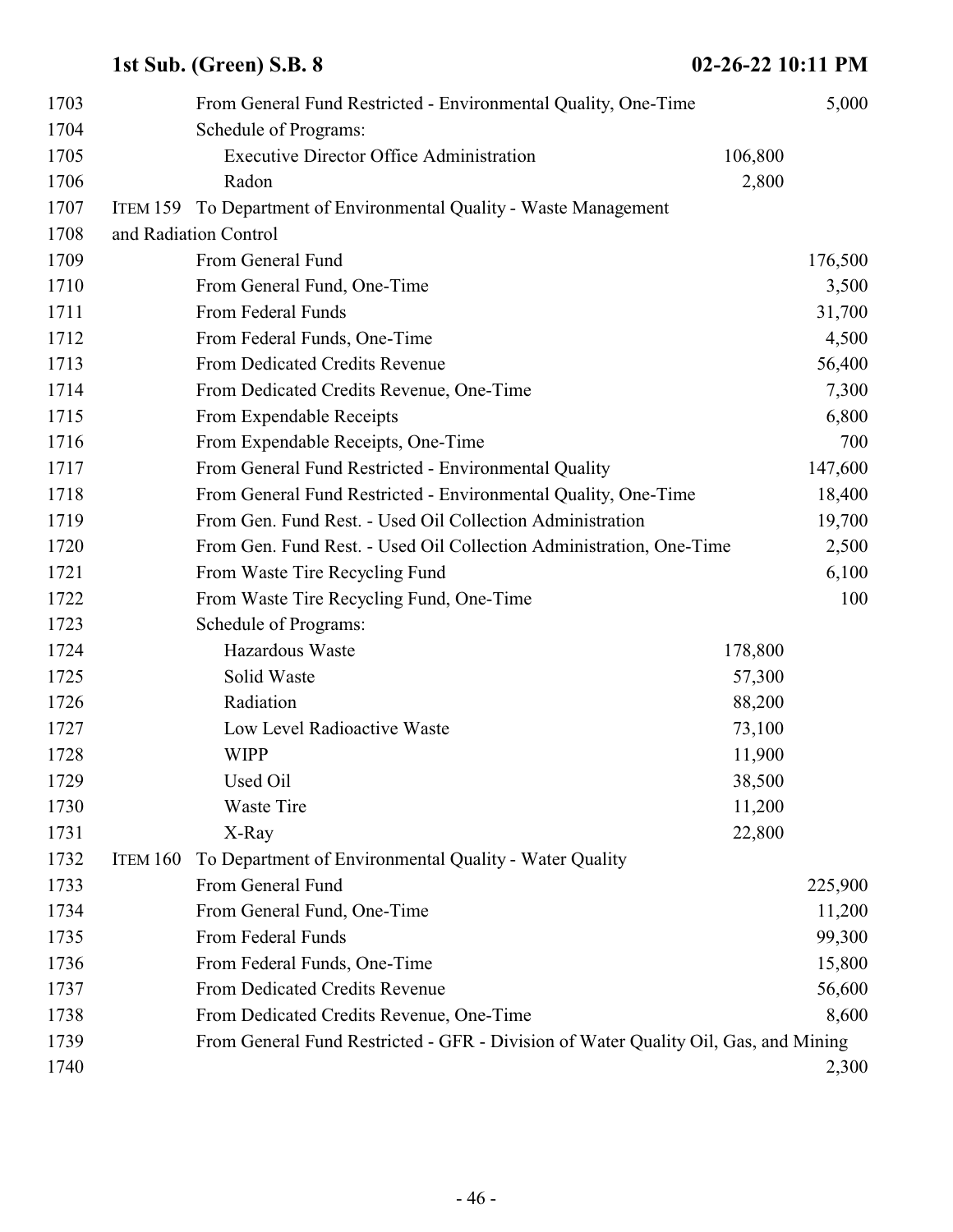From General Fund Restricted - Environmental Quality, One-Time 5,000

Schedule of Programs:

| | | |
|---|---|---|
| Executive Director Office Administration | 106,800 | |
| Radon | 2,800 | |

ITEM 159 To Department of Environmental Quality - Waste Management and Radiation Control

| | | |
|---|---|---|
| From General Fund | | 176,500 |
| From General Fund, One-Time | | 3,500 |
| From Federal Funds | | 31,700 |
| From Federal Funds, One-Time | | 4,500 |
| From Dedicated Credits Revenue | | 56,400 |
| From Dedicated Credits Revenue, One-Time | | 7,300 |
| From Expendable Receipts | | 6,800 |
| From Expendable Receipts, One-Time | | 700 |
| From General Fund Restricted - Environmental Quality | | 147,600 |
| From General Fund Restricted - Environmental Quality, One-Time | | 18,400 |
| From Gen. Fund Rest. - Used Oil Collection Administration | | 19,700 |
| From Gen. Fund Rest. - Used Oil Collection Administration, One-Time | | 2,500 |
| From Waste Tire Recycling Fund | | 6,100 |
| From Waste Tire Recycling Fund, One-Time | | 100 |

Schedule of Programs:

| | | |
|---|---|---|
| Hazardous Waste | 178,800 | |
| Solid Waste | 57,300 | |
| Radiation | 88,200 | |
| Low Level Radioactive Waste | 73,100 | |
| WIPP | 11,900 | |
| Used Oil | 38,500 | |
| Waste Tire | 11,200 | |
| X-Ray | 22,800 | |

ITEM 160 To Department of Environmental Quality - Water Quality

| | | |
|---|---|---|
| From General Fund | | 225,900 |
| From General Fund, One-Time | | 11,200 |
| From Federal Funds | | 99,300 |
| From Federal Funds, One-Time | | 15,800 |
| From Dedicated Credits Revenue | | 56,600 |
| From Dedicated Credits Revenue, One-Time | | 8,600 |
| From General Fund Restricted - GFR - Division of Water Quality Oil, Gas, and Mining | | 2,300 |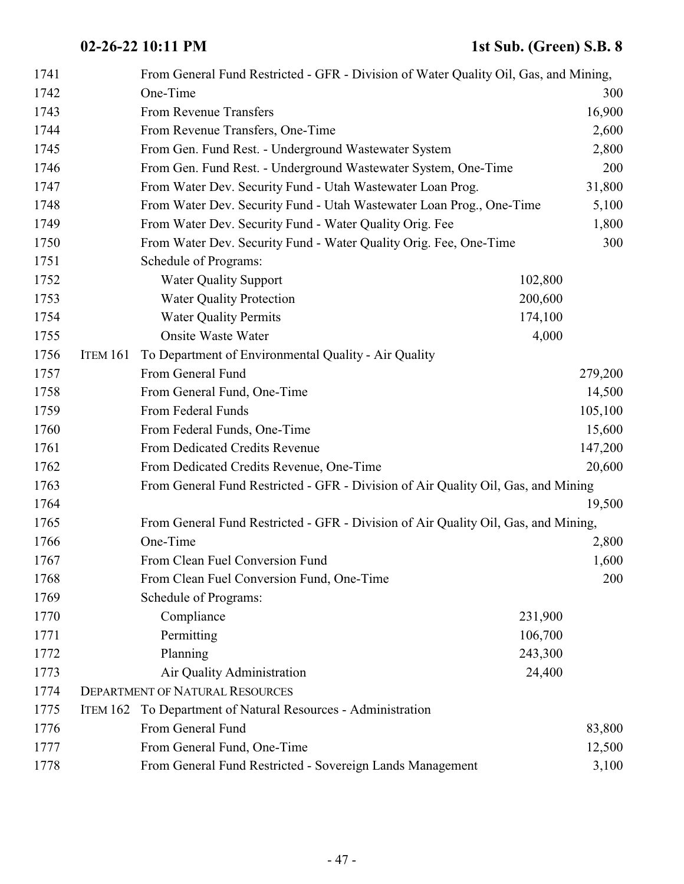1741 From General Fund Restricted - GFR - Division of Water Quality Oil, Gas, and Mining,
1742 One-Time 300
1743 From Revenue Transfers 16,900
1744 From Revenue Transfers, One-Time 2,600
1745 From Gen. Fund Rest. - Underground Wastewater System 2,800
1746 From Gen. Fund Rest. - Underground Wastewater System, One-Time 200
1747 From Water Dev. Security Fund - Utah Wastewater Loan Prog. 31,800
1748 From Water Dev. Security Fund - Utah Wastewater Loan Prog., One-Time 5,100
1749 From Water Dev. Security Fund - Water Quality Orig. Fee 1,800
1750 From Water Dev. Security Fund - Water Quality Orig. Fee, One-Time 300
1751 Schedule of Programs:
1752 Water Quality Support 102,800
1753 Water Quality Protection 200,600
1754 Water Quality Permits 174,100
1755 Onsite Waste Water 4,000
1756 ITEM 161 To Department of Environmental Quality - Air Quality
1757 From General Fund 279,200
1758 From General Fund, One-Time 14,500
1759 From Federal Funds 105,100
1760 From Federal Funds, One-Time 15,600
1761 From Dedicated Credits Revenue 147,200
1762 From Dedicated Credits Revenue, One-Time 20,600
1763 From General Fund Restricted - GFR - Division of Air Quality Oil, Gas, and Mining
1764 19,500
1765 From General Fund Restricted - GFR - Division of Air Quality Oil, Gas, and Mining,
1766 One-Time 2,800
1767 From Clean Fuel Conversion Fund 1,600
1768 From Clean Fuel Conversion Fund, One-Time 200
1769 Schedule of Programs:
1770 Compliance 231,900
1771 Permitting 106,700
1772 Planning 243,300
1773 Air Quality Administration 24,400
1774 DEPARTMENT OF NATURAL RESOURCES
1775 ITEM 162 To Department of Natural Resources - Administration
1776 From General Fund 83,800
1777 From General Fund, One-Time 12,500
1778 From General Fund Restricted - Sovereign Lands Management 3,100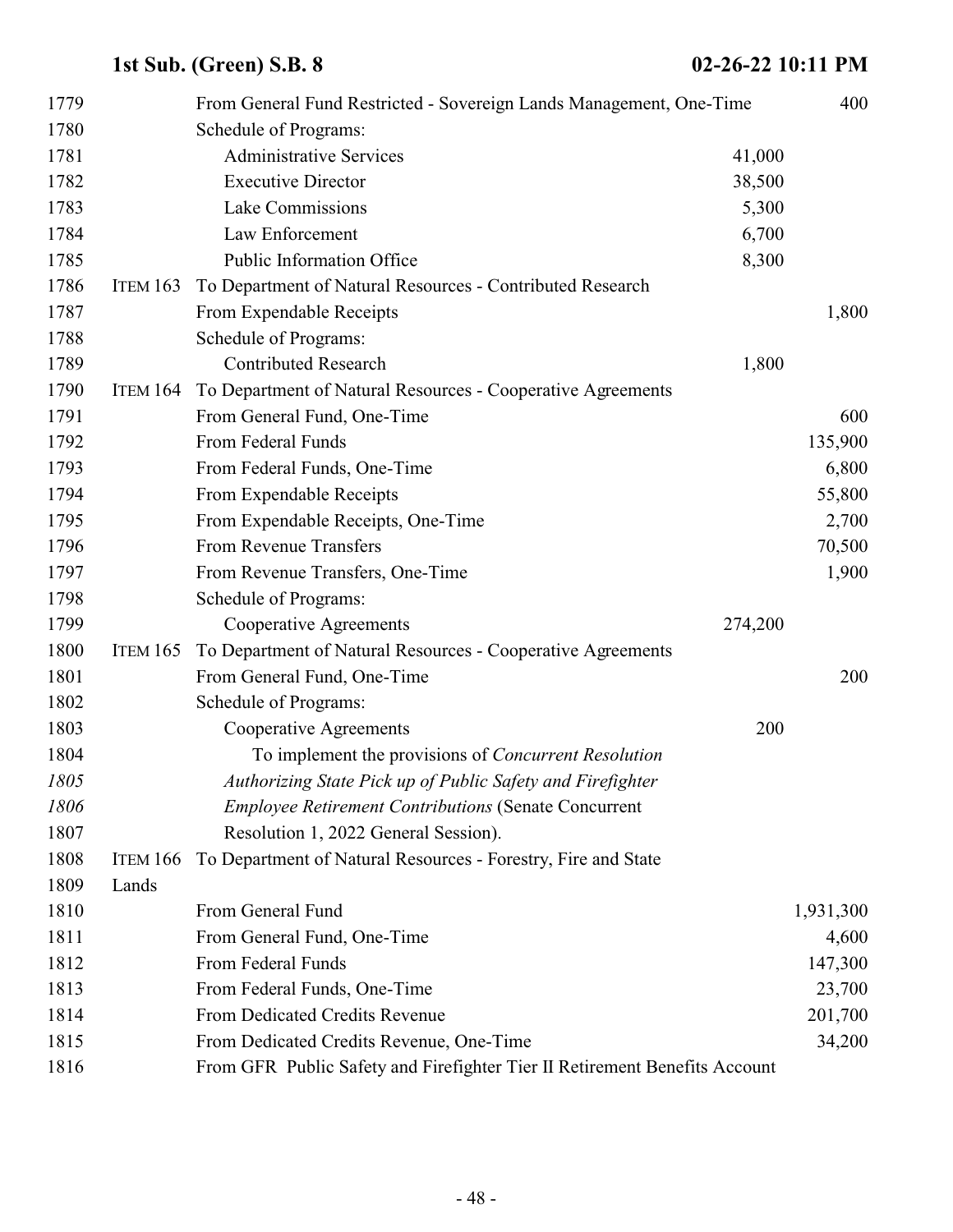| | | | | |
|---|---|---|---|---|
| 1779 | | From General Fund Restricted - Sovereign Lands Management, One-Time | | 400 |
| 1780 | | Schedule of Programs: | | |
| 1781 | | Administrative Services | 41,000 | |
| 1782 | | Executive Director | 38,500 | |
| 1783 | | Lake Commissions | 5,300 | |
| 1784 | | Law Enforcement | 6,700 | |
| 1785 | | Public Information Office | 8,300 | |
| 1786 | ITEM 163 | To Department of Natural Resources - Contributed Research | | |
| 1787 | | From Expendable Receipts | | 1,800 |
| 1788 | | Schedule of Programs: | | |
| 1789 | | Contributed Research | 1,800 | |
| 1790 | ITEM 164 | To Department of Natural Resources - Cooperative Agreements | | |
| 1791 | | From General Fund, One-Time | | 600 |
| 1792 | | From Federal Funds | | 135,900 |
| 1793 | | From Federal Funds, One-Time | | 6,800 |
| 1794 | | From Expendable Receipts | | 55,800 |
| 1795 | | From Expendable Receipts, One-Time | | 2,700 |
| 1796 | | From Revenue Transfers | | 70,500 |
| 1797 | | From Revenue Transfers, One-Time | | 1,900 |
| 1798 | | Schedule of Programs: | | |
| 1799 | | Cooperative Agreements | 274,200 | |
| 1800 | ITEM 165 | To Department of Natural Resources - Cooperative Agreements | | |
| 1801 | | From General Fund, One-Time | | 200 |
| 1802 | | Schedule of Programs: | | |
| 1803 | | Cooperative Agreements | 200 | |
| 1804 | | To implement the provisions of *Concurrent Resolution* | | |
| *1805* | | *Authorizing State Pick up of Public Safety and Firefighter* | | |
| *1806* | | *Employee Retirement Contributions* (Senate Concurrent | | |
| 1807 | | Resolution 1, 2022 General Session). | | |
| 1808 | ITEM 166 | To Department of Natural Resources - Forestry, Fire and State | | |
| 1809 | Lands | | | |
| 1810 | | From General Fund | | 1,931,300 |
| 1811 | | From General Fund, One-Time | | 4,600 |
| 1812 | | From Federal Funds | | 147,300 |
| 1813 | | From Federal Funds, One-Time | | 23,700 |
| 1814 | | From Dedicated Credits Revenue | | 201,700 |
| 1815 | | From Dedicated Credits Revenue, One-Time | | 34,200 |
| 1816 | | From GFR Public Safety and Firefighter Tier II Retirement Benefits Account | | |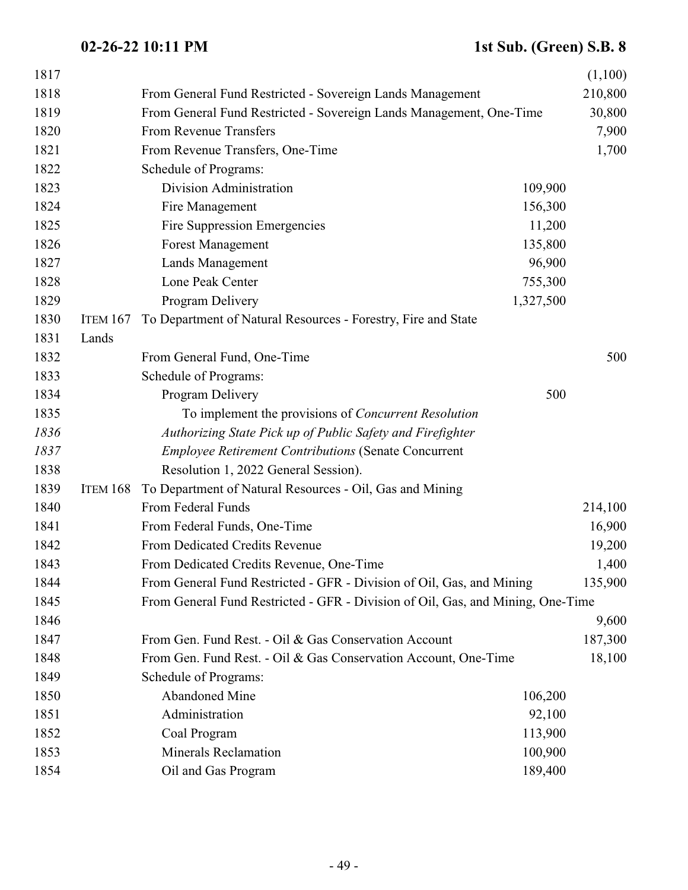| Line | Item | Description | Program Amount | Appropriation |
|---|---|---|---|---|
| 1817 | | | | (1,100) |
| 1818 | | From General Fund Restricted - Sovereign Lands Management | | 210,800 |
| 1819 | | From General Fund Restricted - Sovereign Lands Management, One-Time | | 30,800 |
| 1820 | | From Revenue Transfers | | 7,900 |
| 1821 | | From Revenue Transfers, One-Time | | 1,700 |
| 1822 | | Schedule of Programs: | | |
| 1823 | | Division Administration | 109,900 | |
| 1824 | | Fire Management | 156,300 | |
| 1825 | | Fire Suppression Emergencies | 11,200 | |
| 1826 | | Forest Management | 135,800 | |
| 1827 | | Lands Management | 96,900 | |
| 1828 | | Lone Peak Center | 755,300 | |
| 1829 | | Program Delivery | 1,327,500 | |
| 1830 | ITEM 167 | To Department of Natural Resources - Forestry, Fire and State | | |
| 1831 | Lands | | | |
| 1832 | | From General Fund, One-Time | | 500 |
| 1833 | | Schedule of Programs: | | |
| 1834 | | Program Delivery | 500 | |
| 1835 | | To implement the provisions of *Concurrent Resolution* | | |
| 1836 | | *Authorizing State Pick up of Public Safety and Firefighter* | | |
| 1837 | | *Employee Retirement Contributions* (Senate Concurrent | | |
| 1838 | | Resolution 1, 2022 General Session). | | |
| 1839 | ITEM 168 | To Department of Natural Resources - Oil, Gas and Mining | | |
| 1840 | | From Federal Funds | | 214,100 |
| 1841 | | From Federal Funds, One-Time | | 16,900 |
| 1842 | | From Dedicated Credits Revenue | | 19,200 |
| 1843 | | From Dedicated Credits Revenue, One-Time | | 1,400 |
| 1844 | | From General Fund Restricted - GFR - Division of Oil, Gas, and Mining | | 135,900 |
| 1845 | | From General Fund Restricted - GFR - Division of Oil, Gas, and Mining, One-Time | | |
| 1846 | | | | 9,600 |
| 1847 | | From Gen. Fund Rest. - Oil & Gas Conservation Account | | 187,300 |
| 1848 | | From Gen. Fund Rest. - Oil & Gas Conservation Account, One-Time | | 18,100 |
| 1849 | | Schedule of Programs: | | |
| 1850 | | Abandoned Mine | 106,200 | |
| 1851 | | Administration | 92,100 | |
| 1852 | | Coal Program | 113,900 | |
| 1853 | | Minerals Reclamation | 100,900 | |
| 1854 | | Oil and Gas Program | 189,400 | |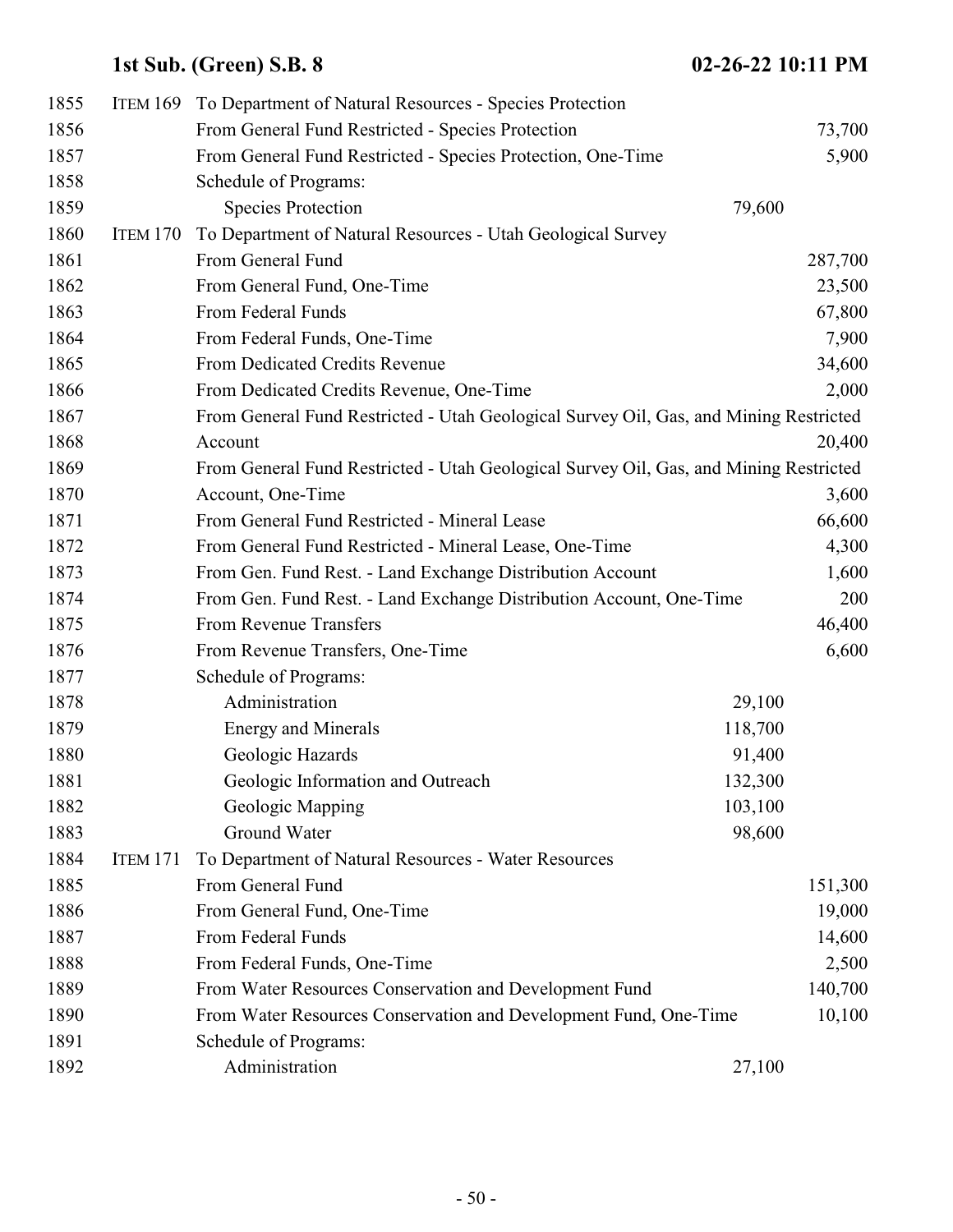1855 ITEM 169 To Department of Natural Resources - Species Protection

1856 From General Fund Restricted - Species Protection 73,700

1857 From General Fund Restricted - Species Protection, One-Time 5,900

1858 Schedule of Programs:

1859 Species Protection 79,600

1860 ITEM 170 To Department of Natural Resources - Utah Geological Survey

1861 From General Fund 287,700

1862 From General Fund, One-Time 23,500

1863 From Federal Funds 67,800

1864 From Federal Funds, One-Time 7,900

1865 From Dedicated Credits Revenue 34,600

1866 From Dedicated Credits Revenue, One-Time 2,000

1867 From General Fund Restricted - Utah Geological Survey Oil, Gas, and Mining Restricted

1868 Account 20,400

1869 From General Fund Restricted - Utah Geological Survey Oil, Gas, and Mining Restricted

1870 Account, One-Time 3,600

1871 From General Fund Restricted - Mineral Lease 66,600

1872 From General Fund Restricted - Mineral Lease, One-Time 4,300

1873 From Gen. Fund Rest. - Land Exchange Distribution Account 1,600

1874 From Gen. Fund Rest. - Land Exchange Distribution Account, One-Time 200

1875 From Revenue Transfers 46,400

1876 From Revenue Transfers, One-Time 6,600

1877 Schedule of Programs:

1878 Administration 29,100

1879 Energy and Minerals 118,700

1880 Geologic Hazards 91,400

1881 Geologic Information and Outreach 132,300

1882 Geologic Mapping 103,100

1883 Ground Water 98,600

1884 ITEM 171 To Department of Natural Resources - Water Resources

1885 From General Fund 151,300

1886 From General Fund, One-Time 19,000

1887 From Federal Funds 14,600

1888 From Federal Funds, One-Time 2,500

1889 From Water Resources Conservation and Development Fund 140,700

1890 From Water Resources Conservation and Development Fund, One-Time 10,100

1891 Schedule of Programs:

1892 Administration 27,100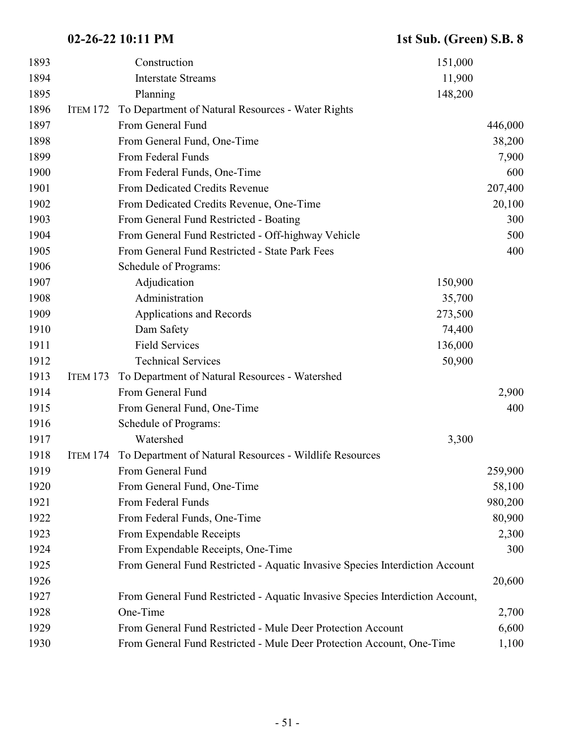| | | | | |
|---|---|---|---|---|
| 1893 | | Construction | 151,000 | |
| 1894 | | Interstate Streams | 11,900 | |
| 1895 | | Planning | 148,200 | |
| 1896 | ITEM 172 | To Department of Natural Resources - Water Rights | | |
| 1897 | | From General Fund | | 446,000 |
| 1898 | | From General Fund, One-Time | | 38,200 |
| 1899 | | From Federal Funds | | 7,900 |
| 1900 | | From Federal Funds, One-Time | | 600 |
| 1901 | | From Dedicated Credits Revenue | | 207,400 |
| 1902 | | From Dedicated Credits Revenue, One-Time | | 20,100 |
| 1903 | | From General Fund Restricted - Boating | | 300 |
| 1904 | | From General Fund Restricted - Off-highway Vehicle | | 500 |
| 1905 | | From General Fund Restricted - State Park Fees | | 400 |
| 1906 | | Schedule of Programs: | | |
| 1907 | | Adjudication | 150,900 | |
| 1908 | | Administration | 35,700 | |
| 1909 | | Applications and Records | 273,500 | |
| 1910 | | Dam Safety | 74,400 | |
| 1911 | | Field Services | 136,000 | |
| 1912 | | Technical Services | 50,900 | |
| 1913 | ITEM 173 | To Department of Natural Resources - Watershed | | |
| 1914 | | From General Fund | | 2,900 |
| 1915 | | From General Fund, One-Time | | 400 |
| 1916 | | Schedule of Programs: | | |
| 1917 | | Watershed | 3,300 | |
| 1918 | ITEM 174 | To Department of Natural Resources - Wildlife Resources | | |
| 1919 | | From General Fund | | 259,900 |
| 1920 | | From General Fund, One-Time | | 58,100 |
| 1921 | | From Federal Funds | | 980,200 |
| 1922 | | From Federal Funds, One-Time | | 80,900 |
| 1923 | | From Expendable Receipts | | 2,300 |
| 1924 | | From Expendable Receipts, One-Time | | 300 |
| 1925 | | From General Fund Restricted - Aquatic Invasive Species Interdiction Account | | |
| 1926 | | | | 20,600 |
| 1927 | | From General Fund Restricted - Aquatic Invasive Species Interdiction Account, | | |
| 1928 | | One-Time | | 2,700 |
| 1929 | | From General Fund Restricted - Mule Deer Protection Account | | 6,600 |
| 1930 | | From General Fund Restricted - Mule Deer Protection Account, One-Time | | 1,100 |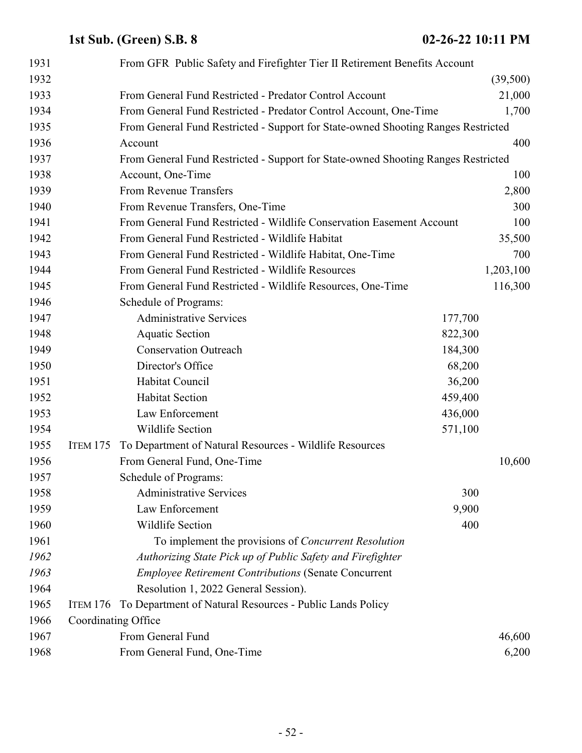From GFR Public Safety and Firefighter Tier II Retirement Benefits Account (39,500)
From General Fund Restricted - Predator Control Account 21,000
From General Fund Restricted - Predator Control Account, One-Time 1,700
From General Fund Restricted - Support for State-owned Shooting Ranges Restricted Account 400
From General Fund Restricted - Support for State-owned Shooting Ranges Restricted Account, One-Time 100
From Revenue Transfers 2,800
From Revenue Transfers, One-Time 300
From General Fund Restricted - Wildlife Conservation Easement Account 100
From General Fund Restricted - Wildlife Habitat 35,500
From General Fund Restricted - Wildlife Habitat, One-Time 700
From General Fund Restricted - Wildlife Resources 1,203,100
From General Fund Restricted - Wildlife Resources, One-Time 116,300

Schedule of Programs:

| Program | Amount |
|---|---|
| Administrative Services | 177,700 |
| Aquatic Section | 822,300 |
| Conservation Outreach | 184,300 |
| Director's Office | 68,200 |
| Habitat Council | 36,200 |
| Habitat Section | 459,400 |
| Law Enforcement | 436,000 |
| Wildlife Section | 571,100 |

ITEM 175 To Department of Natural Resources - Wildlife Resources

From General Fund, One-Time 10,600

Schedule of Programs:

| Program | Amount |
|---|---|
| Administrative Services | 300 |
| Law Enforcement | 9,900 |
| Wildlife Section | 400 |

To implement the provisions of *Concurrent Resolution Authorizing State Pick up of Public Safety and Firefighter Employee Retirement Contributions* (Senate Concurrent Resolution 1, 2022 General Session).

ITEM 176 To Department of Natural Resources - Public Lands Policy Coordinating Office

From General Fund 46,600
From General Fund, One-Time 6,200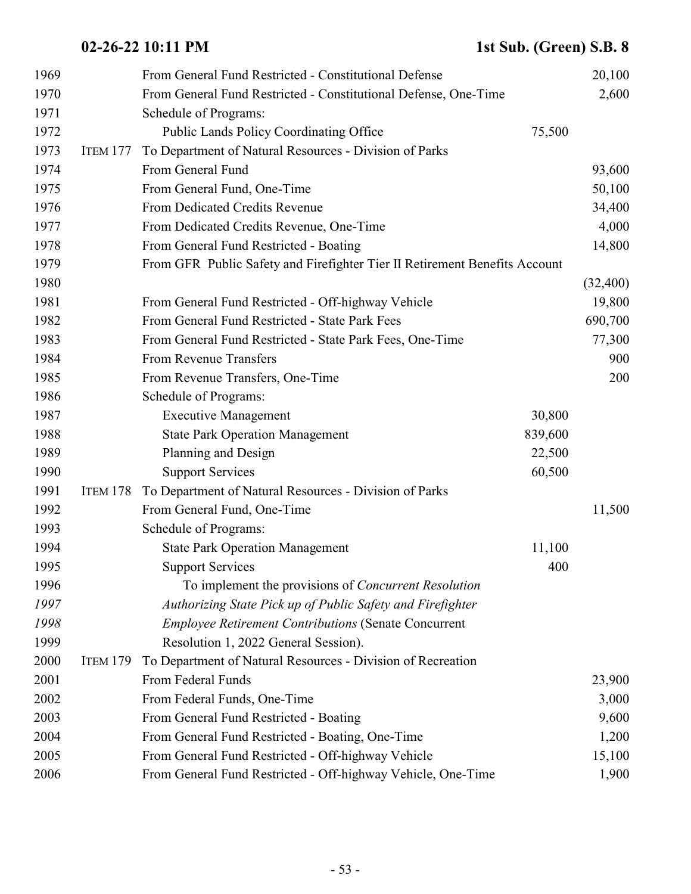| Line | Item | Description | Program Amount | Amount |
|---|---|---|---|---|
| 1969 | | From General Fund Restricted - Constitutional Defense | | 20,100 |
| 1970 | | From General Fund Restricted - Constitutional Defense, One-Time | | 2,600 |
| 1971 | | Schedule of Programs: | | |
| 1972 | | Public Lands Policy Coordinating Office | 75,500 | |
| 1973 | ITEM 177 | To Department of Natural Resources - Division of Parks | | |
| 1974 | | From General Fund | | 93,600 |
| 1975 | | From General Fund, One-Time | | 50,100 |
| 1976 | | From Dedicated Credits Revenue | | 34,400 |
| 1977 | | From Dedicated Credits Revenue, One-Time | | 4,000 |
| 1978 | | From General Fund Restricted - Boating | | 14,800 |
| 1979 | | From GFR Public Safety and Firefighter Tier II Retirement Benefits Account | | |
| 1980 | | | | (32,400) |
| 1981 | | From General Fund Restricted - Off-highway Vehicle | | 19,800 |
| 1982 | | From General Fund Restricted - State Park Fees | | 690,700 |
| 1983 | | From General Fund Restricted - State Park Fees, One-Time | | 77,300 |
| 1984 | | From Revenue Transfers | | 900 |
| 1985 | | From Revenue Transfers, One-Time | | 200 |
| 1986 | | Schedule of Programs: | | |
| 1987 | | Executive Management | 30,800 | |
| 1988 | | State Park Operation Management | 839,600 | |
| 1989 | | Planning and Design | 22,500 | |
| 1990 | | Support Services | 60,500 | |
| 1991 | ITEM 178 | To Department of Natural Resources - Division of Parks | | |
| 1992 | | From General Fund, One-Time | | 11,500 |
| 1993 | | Schedule of Programs: | | |
| 1994 | | State Park Operation Management | 11,100 | |
| 1995 | | Support Services | 400 | |
| 1996 | | To implement the provisions of *Concurrent Resolution* | | |
| 1997 | | *Authorizing State Pick up of Public Safety and Firefighter* | | |
| 1998 | | *Employee Retirement Contributions* (Senate Concurrent | | |
| 1999 | | Resolution 1, 2022 General Session). | | |
| 2000 | ITEM 179 | To Department of Natural Resources - Division of Recreation | | |
| 2001 | | From Federal Funds | | 23,900 |
| 2002 | | From Federal Funds, One-Time | | 3,000 |
| 2003 | | From General Fund Restricted - Boating | | 9,600 |
| 2004 | | From General Fund Restricted - Boating, One-Time | | 1,200 |
| 2005 | | From General Fund Restricted - Off-highway Vehicle | | 15,100 |
| 2006 | | From General Fund Restricted - Off-highway Vehicle, One-Time | | 1,900 |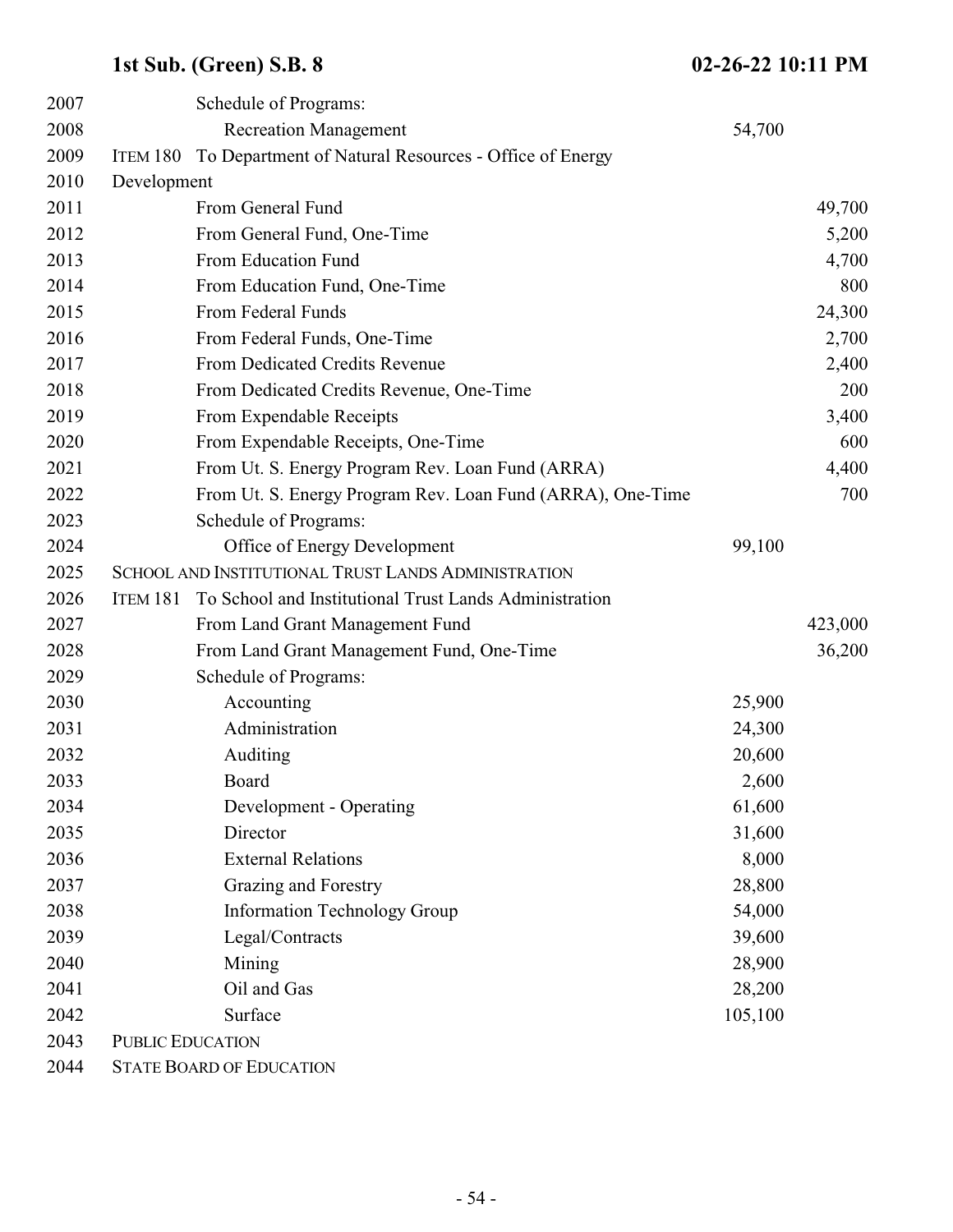| Line | Item | Description | Program Amount | Fund Amount |
|---|---|---|---|---|
| 2007 | | Schedule of Programs: | | |
| 2008 | | Recreation Management | 54,700 | |
| 2009 | ITEM 180 | To Department of Natural Resources - Office of Energy | | |
| 2010 | | Development | | |
| 2011 | | From General Fund | | 49,700 |
| 2012 | | From General Fund, One-Time | | 5,200 |
| 2013 | | From Education Fund | | 4,700 |
| 2014 | | From Education Fund, One-Time | | 800 |
| 2015 | | From Federal Funds | | 24,300 |
| 2016 | | From Federal Funds, One-Time | | 2,700 |
| 2017 | | From Dedicated Credits Revenue | | 2,400 |
| 2018 | | From Dedicated Credits Revenue, One-Time | | 200 |
| 2019 | | From Expendable Receipts | | 3,400 |
| 2020 | | From Expendable Receipts, One-Time | | 600 |
| 2021 | | From Ut. S. Energy Program Rev. Loan Fund (ARRA) | | 4,400 |
| 2022 | | From Ut. S. Energy Program Rev. Loan Fund (ARRA), One-Time | | 700 |
| 2023 | | Schedule of Programs: | | |
| 2024 | | Office of Energy Development | 99,100 | |
| 2025 | | SCHOOL AND INSTITUTIONAL TRUST LANDS ADMINISTRATION | | |
| 2026 | ITEM 181 | To School and Institutional Trust Lands Administration | | |
| 2027 | | From Land Grant Management Fund | | 423,000 |
| 2028 | | From Land Grant Management Fund, One-Time | | 36,200 |
| 2029 | | Schedule of Programs: | | |
| 2030 | | Accounting | 25,900 | |
| 2031 | | Administration | 24,300 | |
| 2032 | | Auditing | 20,600 | |
| 2033 | | Board | 2,600 | |
| 2034 | | Development - Operating | 61,600 | |
| 2035 | | Director | 31,600 | |
| 2036 | | External Relations | 8,000 | |
| 2037 | | Grazing and Forestry | 28,800 | |
| 2038 | | Information Technology Group | 54,000 | |
| 2039 | | Legal/Contracts | 39,600 | |
| 2040 | | Mining | 28,900 | |
| 2041 | | Oil and Gas | 28,200 | |
| 2042 | | Surface | 105,100 | |
| 2043 | | PUBLIC EDUCATION | | |
| 2044 | | STATE BOARD OF EDUCATION | | |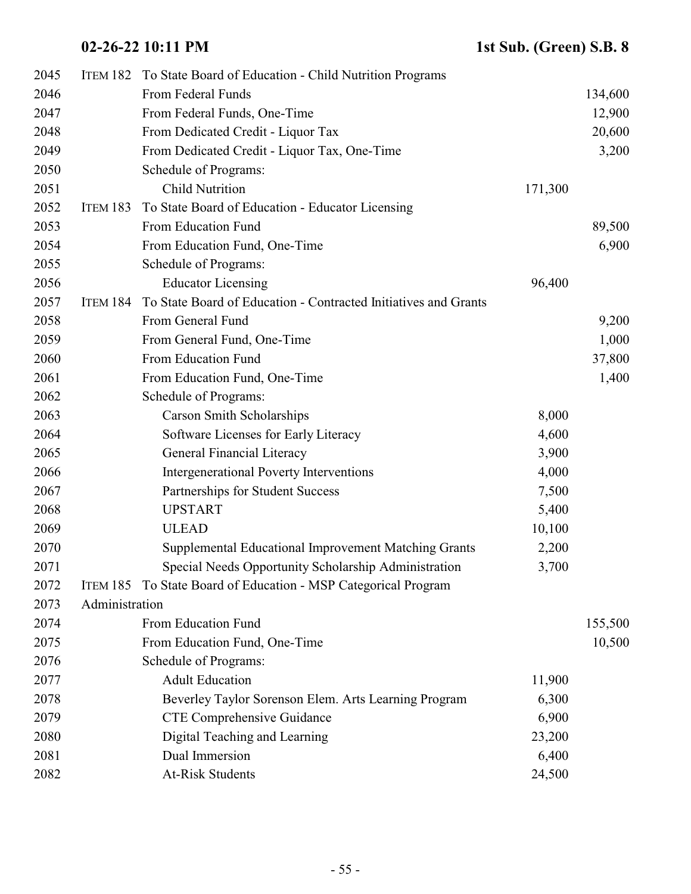| Line | Item | Description | Program Amount | Total |
|---|---|---|---|---|
| 2045 | ITEM 182 | To State Board of Education - Child Nutrition Programs | | |
| 2046 | | From Federal Funds | | 134,600 |
| 2047 | | From Federal Funds, One-Time | | 12,900 |
| 2048 | | From Dedicated Credit - Liquor Tax | | 20,600 |
| 2049 | | From Dedicated Credit - Liquor Tax, One-Time | | 3,200 |
| 2050 | | Schedule of Programs: | | |
| 2051 | | Child Nutrition | 171,300 | |
| 2052 | ITEM 183 | To State Board of Education - Educator Licensing | | |
| 2053 | | From Education Fund | | 89,500 |
| 2054 | | From Education Fund, One-Time | | 6,900 |
| 2055 | | Schedule of Programs: | | |
| 2056 | | Educator Licensing | 96,400 | |
| 2057 | ITEM 184 | To State Board of Education - Contracted Initiatives and Grants | | |
| 2058 | | From General Fund | | 9,200 |
| 2059 | | From General Fund, One-Time | | 1,000 |
| 2060 | | From Education Fund | | 37,800 |
| 2061 | | From Education Fund, One-Time | | 1,400 |
| 2062 | | Schedule of Programs: | | |
| 2063 | | Carson Smith Scholarships | 8,000 | |
| 2064 | | Software Licenses for Early Literacy | 4,600 | |
| 2065 | | General Financial Literacy | 3,900 | |
| 2066 | | Intergenerational Poverty Interventions | 4,000 | |
| 2067 | | Partnerships for Student Success | 7,500 | |
| 2068 | | UPSTART | 5,400 | |
| 2069 | | ULEAD | 10,100 | |
| 2070 | | Supplemental Educational Improvement Matching Grants | 2,200 | |
| 2071 | | Special Needs Opportunity Scholarship Administration | 3,700 | |
| 2072 | ITEM 185 | To State Board of Education - MSP Categorical Program | | |
| 2073 | Administration | | | |
| 2074 | | From Education Fund | | 155,500 |
| 2075 | | From Education Fund, One-Time | | 10,500 |
| 2076 | | Schedule of Programs: | | |
| 2077 | | Adult Education | 11,900 | |
| 2078 | | Beverley Taylor Sorenson Elem. Arts Learning Program | 6,300 | |
| 2079 | | CTE Comprehensive Guidance | 6,900 | |
| 2080 | | Digital Teaching and Learning | 23,200 | |
| 2081 | | Dual Immersion | 6,400 | |
| 2082 | | At-Risk Students | 24,500 | |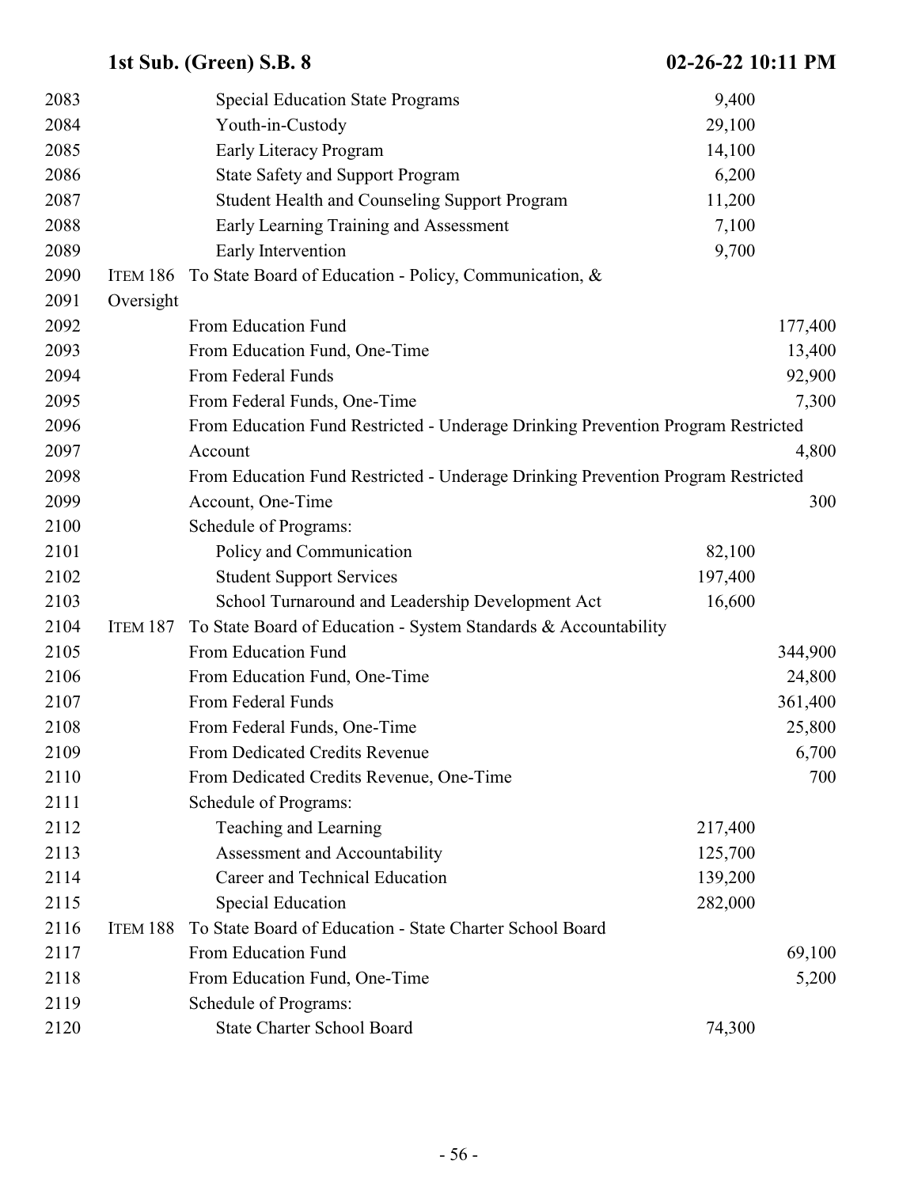| Line | Item | Description | Program Amount | Appropriation |
|---|---|---|---|---|
| 2083 | | Special Education State Programs | 9,400 | |
| 2084 | | Youth-in-Custody | 29,100 | |
| 2085 | | Early Literacy Program | 14,100 | |
| 2086 | | State Safety and Support Program | 6,200 | |
| 2087 | | Student Health and Counseling Support Program | 11,200 | |
| 2088 | | Early Learning Training and Assessment | 7,100 | |
| 2089 | | Early Intervention | 9,700 | |
| 2090 | ITEM 186 | To State Board of Education - Policy, Communication, & | | |
| 2091 | Oversight | | | |
| 2092 | | From Education Fund | | 177,400 |
| 2093 | | From Education Fund, One-Time | | 13,400 |
| 2094 | | From Federal Funds | | 92,900 |
| 2095 | | From Federal Funds, One-Time | | 7,300 |
| 2096 | | From Education Fund Restricted - Underage Drinking Prevention Program Restricted | | |
| 2097 | | Account | | 4,800 |
| 2098 | | From Education Fund Restricted - Underage Drinking Prevention Program Restricted | | |
| 2099 | | Account, One-Time | | 300 |
| 2100 | | Schedule of Programs: | | |
| 2101 | | Policy and Communication | 82,100 | |
| 2102 | | Student Support Services | 197,400 | |
| 2103 | | School Turnaround and Leadership Development Act | 16,600 | |
| 2104 | ITEM 187 | To State Board of Education - System Standards & Accountability | | |
| 2105 | | From Education Fund | | 344,900 |
| 2106 | | From Education Fund, One-Time | | 24,800 |
| 2107 | | From Federal Funds | | 361,400 |
| 2108 | | From Federal Funds, One-Time | | 25,800 |
| 2109 | | From Dedicated Credits Revenue | | 6,700 |
| 2110 | | From Dedicated Credits Revenue, One-Time | | 700 |
| 2111 | | Schedule of Programs: | | |
| 2112 | | Teaching and Learning | 217,400 | |
| 2113 | | Assessment and Accountability | 125,700 | |
| 2114 | | Career and Technical Education | 139,200 | |
| 2115 | | Special Education | 282,000 | |
| 2116 | ITEM 188 | To State Board of Education - State Charter School Board | | |
| 2117 | | From Education Fund | | 69,100 |
| 2118 | | From Education Fund, One-Time | | 5,200 |
| 2119 | | Schedule of Programs: | | |
| 2120 | | State Charter School Board | 74,300 | |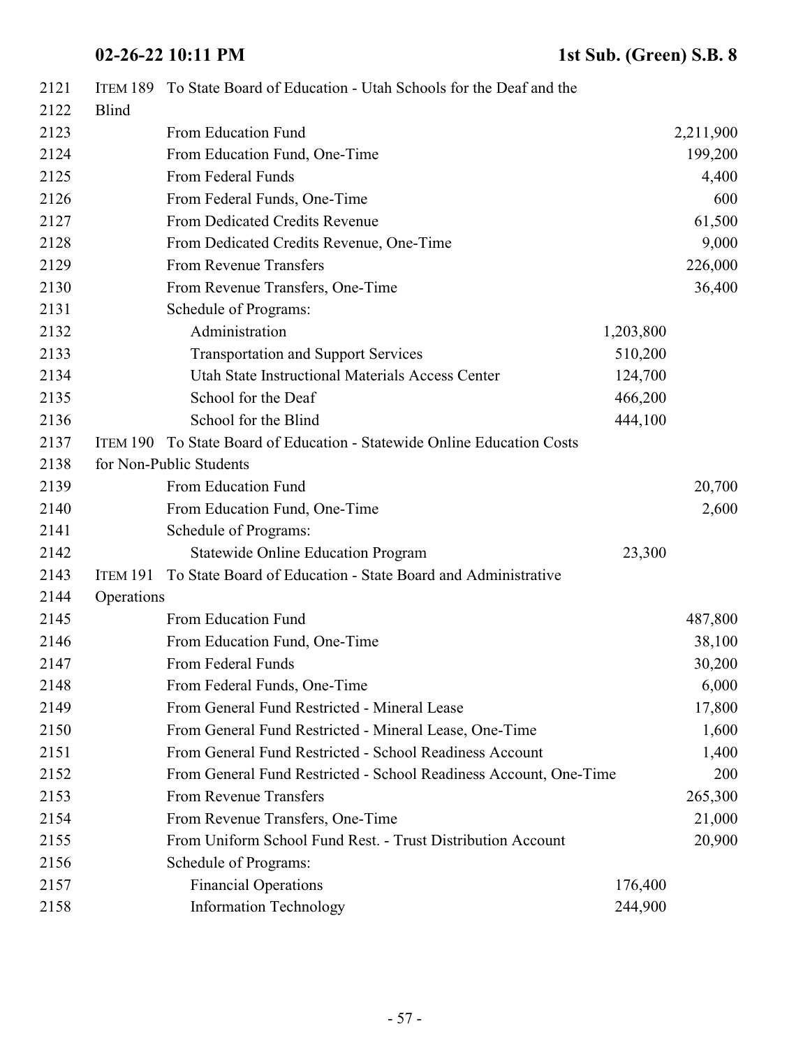| Line | Item | Description | Schedule | Amount |
|---|---|---|---|---|
| 2121 | ITEM 189 | To State Board of Education - Utah Schools for the Deaf and the | | |
| 2122 | | Blind | | |
| 2123 | | From Education Fund | | 2,211,900 |
| 2124 | | From Education Fund, One-Time | | 199,200 |
| 2125 | | From Federal Funds | | 4,400 |
| 2126 | | From Federal Funds, One-Time | | 600 |
| 2127 | | From Dedicated Credits Revenue | | 61,500 |
| 2128 | | From Dedicated Credits Revenue, One-Time | | 9,000 |
| 2129 | | From Revenue Transfers | | 226,000 |
| 2130 | | From Revenue Transfers, One-Time | | 36,400 |
| 2131 | | Schedule of Programs: | | |
| 2132 | | Administration | 1,203,800 | |
| 2133 | | Transportation and Support Services | 510,200 | |
| 2134 | | Utah State Instructional Materials Access Center | 124,700 | |
| 2135 | | School for the Deaf | 466,200 | |
| 2136 | | School for the Blind | 444,100 | |
| 2137 | ITEM 190 | To State Board of Education - Statewide Online Education Costs | | |
| 2138 | | for Non-Public Students | | |
| 2139 | | From Education Fund | | 20,700 |
| 2140 | | From Education Fund, One-Time | | 2,600 |
| 2141 | | Schedule of Programs: | | |
| 2142 | | Statewide Online Education Program | 23,300 | |
| 2143 | ITEM 191 | To State Board of Education - State Board and Administrative | | |
| 2144 | | Operations | | |
| 2145 | | From Education Fund | | 487,800 |
| 2146 | | From Education Fund, One-Time | | 38,100 |
| 2147 | | From Federal Funds | | 30,200 |
| 2148 | | From Federal Funds, One-Time | | 6,000 |
| 2149 | | From General Fund Restricted - Mineral Lease | | 17,800 |
| 2150 | | From General Fund Restricted - Mineral Lease, One-Time | | 1,600 |
| 2151 | | From General Fund Restricted - School Readiness Account | | 1,400 |
| 2152 | | From General Fund Restricted - School Readiness Account, One-Time | | 200 |
| 2153 | | From Revenue Transfers | | 265,300 |
| 2154 | | From Revenue Transfers, One-Time | | 21,000 |
| 2155 | | From Uniform School Fund Rest. - Trust Distribution Account | | 20,900 |
| 2156 | | Schedule of Programs: | | |
| 2157 | | Financial Operations | 176,400 | |
| 2158 | | Information Technology | 244,900 | |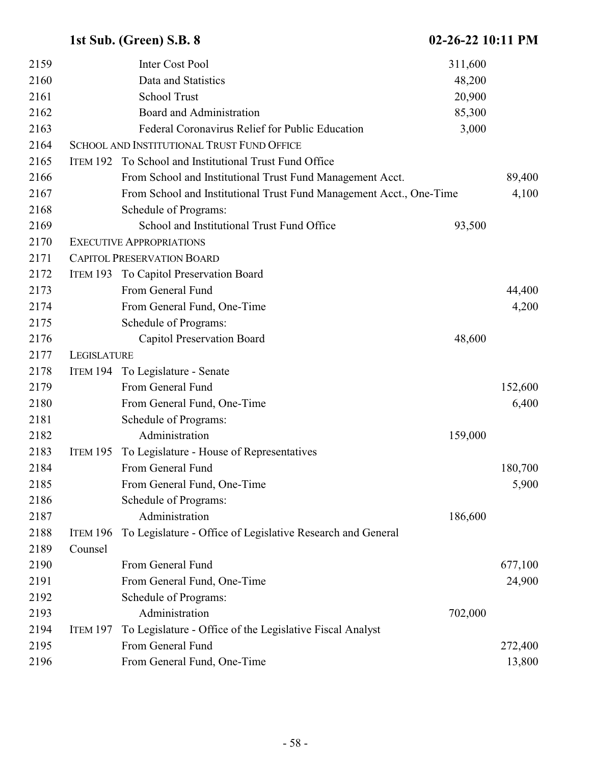| Line | Item | Description | Program Amount | Appropriation |
|---|---|---|---|---|
| 2159 | | Inter Cost Pool | 311,600 | |
| 2160 | | Data and Statistics | 48,200 | |
| 2161 | | School Trust | 20,900 | |
| 2162 | | Board and Administration | 85,300 | |
| 2163 | | Federal Coronavirus Relief for Public Education | 3,000 | |
| 2164 | SCHOOL AND INSTITUTIONAL TRUST FUND OFFICE | | | |
| 2165 | ITEM 192 | To School and Institutional Trust Fund Office | | |
| 2166 | | From School and Institutional Trust Fund Management Acct. | | 89,400 |
| 2167 | | From School and Institutional Trust Fund Management Acct., One-Time | | 4,100 |
| 2168 | | Schedule of Programs: | | |
| 2169 | | School and Institutional Trust Fund Office | 93,500 | |
| 2170 | EXECUTIVE APPROPRIATIONS | | | |
| 2171 | CAPITOL PRESERVATION BOARD | | | |
| 2172 | ITEM 193 | To Capitol Preservation Board | | |
| 2173 | | From General Fund | | 44,400 |
| 2174 | | From General Fund, One-Time | | 4,200 |
| 2175 | | Schedule of Programs: | | |
| 2176 | | Capitol Preservation Board | 48,600 | |
| 2177 | LEGISLATURE | | | |
| 2178 | ITEM 194 | To Legislature - Senate | | |
| 2179 | | From General Fund | | 152,600 |
| 2180 | | From General Fund, One-Time | | 6,400 |
| 2181 | | Schedule of Programs: | | |
| 2182 | | Administration | 159,000 | |
| 2183 | ITEM 195 | To Legislature - House of Representatives | | |
| 2184 | | From General Fund | | 180,700 |
| 2185 | | From General Fund, One-Time | | 5,900 |
| 2186 | | Schedule of Programs: | | |
| 2187 | | Administration | 186,600 | |
| 2188 | ITEM 196 | To Legislature - Office of Legislative Research and General | | |
| 2189 | Counsel | | | |
| 2190 | | From General Fund | | 677,100 |
| 2191 | | From General Fund, One-Time | | 24,900 |
| 2192 | | Schedule of Programs: | | |
| 2193 | | Administration | 702,000 | |
| 2194 | ITEM 197 | To Legislature - Office of the Legislative Fiscal Analyst | | |
| 2195 | | From General Fund | | 272,400 |
| 2196 | | From General Fund, One-Time | | 13,800 |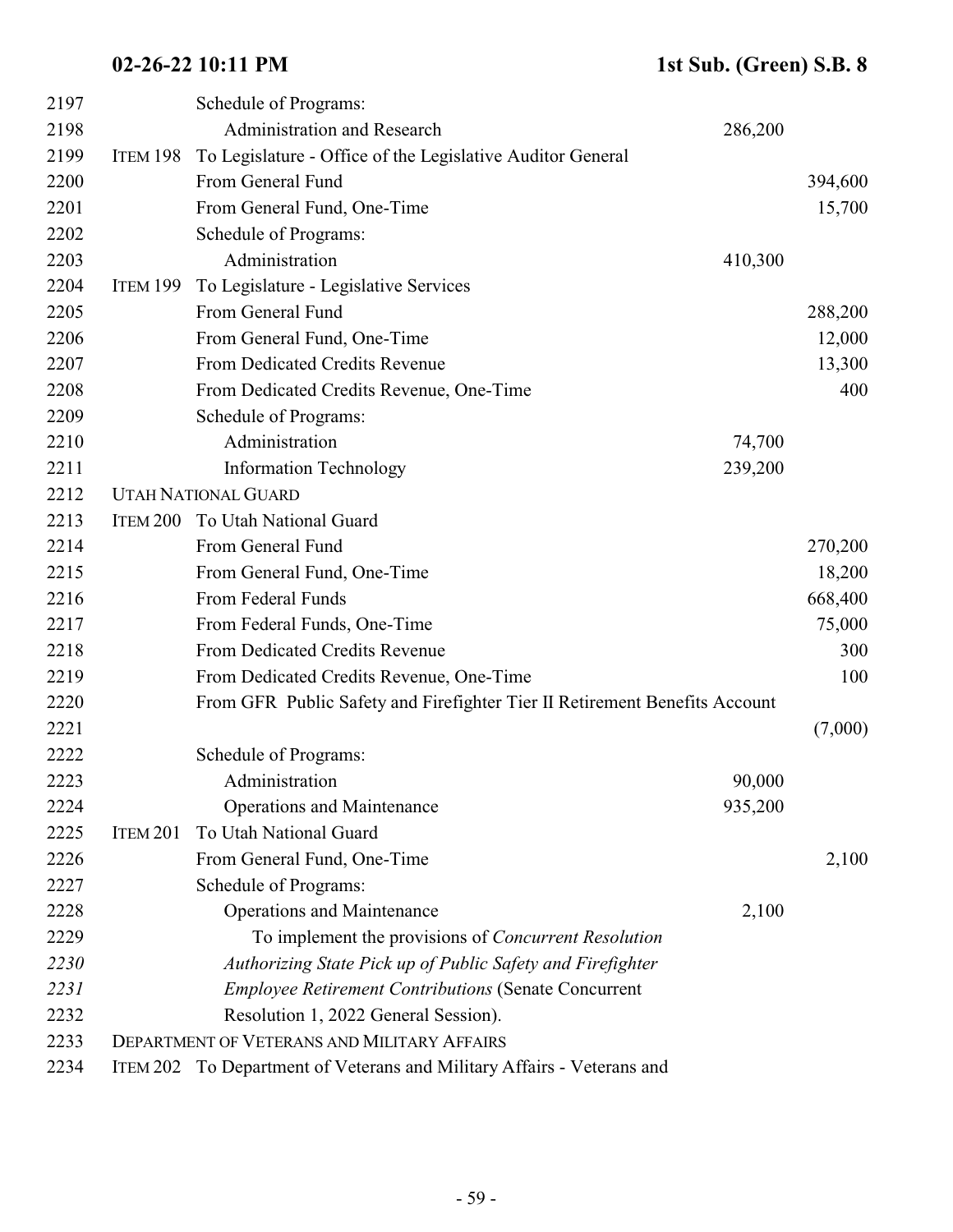| Line | Item | Description | Program Amount | Amount |
|---|---|---|---|---|
| 2197 | | Schedule of Programs: | | |
| 2198 | | Administration and Research | 286,200 | |
| 2199 | ITEM 198 | To Legislature - Office of the Legislative Auditor General | | |
| 2200 | | From General Fund | | 394,600 |
| 2201 | | From General Fund, One-Time | | 15,700 |
| 2202 | | Schedule of Programs: | | |
| 2203 | | Administration | 410,300 | |
| 2204 | ITEM 199 | To Legislature - Legislative Services | | |
| 2205 | | From General Fund | | 288,200 |
| 2206 | | From General Fund, One-Time | | 12,000 |
| 2207 | | From Dedicated Credits Revenue | | 13,300 |
| 2208 | | From Dedicated Credits Revenue, One-Time | | 400 |
| 2209 | | Schedule of Programs: | | |
| 2210 | | Administration | 74,700 | |
| 2211 | | Information Technology | 239,200 | |
| 2212 | UTAH NATIONAL GUARD | | | |
| 2213 | ITEM 200 | To Utah National Guard | | |
| 2214 | | From General Fund | | 270,200 |
| 2215 | | From General Fund, One-Time | | 18,200 |
| 2216 | | From Federal Funds | | 668,400 |
| 2217 | | From Federal Funds, One-Time | | 75,000 |
| 2218 | | From Dedicated Credits Revenue | | 300 |
| 2219 | | From Dedicated Credits Revenue, One-Time | | 100 |
| 2220 | | From GFR Public Safety and Firefighter Tier II Retirement Benefits Account | | |
| 2221 | | | | (7,000) |
| 2222 | | Schedule of Programs: | | |
| 2223 | | Administration | 90,000 | |
| 2224 | | Operations and Maintenance | 935,200 | |
| 2225 | ITEM 201 | To Utah National Guard | | |
| 2226 | | From General Fund, One-Time | | 2,100 |
| 2227 | | Schedule of Programs: | | |
| 2228 | | Operations and Maintenance | 2,100 | |
| 2229 | | To implement the provisions of *Concurrent Resolution* | | |
| 2230 | | *Authorizing State Pick up of Public Safety and Firefighter* | | |
| 2231 | | *Employee Retirement Contributions* (Senate Concurrent | | |
| 2232 | | Resolution 1, 2022 General Session). | | |
| 2233 | DEPARTMENT OF VETERANS AND MILITARY AFFAIRS | | | |
| 2234 | ITEM 202 | To Department of Veterans and Military Affairs - Veterans and | | |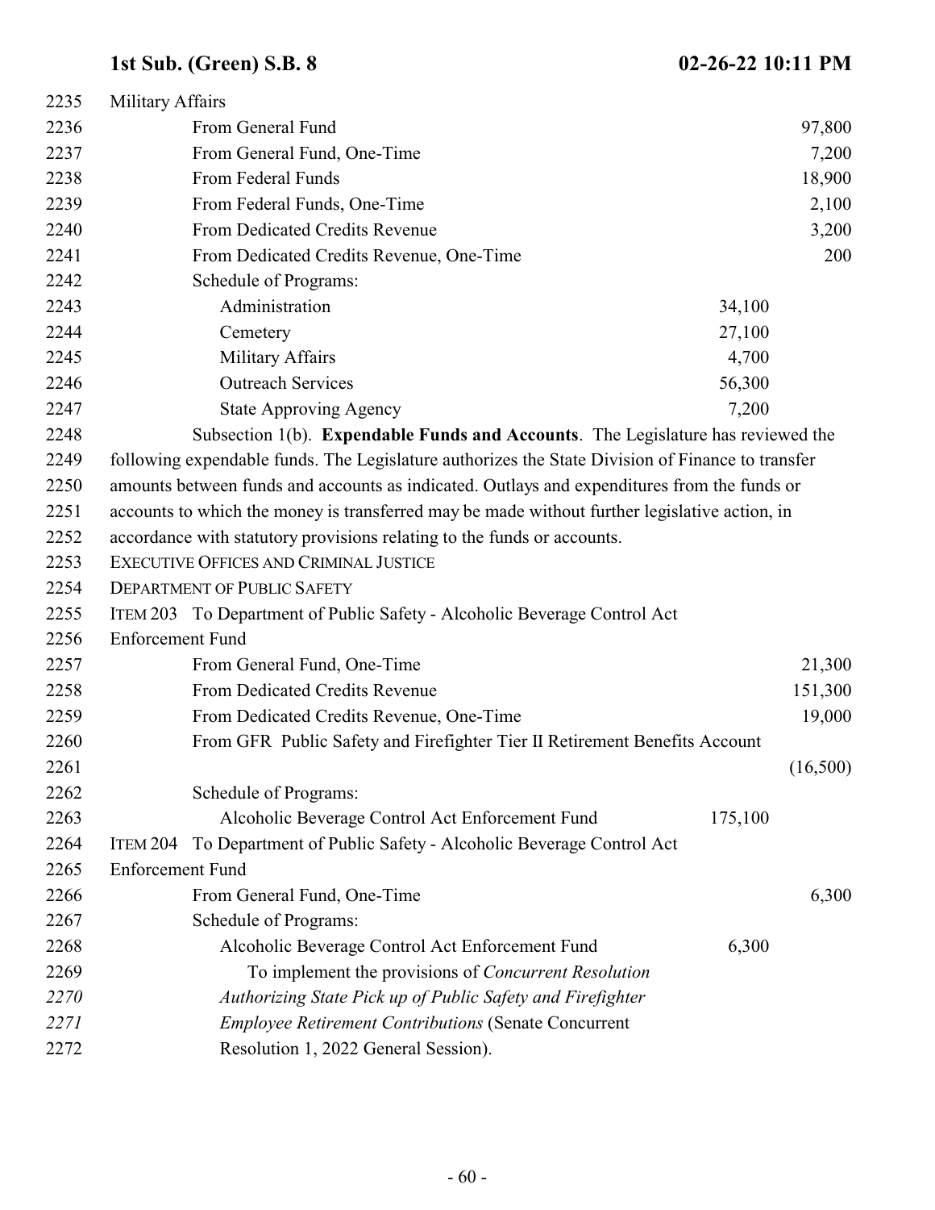Military Affairs

| | | |
|---|---|---|
| From General Fund | | 97,800 |
| From General Fund, One-Time | | 7,200 |
| From Federal Funds | | 18,900 |
| From Federal Funds, One-Time | | 2,100 |
| From Dedicated Credits Revenue | | 3,200 |
| From Dedicated Credits Revenue, One-Time | | 200 |
| Schedule of Programs: | | |
| Administration | 34,100 | |
| Cemetery | 27,100 | |
| Military Affairs | 4,700 | |
| Outreach Services | 56,300 | |
| State Approving Agency | 7,200 | |

Subsection 1(b). **Expendable Funds and Accounts**. The Legislature has reviewed the following expendable funds. The Legislature authorizes the State Division of Finance to transfer amounts between funds and accounts as indicated. Outlays and expenditures from the funds or accounts to which the money is transferred may be made without further legislative action, in accordance with statutory provisions relating to the funds or accounts.

EXECUTIVE OFFICES AND CRIMINAL JUSTICE

DEPARTMENT OF PUBLIC SAFETY

ITEM 203 To Department of Public Safety - Alcoholic Beverage Control Act Enforcement Fund

| | | |
|---|---|---|
| From General Fund, One-Time | | 21,300 |
| From Dedicated Credits Revenue | | 151,300 |
| From Dedicated Credits Revenue, One-Time | | 19,000 |
| From GFR Public Safety and Firefighter Tier II Retirement Benefits Account | | (16,500) |
| Schedule of Programs: | | |
| Alcoholic Beverage Control Act Enforcement Fund | 175,100 | |

ITEM 204 To Department of Public Safety - Alcoholic Beverage Control Act Enforcement Fund

| | | |
|---|---|---|
| From General Fund, One-Time | | 6,300 |
| Schedule of Programs: | | |
| Alcoholic Beverage Control Act Enforcement Fund | 6,300 | |

To implement the provisions of *Concurrent Resolution Authorizing State Pick up of Public Safety and Firefighter Employee Retirement Contributions* (Senate Concurrent Resolution 1, 2022 General Session).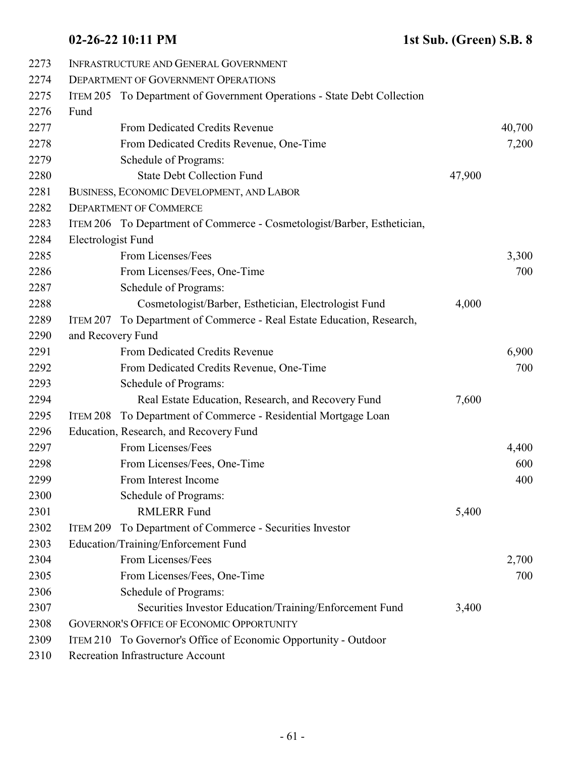INFRASTRUCTURE AND GENERAL GOVERNMENT

DEPARTMENT OF GOVERNMENT OPERATIONS

ITEM 205 To Department of Government Operations - State Debt Collection Fund

| | | |
|---|---|---|
| From Dedicated Credits Revenue | | 40,700 |
| From Dedicated Credits Revenue, One-Time | | 7,200 |
| Schedule of Programs: | | |
| State Debt Collection Fund | 47,900 | |

BUSINESS, ECONOMIC DEVELOPMENT, AND LABOR

DEPARTMENT OF COMMERCE

ITEM 206 To Department of Commerce - Cosmetologist/Barber, Esthetician, Electrologist Fund

| | | |
|---|---|---|
| From Licenses/Fees | | 3,300 |
| From Licenses/Fees, One-Time | | 700 |
| Schedule of Programs: | | |
| Cosmetologist/Barber, Esthetician, Electrologist Fund | 4,000 | |

ITEM 207 To Department of Commerce - Real Estate Education, Research, and Recovery Fund

| | | |
|---|---|---|
| From Dedicated Credits Revenue | | 6,900 |
| From Dedicated Credits Revenue, One-Time | | 700 |
| Schedule of Programs: | | |
| Real Estate Education, Research, and Recovery Fund | 7,600 | |

ITEM 208 To Department of Commerce - Residential Mortgage Loan Education, Research, and Recovery Fund

| | | |
|---|---|---|
| From Licenses/Fees | | 4,400 |
| From Licenses/Fees, One-Time | | 600 |
| From Interest Income | | 400 |
| Schedule of Programs: | | |
| RMLERR Fund | 5,400 | |

ITEM 209 To Department of Commerce - Securities Investor Education/Training/Enforcement Fund

| | | |
|---|---|---|
| From Licenses/Fees | | 2,700 |
| From Licenses/Fees, One-Time | | 700 |
| Schedule of Programs: | | |
| Securities Investor Education/Training/Enforcement Fund | 3,400 | |

GOVERNOR'S OFFICE OF ECONOMIC OPPORTUNITY

ITEM 210 To Governor's Office of Economic Opportunity - Outdoor Recreation Infrastructure Account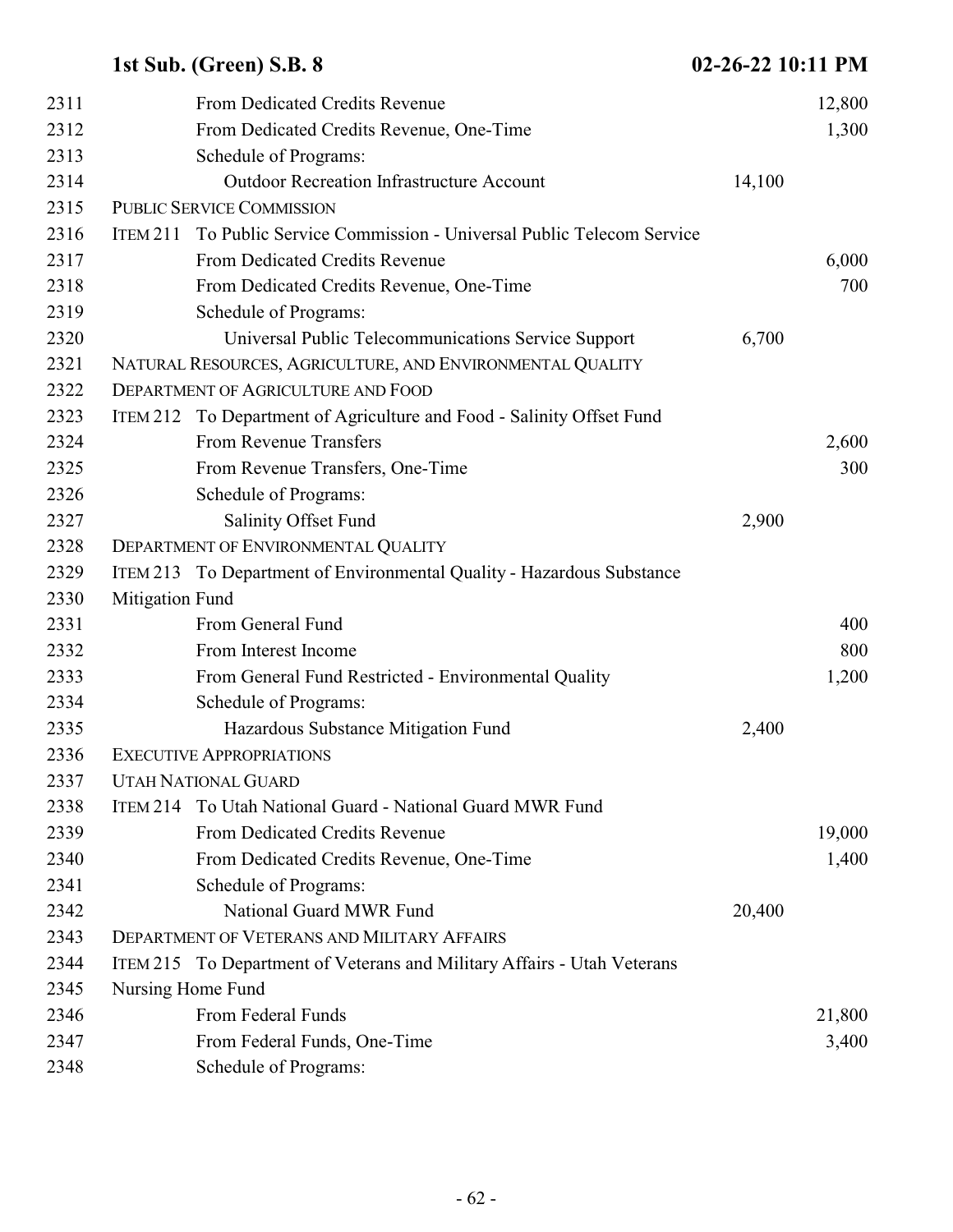| Line | | | |
|---|---|---|---|
| 2311 | From Dedicated Credits Revenue | | 12,800 |
| 2312 | From Dedicated Credits Revenue, One-Time | | 1,300 |
| 2313 | Schedule of Programs: | | |
| 2314 | Outdoor Recreation Infrastructure Account | 14,100 | |
| 2315 | PUBLIC SERVICE COMMISSION | | |
| 2316 | ITEM 211 To Public Service Commission - Universal Public Telecom Service | | |
| 2317 | From Dedicated Credits Revenue | | 6,000 |
| 2318 | From Dedicated Credits Revenue, One-Time | | 700 |
| 2319 | Schedule of Programs: | | |
| 2320 | Universal Public Telecommunications Service Support | 6,700 | |
| 2321 | NATURAL RESOURCES, AGRICULTURE, AND ENVIRONMENTAL QUALITY | | |
| 2322 | DEPARTMENT OF AGRICULTURE AND FOOD | | |
| 2323 | ITEM 212 To Department of Agriculture and Food - Salinity Offset Fund | | |
| 2324 | From Revenue Transfers | | 2,600 |
| 2325 | From Revenue Transfers, One-Time | | 300 |
| 2326 | Schedule of Programs: | | |
| 2327 | Salinity Offset Fund | 2,900 | |
| 2328 | DEPARTMENT OF ENVIRONMENTAL QUALITY | | |
| 2329 | ITEM 213 To Department of Environmental Quality - Hazardous Substance | | |
| 2330 | Mitigation Fund | | |
| 2331 | From General Fund | | 400 |
| 2332 | From Interest Income | | 800 |
| 2333 | From General Fund Restricted - Environmental Quality | | 1,200 |
| 2334 | Schedule of Programs: | | |
| 2335 | Hazardous Substance Mitigation Fund | 2,400 | |
| 2336 | EXECUTIVE APPROPRIATIONS | | |
| 2337 | UTAH NATIONAL GUARD | | |
| 2338 | ITEM 214 To Utah National Guard - National Guard MWR Fund | | |
| 2339 | From Dedicated Credits Revenue | | 19,000 |
| 2340 | From Dedicated Credits Revenue, One-Time | | 1,400 |
| 2341 | Schedule of Programs: | | |
| 2342 | National Guard MWR Fund | 20,400 | |
| 2343 | DEPARTMENT OF VETERANS AND MILITARY AFFAIRS | | |
| 2344 | ITEM 215 To Department of Veterans and Military Affairs - Utah Veterans | | |
| 2345 | Nursing Home Fund | | |
| 2346 | From Federal Funds | | 21,800 |
| 2347 | From Federal Funds, One-Time | | 3,400 |
| 2348 | Schedule of Programs: | | |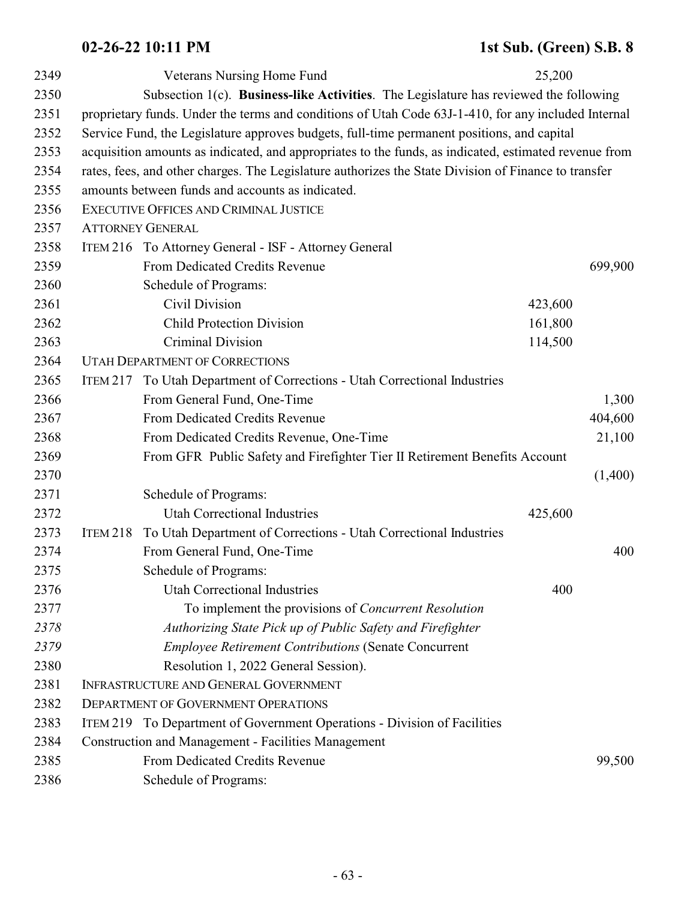Veterans Nursing Home Fund 25,200

Subsection 1(c). **Business-like Activities**. The Legislature has reviewed the following proprietary funds. Under the terms and conditions of Utah Code 63J-1-410, for any included Internal Service Fund, the Legislature approves budgets, full-time permanent positions, and capital acquisition amounts as indicated, and appropriates to the funds, as indicated, estimated revenue from rates, fees, and other charges. The Legislature authorizes the State Division of Finance to transfer amounts between funds and accounts as indicated.

EXECUTIVE OFFICES AND CRIMINAL JUSTICE

ATTORNEY GENERAL

ITEM 216 To Attorney General - ISF - Attorney General

| | | |
|---|---|---|
| From Dedicated Credits Revenue | | 699,900 |
| Schedule of Programs: | | |
| Civil Division | 423,600 | |
| Child Protection Division | 161,800 | |
| Criminal Division | 114,500 | |

UTAH DEPARTMENT OF CORRECTIONS

ITEM 217 To Utah Department of Corrections - Utah Correctional Industries

| | | |
|---|---|---|
| From General Fund, One-Time | | 1,300 |
| From Dedicated Credits Revenue | | 404,600 |
| From Dedicated Credits Revenue, One-Time | | 21,100 |
| From GFR Public Safety and Firefighter Tier II Retirement Benefits Account | | (1,400) |
| Schedule of Programs: | | |
| Utah Correctional Industries | 425,600 | |

ITEM 218 To Utah Department of Corrections - Utah Correctional Industries

| | | |
|---|---|---|
| From General Fund, One-Time | | 400 |
| Schedule of Programs: | | |
| Utah Correctional Industries | 400 | |

To implement the provisions of *Concurrent Resolution Authorizing State Pick up of Public Safety and Firefighter Employee Retirement Contributions* (Senate Concurrent Resolution 1, 2022 General Session).

INFRASTRUCTURE AND GENERAL GOVERNMENT

DEPARTMENT OF GOVERNMENT OPERATIONS

ITEM 219 To Department of Government Operations - Division of Facilities Construction and Management - Facilities Management

| | | |
|---|---|---|
| From Dedicated Credits Revenue | | 99,500 |
| Schedule of Programs: | | |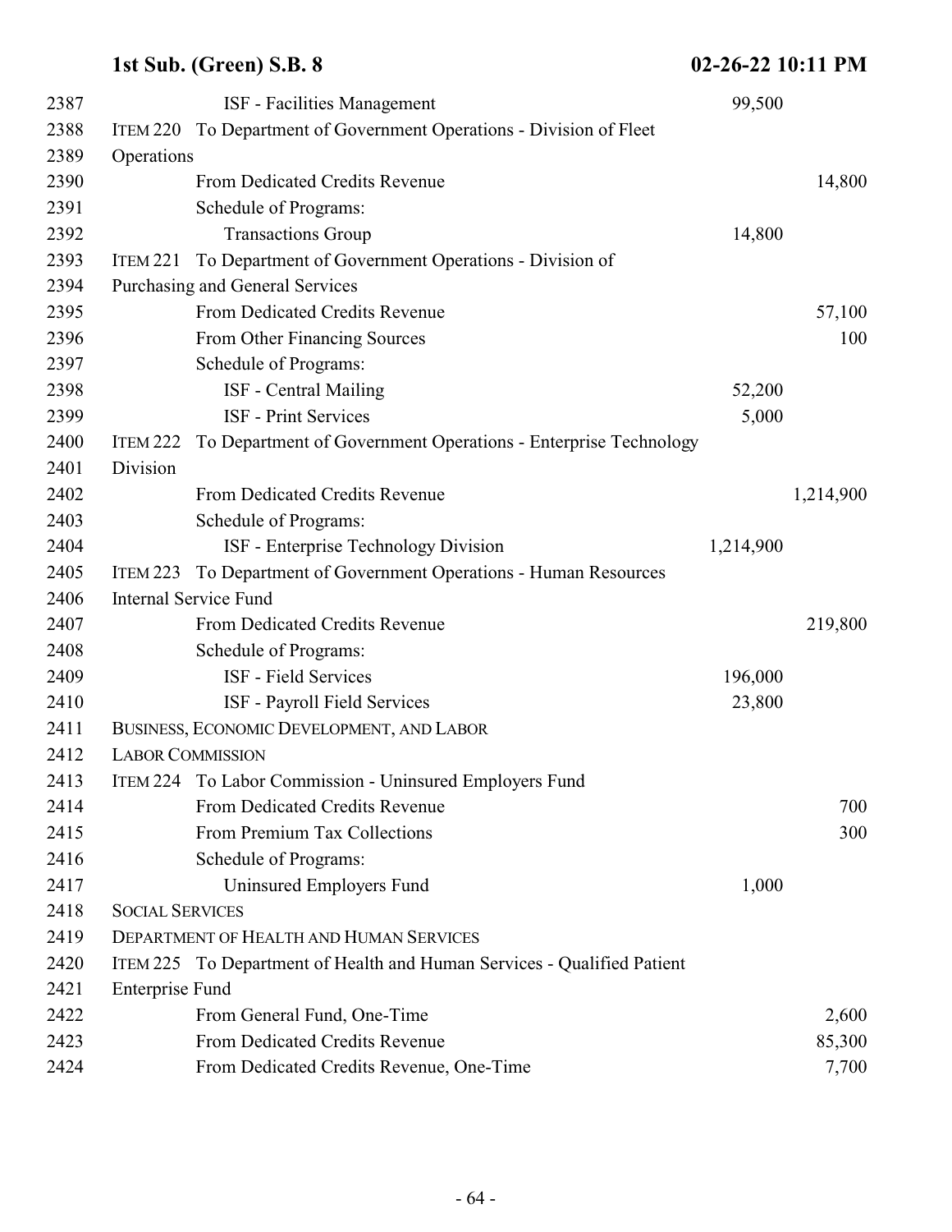| | | | |
|---|---|---|---|
| 2387 | ISF - Facilities Management | 99,500 | |
| 2388 | ITEM 220 To Department of Government Operations - Division of Fleet | | |
| 2389 | Operations | | |
| 2390 | From Dedicated Credits Revenue | | 14,800 |
| 2391 | Schedule of Programs: | | |
| 2392 | Transactions Group | 14,800 | |
| 2393 | ITEM 221 To Department of Government Operations - Division of | | |
| 2394 | Purchasing and General Services | | |
| 2395 | From Dedicated Credits Revenue | | 57,100 |
| 2396 | From Other Financing Sources | | 100 |
| 2397 | Schedule of Programs: | | |
| 2398 | ISF - Central Mailing | 52,200 | |
| 2399 | ISF - Print Services | 5,000 | |
| 2400 | ITEM 222 To Department of Government Operations - Enterprise Technology | | |
| 2401 | Division | | |
| 2402 | From Dedicated Credits Revenue | | 1,214,900 |
| 2403 | Schedule of Programs: | | |
| 2404 | ISF - Enterprise Technology Division | 1,214,900 | |
| 2405 | ITEM 223 To Department of Government Operations - Human Resources | | |
| 2406 | Internal Service Fund | | |
| 2407 | From Dedicated Credits Revenue | | 219,800 |
| 2408 | Schedule of Programs: | | |
| 2409 | ISF - Field Services | 196,000 | |
| 2410 | ISF - Payroll Field Services | 23,800 | |
| 2411 | BUSINESS, ECONOMIC DEVELOPMENT, AND LABOR | | |
| 2412 | LABOR COMMISSION | | |
| 2413 | ITEM 224 To Labor Commission - Uninsured Employers Fund | | |
| 2414 | From Dedicated Credits Revenue | | 700 |
| 2415 | From Premium Tax Collections | | 300 |
| 2416 | Schedule of Programs: | | |
| 2417 | Uninsured Employers Fund | 1,000 | |
| 2418 | SOCIAL SERVICES | | |
| 2419 | DEPARTMENT OF HEALTH AND HUMAN SERVICES | | |
| 2420 | ITEM 225 To Department of Health and Human Services - Qualified Patient | | |
| 2421 | Enterprise Fund | | |
| 2422 | From General Fund, One-Time | | 2,600 |
| 2423 | From Dedicated Credits Revenue | | 85,300 |
| 2424 | From Dedicated Credits Revenue, One-Time | | 7,700 |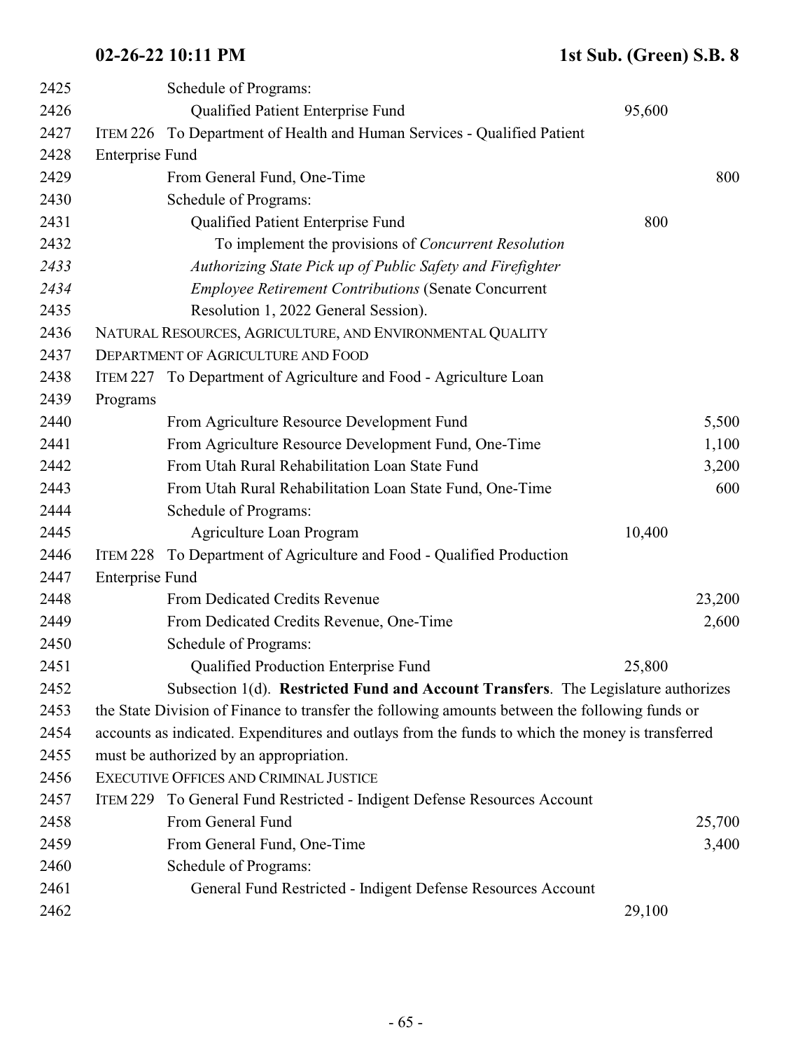Schedule of Programs:

| | | |
|---|---|---|
| Qualified Patient Enterprise Fund | 95,600 | |

ITEM 226 To Department of Health and Human Services - Qualified Patient Enterprise Fund

| | | |
|---|---|---|
| From General Fund, One-Time | | 800 |
| Schedule of Programs: | | |
| Qualified Patient Enterprise Fund | 800 | |

To implement the provisions of *Concurrent Resolution Authorizing State Pick up of Public Safety and Firefighter Employee Retirement Contributions* (Senate Concurrent Resolution 1, 2022 General Session).

NATURAL RESOURCES, AGRICULTURE, AND ENVIRONMENTAL QUALITY

DEPARTMENT OF AGRICULTURE AND FOOD

ITEM 227 To Department of Agriculture and Food - Agriculture Loan Programs

| | | |
|---|---|---|
| From Agriculture Resource Development Fund | | 5,500 |
| From Agriculture Resource Development Fund, One-Time | | 1,100 |
| From Utah Rural Rehabilitation Loan State Fund | | 3,200 |
| From Utah Rural Rehabilitation Loan State Fund, One-Time | | 600 |
| Schedule of Programs: | | |
| Agriculture Loan Program | 10,400 | |

ITEM 228 To Department of Agriculture and Food - Qualified Production Enterprise Fund

| | | |
|---|---|---|
| From Dedicated Credits Revenue | | 23,200 |
| From Dedicated Credits Revenue, One-Time | | 2,600 |
| Schedule of Programs: | | |
| Qualified Production Enterprise Fund | 25,800 | |

Subsection 1(d). **Restricted Fund and Account Transfers**. The Legislature authorizes the State Division of Finance to transfer the following amounts between the following funds or accounts as indicated. Expenditures and outlays from the funds to which the money is transferred must be authorized by an appropriation.

EXECUTIVE OFFICES AND CRIMINAL JUSTICE

ITEM 229 To General Fund Restricted - Indigent Defense Resources Account

| | | |
|---|---|---|
| From General Fund | | 25,700 |
| From General Fund, One-Time | | 3,400 |
| Schedule of Programs: | | |
| General Fund Restricted - Indigent Defense Resources Account | 29,100 | |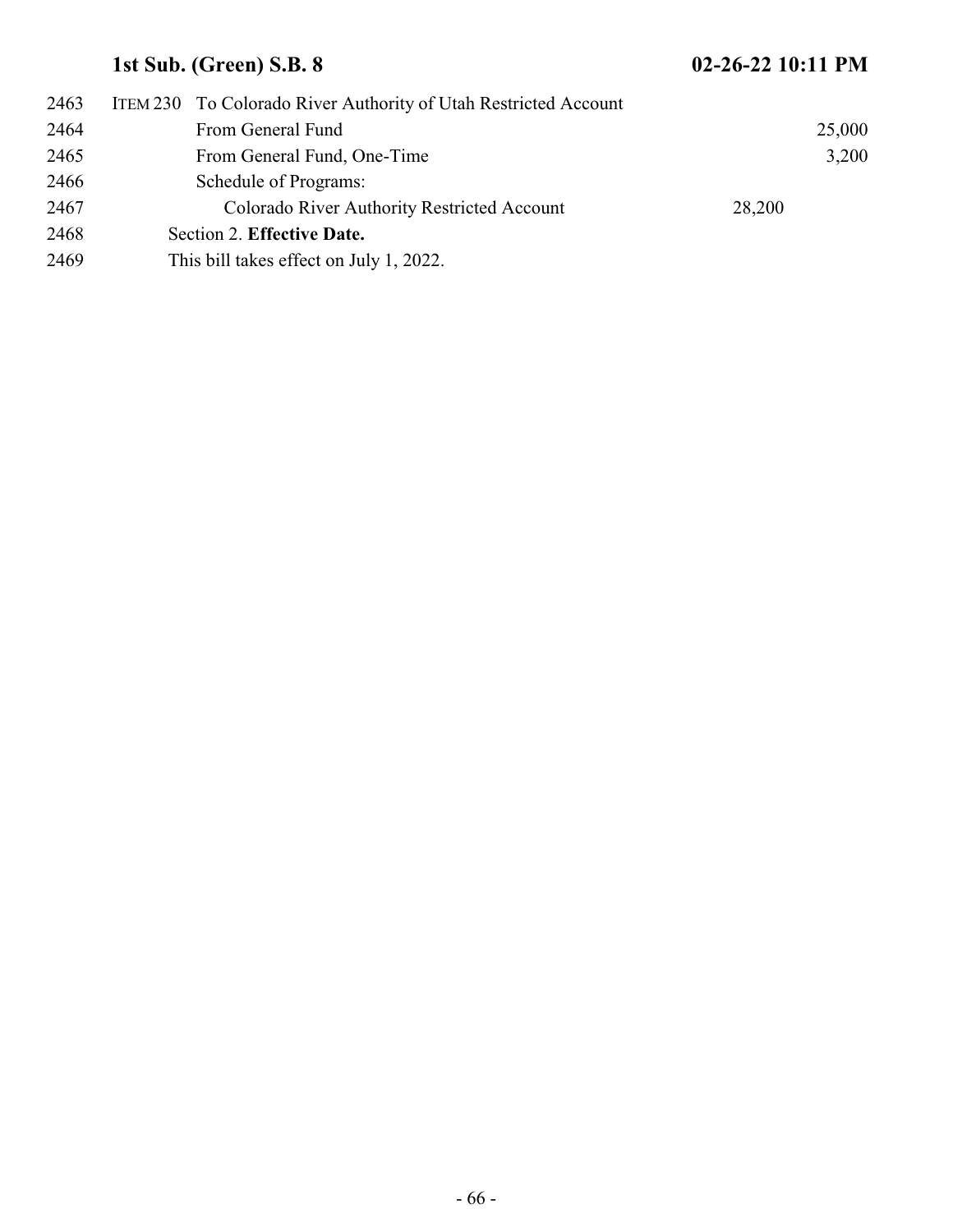2463 ITEM 230 To Colorado River Authority of Utah Restricted Account

| | | | |
|---|---|---|---|
| 2464 | From General Fund | | 25,000 |
| 2465 | From General Fund, One-Time | | 3,200 |
| 2466 | Schedule of Programs: | | |
| 2467 | Colorado River Authority Restricted Account | 28,200 | |

2468 Section 2. **Effective Date.**

2469 This bill takes effect on July 1, 2022.